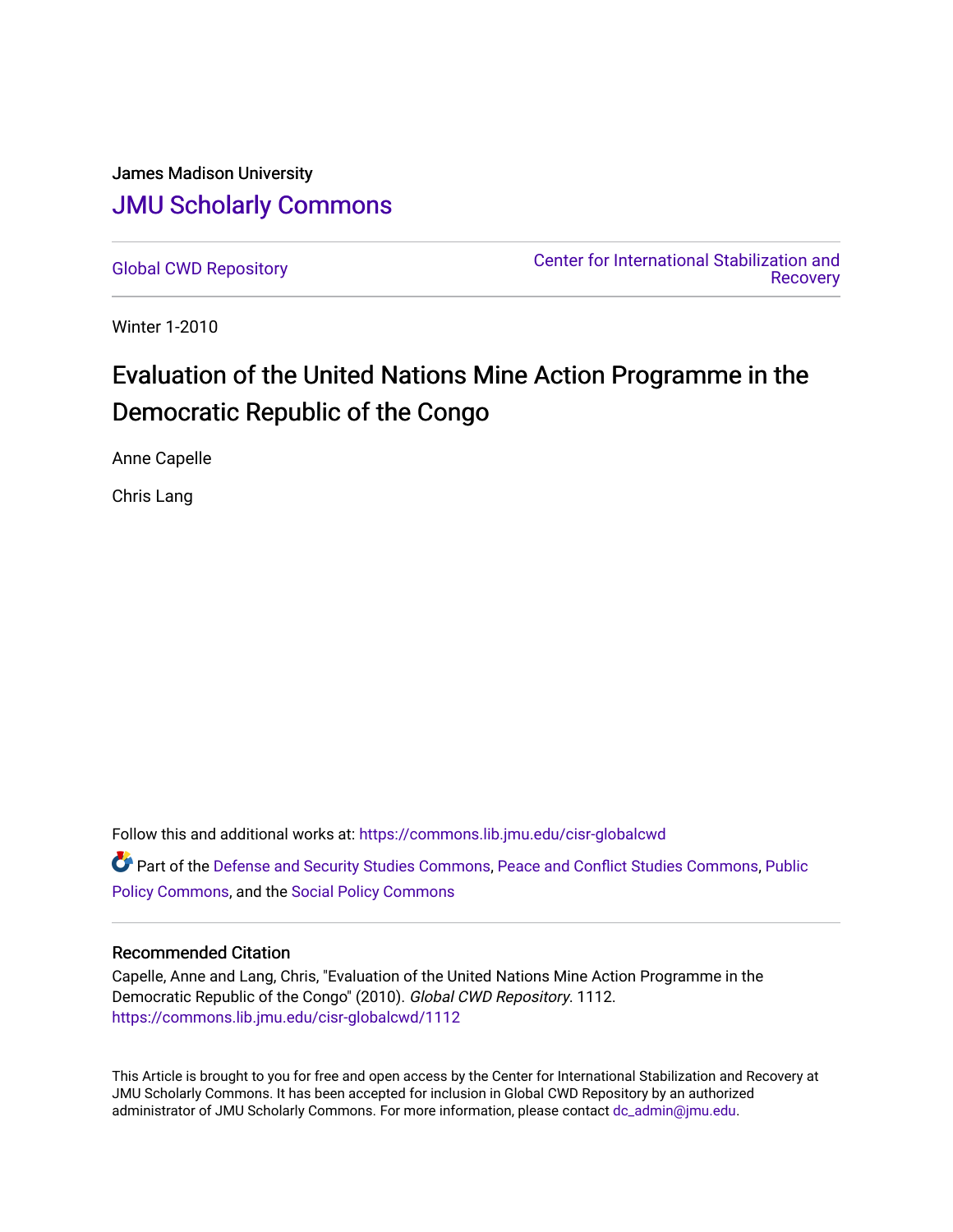James Madison University

[JMU Scholarly Commons](https://commons.lib.jmu.edu/)

Global CWD Repository

Center for International Stabilization and Recovery

Winter 1-2010

# Evaluation of the United Nations Mine Action Programme in the Democratic Republic of the Congo

Anne Capelle

Chris Lang

Follow this and additional works at: https://commons.lib.jmu.edu/cisr-globalcwd

Part of the Defense and Security Studies Commons, Peace and Conflict Studies Commons, Public Policy Commons, and the Social Policy Commons

## Recommended Citation

Capelle, Anne and Lang, Chris, "Evaluation of the United Nations Mine Action Programme in the Democratic Republic of the Congo" (2010). *Global CWD Repository*. 1112.
https://commons.lib.jmu.edu/cisr-globalcwd/1112

This Article is brought to you for free and open access by the Center for International Stabilization and Recovery at JMU Scholarly Commons. It has been accepted for inclusion in Global CWD Repository by an authorized administrator of JMU Scholarly Commons. For more information, please contact dc_admin@jmu.edu.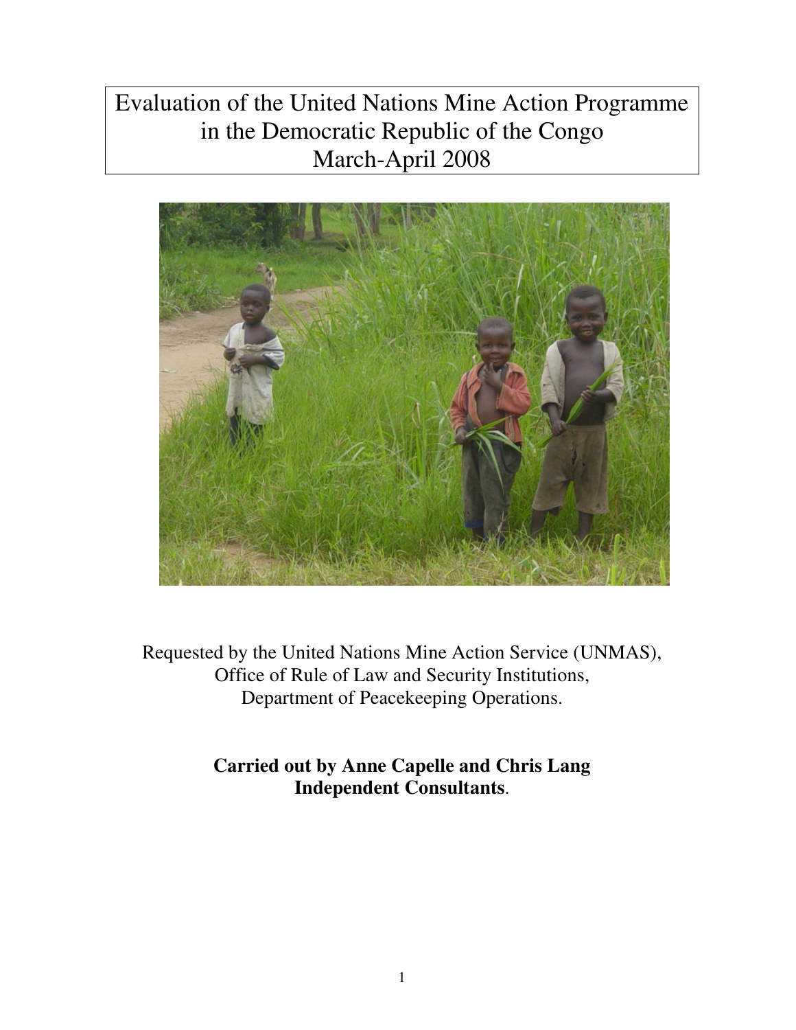# Evaluation of the United Nations Mine Action Programme in the Democratic Republic of the Congo March-April 2008

Requested by the United Nations Mine Action Service (UNMAS),
Office of Rule of Law and Security Institutions,
Department of Peacekeeping Operations.

**Carried out by Anne Capelle and Chris Lang**
**Independent Consultants**.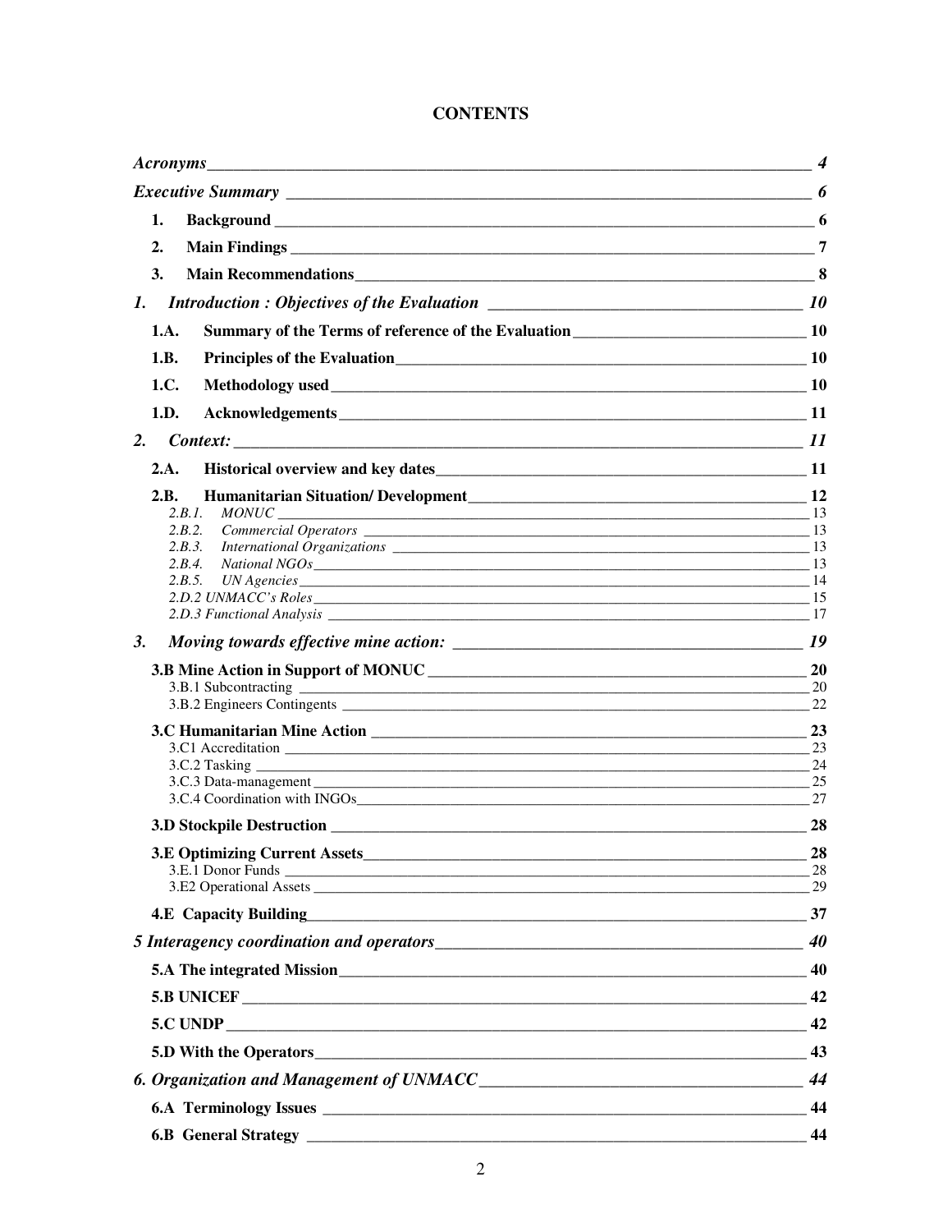# CONTENTS

*Acronyms* — 4

*Executive Summary* — 6

- **1. Background** — 6
- **2. Main Findings** — 7
- **3. Main Recommendations** — 8

*1. Introduction : Objectives of the Evaluation* — 10

- **1.A. Summary of the Terms of reference of the Evaluation** — 10
- **1.B. Principles of the Evaluation** — 10
- **1.C. Methodology used** — 10
- **1.D. Acknowledgements** — 11

*2. Context:* — 11

- **2.A. Historical overview and key dates** — 11
- **2.B. Humanitarian Situation/ Development** — 12
  - *2.B.1. MONUC* — 13
  - *2.B.2. Commercial Operators* — 13
  - *2.B.3. International Organizations* — 13
  - *2.B.4. National NGOs* — 13
  - *2.B.5. UN Agencies* — 14
  - *2.D.2 UNMACC's Roles* — 15
  - *2.D.3 Functional Analysis* — 17

*3. Moving towards effective mine action:* — 19

- **3.B Mine Action in Support of MONUC** — 20
  - 3.B.1 Subcontracting — 20
  - 3.B.2 Engineers Contingents — 22
- **3.C Humanitarian Mine Action** — 23
  - 3.C1 Accreditation — 23
  - 3.C.2 Tasking — 24
  - 3.C.3 Data-management — 25
  - 3.C.4 Coordination with INGOs — 27
- **3.D Stockpile Destruction** — 28
- **3.E Optimizing Current Assets** — 28
  - 3.E.1 Donor Funds — 28
  - 3.E2 Operational Assets — 29
- **4.E Capacity Building** — 37

*5 Interagency coordination and operators* — 40

- **5.A The integrated Mission** — 40
- **5.B UNICEF** — 42
- **5.C UNDP** — 42
- **5.D With the Operators** — 43

*6. Organization and Management of UNMACC* — 44

- **6.A Terminology Issues** — 44
- **6.B General Strategy** — 44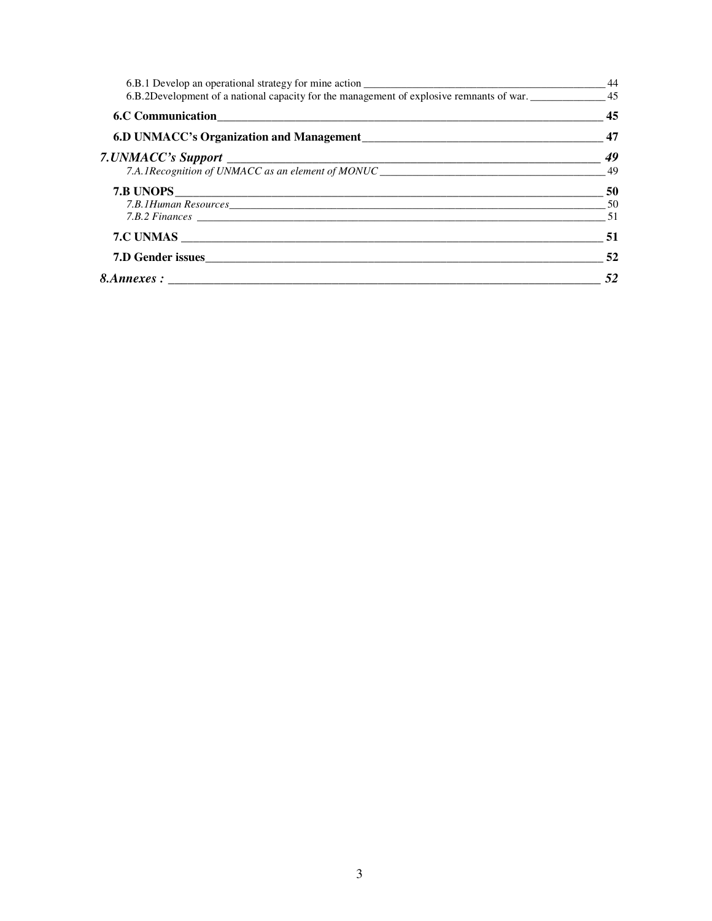6.B.1 Develop an operational strategy for mine action _______________________________________________ 44
6.B.2Development of a national capacity for the management of explosive remnants of war. _______________ 45

**6.C Communication**_________________________________________________________________ **45**

**6.D UNMACC's Organization and Management**____________________________________________ **47**

***7.UNMACC's Support*** ____________________________________________________________ ***49***

*7.A.1Recognition of UNMACC as an element of MONUC* _____________________________________ 49

**7.B UNOPS**______________________________________________________________________ **50**

*7.B.1Human Resources*_______________________________________________________________ 50

*7.B.2 Finances* _____________________________________________________________________ 51

**7.C UNMAS** _____________________________________________________________________ **51**

**7.D Gender issues**__________________________________________________________________ **52**

***8.Annexes :*** ____________________________________________________________________ ***52***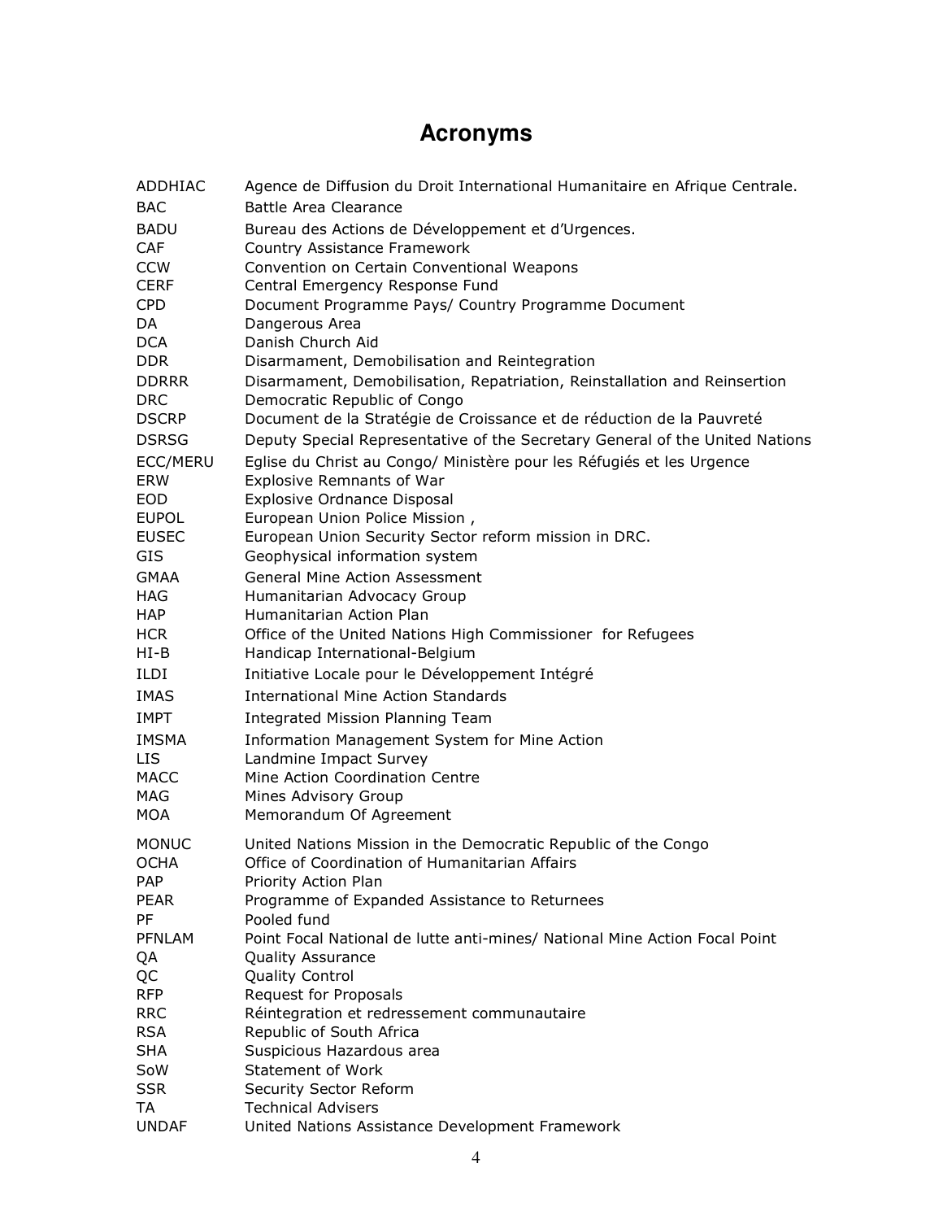# Acronyms

| | |
|---|---|
| ADDHIAC | Agence de Diffusion du Droit International Humanitaire en Afrique Centrale. |
| BAC | Battle Area Clearance |
| BADU | Bureau des Actions de Développement et d'Urgences. |
| CAF | Country Assistance Framework |
| CCW | Convention on Certain Conventional Weapons |
| CERF | Central Emergency Response Fund |
| CPD | Document Programme Pays/ Country Programme Document |
| DA | Dangerous Area |
| DCA | Danish Church Aid |
| DDR | Disarmament, Demobilisation and Reintegration |
| DDRRR | Disarmament, Demobilisation, Repatriation, Reinstallation and Reinsertion |
| DRC | Democratic Republic of Congo |
| DSCRP | Document de la Stratégie de Croissance et de réduction de la Pauvreté |
| DSRSG | Deputy Special Representative of the Secretary General of the United Nations |
| ECC/MERU | Eglise du Christ au Congo/ Ministère pour les Réfugiés et les Urgence |
| ERW | Explosive Remnants of War |
| EOD | Explosive Ordnance Disposal |
| EUPOL | European Union Police Mission , |
| EUSEC | European Union Security Sector reform mission in DRC. |
| GIS | Geophysical information system |
| GMAA | General Mine Action Assessment |
| HAG | Humanitarian Advocacy Group |
| HAP | Humanitarian Action Plan |
| HCR | Office of the United Nations High Commissioner for Refugees |
| HI-B | Handicap International-Belgium |
| ILDI | Initiative Locale pour le Développement Intégré |
| IMAS | International Mine Action Standards |
| IMPT | Integrated Mission Planning Team |
| IMSMA | Information Management System for Mine Action |
| LIS | Landmine Impact Survey |
| MACC | Mine Action Coordination Centre |
| MAG | Mines Advisory Group |
| MOA | Memorandum Of Agreement |
| MONUC | United Nations Mission in the Democratic Republic of the Congo |
| OCHA | Office of Coordination of Humanitarian Affairs |
| PAP | Priority Action Plan |
| PEAR | Programme of Expanded Assistance to Returnees |
| PF | Pooled fund |
| PFNLAM | Point Focal National de lutte anti-mines/ National Mine Action Focal Point |
| QA | Quality Assurance |
| QC | Quality Control |
| RFP | Request for Proposals |
| RRC | Réintegration et redressement communautaire |
| RSA | Republic of South Africa |
| SHA | Suspicious Hazardous area |
| SoW | Statement of Work |
| SSR | Security Sector Reform |
| TA | Technical Advisers |
| UNDAF | United Nations Assistance Development Framework |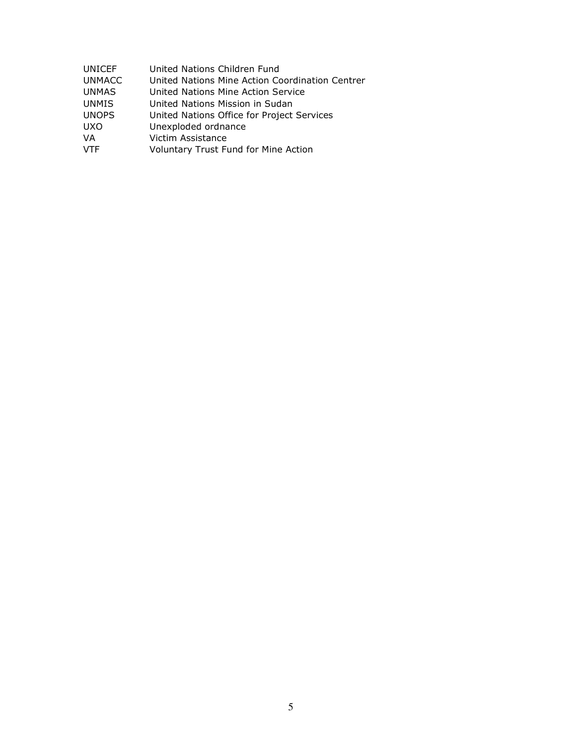| | |
|---|---|
| UNICEF | United Nations Children Fund |
| UNMACC | United Nations Mine Action Coordination Centrer |
| UNMAS | United Nations Mine Action Service |
| UNMIS | United Nations Mission in Sudan |
| UNOPS | United Nations Office for Project Services |
| UXO | Unexploded ordnance |
| VA | Victim Assistance |
| VTF | Voluntary Trust Fund for Mine Action |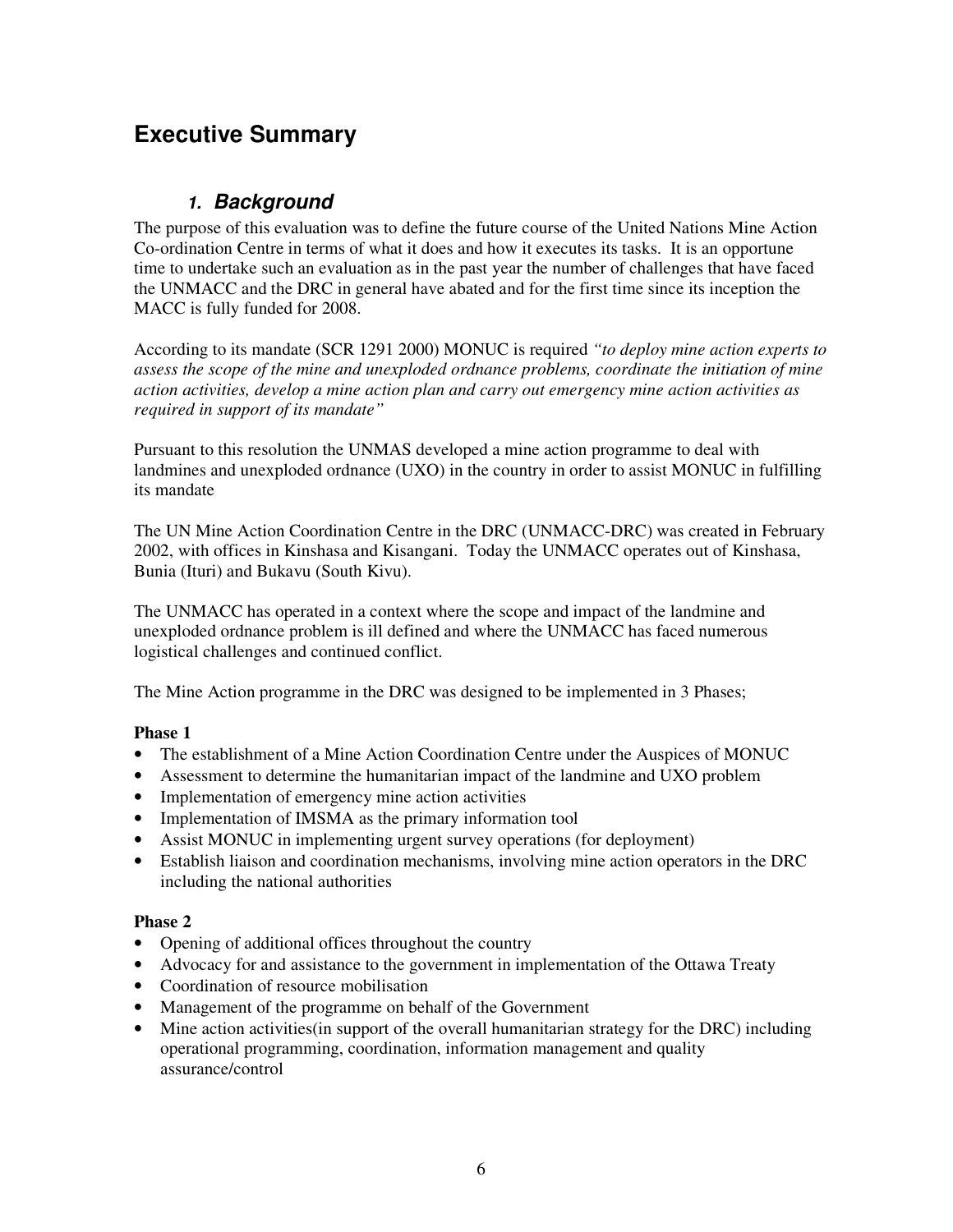# Executive Summary

## 1. Background

The purpose of this evaluation was to define the future course of the United Nations Mine Action Co-ordination Centre in terms of what it does and how it executes its tasks. It is an opportune time to undertake such an evaluation as in the past year the number of challenges that have faced the UNMACC and the DRC in general have abated and for the first time since its inception the MACC is fully funded for 2008.

According to its mandate (SCR 1291 2000) MONUC is required *"to deploy mine action experts to assess the scope of the mine and unexploded ordnance problems, coordinate the initiation of mine action activities, develop a mine action plan and carry out emergency mine action activities as required in support of its mandate"*

Pursuant to this resolution the UNMAS developed a mine action programme to deal with landmines and unexploded ordnance (UXO) in the country in order to assist MONUC in fulfilling its mandate

The UN Mine Action Coordination Centre in the DRC (UNMACC-DRC) was created in February 2002, with offices in Kinshasa and Kisangani. Today the UNMACC operates out of Kinshasa, Bunia (Ituri) and Bukavu (South Kivu).

The UNMACC has operated in a context where the scope and impact of the landmine and unexploded ordnance problem is ill defined and where the UNMACC has faced numerous logistical challenges and continued conflict.

The Mine Action programme in the DRC was designed to be implemented in 3 Phases;

**Phase 1**

- The establishment of a Mine Action Coordination Centre under the Auspices of MONUC
- Assessment to determine the humanitarian impact of the landmine and UXO problem
- Implementation of emergency mine action activities
- Implementation of IMSMA as the primary information tool
- Assist MONUC in implementing urgent survey operations (for deployment)
- Establish liaison and coordination mechanisms, involving mine action operators in the DRC including the national authorities

**Phase 2**

- Opening of additional offices throughout the country
- Advocacy for and assistance to the government in implementation of the Ottawa Treaty
- Coordination of resource mobilisation
- Management of the programme on behalf of the Government
- Mine action activities(in support of the overall humanitarian strategy for the DRC) including operational programming, coordination, information management and quality assurance/control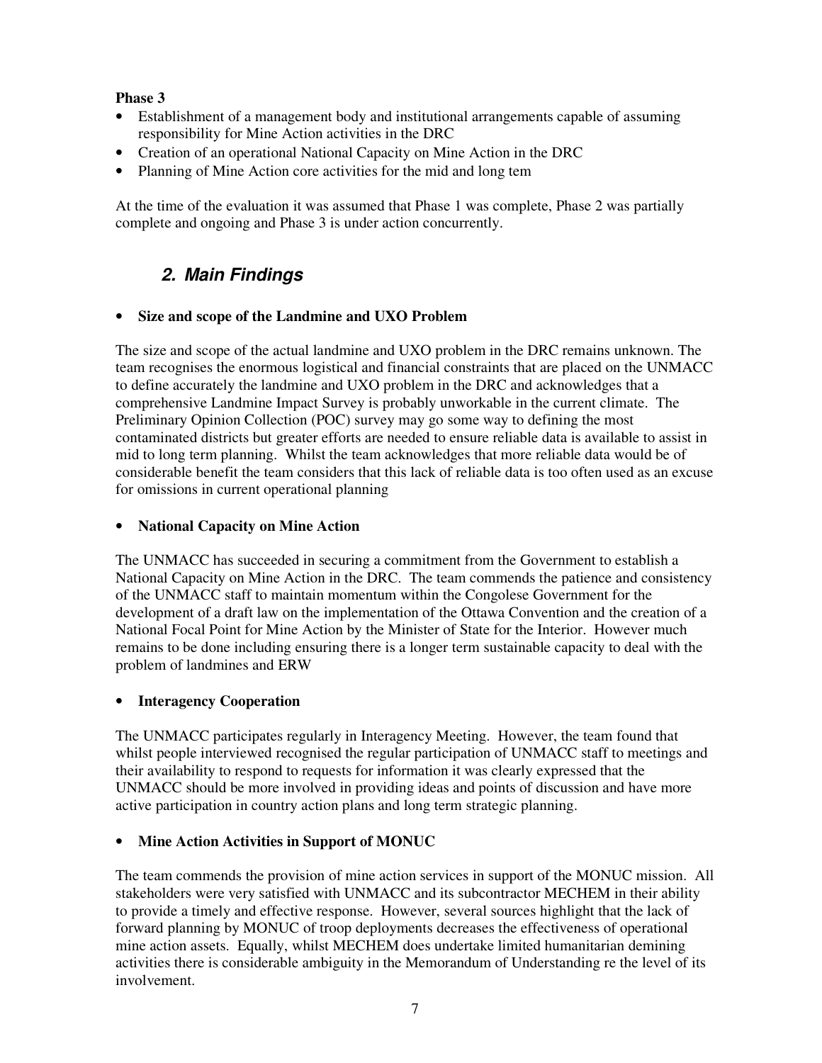**Phase 3**

- Establishment of a management body and institutional arrangements capable of assuming responsibility for Mine Action activities in the DRC
- Creation of an operational National Capacity on Mine Action in the DRC
- Planning of Mine Action core activities for the mid and long tem

At the time of the evaluation it was assumed that Phase 1 was complete, Phase 2 was partially complete and ongoing and Phase 3 is under action concurrently.

## *2. Main Findings*

- **Size and scope of the Landmine and UXO Problem**

The size and scope of the actual landmine and UXO problem in the DRC remains unknown. The team recognises the enormous logistical and financial constraints that are placed on the UNMACC to define accurately the landmine and UXO problem in the DRC and acknowledges that a comprehensive Landmine Impact Survey is probably unworkable in the current climate. The Preliminary Opinion Collection (POC) survey may go some way to defining the most contaminated districts but greater efforts are needed to ensure reliable data is available to assist in mid to long term planning. Whilst the team acknowledges that more reliable data would be of considerable benefit the team considers that this lack of reliable data is too often used as an excuse for omissions in current operational planning

- **National Capacity on Mine Action**

The UNMACC has succeeded in securing a commitment from the Government to establish a National Capacity on Mine Action in the DRC. The team commends the patience and consistency of the UNMACC staff to maintain momentum within the Congolese Government for the development of a draft law on the implementation of the Ottawa Convention and the creation of a National Focal Point for Mine Action by the Minister of State for the Interior. However much remains to be done including ensuring there is a longer term sustainable capacity to deal with the problem of landmines and ERW

- **Interagency Cooperation**

The UNMACC participates regularly in Interagency Meeting. However, the team found that whilst people interviewed recognised the regular participation of UNMACC staff to meetings and their availability to respond to requests for information it was clearly expressed that the UNMACC should be more involved in providing ideas and points of discussion and have more active participation in country action plans and long term strategic planning.

- **Mine Action Activities in Support of MONUC**

The team commends the provision of mine action services in support of the MONUC mission. All stakeholders were very satisfied with UNMACC and its subcontractor MECHEM in their ability to provide a timely and effective response. However, several sources highlight that the lack of forward planning by MONUC of troop deployments decreases the effectiveness of operational mine action assets. Equally, whilst MECHEM does undertake limited humanitarian demining activities there is considerable ambiguity in the Memorandum of Understanding re the level of its involvement.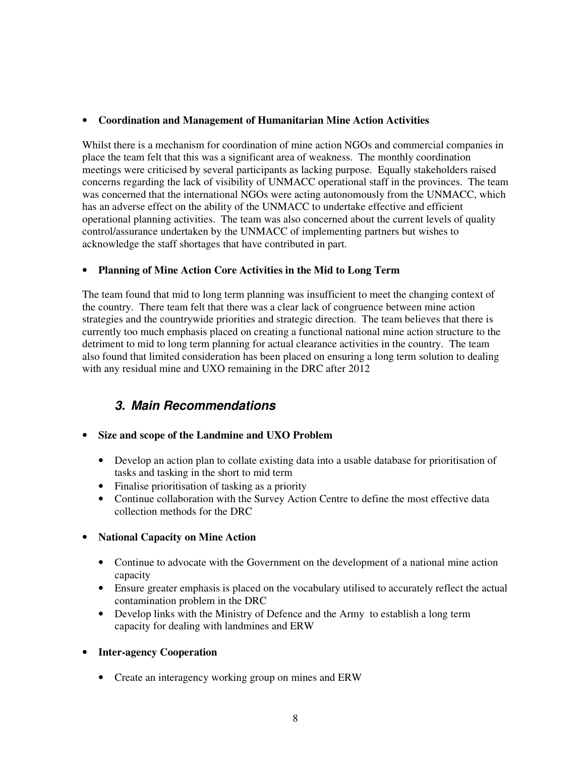- **Coordination and Management of Humanitarian Mine Action Activities**

Whilst there is a mechanism for coordination of mine action NGOs and commercial companies in place the team felt that this was a significant area of weakness. The monthly coordination meetings were criticised by several participants as lacking purpose. Equally stakeholders raised concerns regarding the lack of visibility of UNMACC operational staff in the provinces. The team was concerned that the international NGOs were acting autonomously from the UNMACC, which has an adverse effect on the ability of the UNMACC to undertake effective and efficient operational planning activities. The team was also concerned about the current levels of quality control/assurance undertaken by the UNMACC of implementing partners but wishes to acknowledge the staff shortages that have contributed in part.

- **Planning of Mine Action Core Activities in the Mid to Long Term**

The team found that mid to long term planning was insufficient to meet the changing context of the country. There team felt that there was a clear lack of congruence between mine action strategies and the countrywide priorities and strategic direction. The team believes that there is currently too much emphasis placed on creating a functional national mine action structure to the detriment to mid to long term planning for actual clearance activities in the country. The team also found that limited consideration has been placed on ensuring a long term solution to dealing with any residual mine and UXO remaining in the DRC after 2012

## *3. Main Recommendations*

- **Size and scope of the Landmine and UXO Problem**
  - Develop an action plan to collate existing data into a usable database for prioritisation of tasks and tasking in the short to mid term
  - Finalise prioritisation of tasking as a priority
  - Continue collaboration with the Survey Action Centre to define the most effective data collection methods for the DRC

- **National Capacity on Mine Action**
  - Continue to advocate with the Government on the development of a national mine action capacity
  - Ensure greater emphasis is placed on the vocabulary utilised to accurately reflect the actual contamination problem in the DRC
  - Develop links with the Ministry of Defence and the Army to establish a long term capacity for dealing with landmines and ERW

- **Inter-agency Cooperation**
  - Create an interagency working group on mines and ERW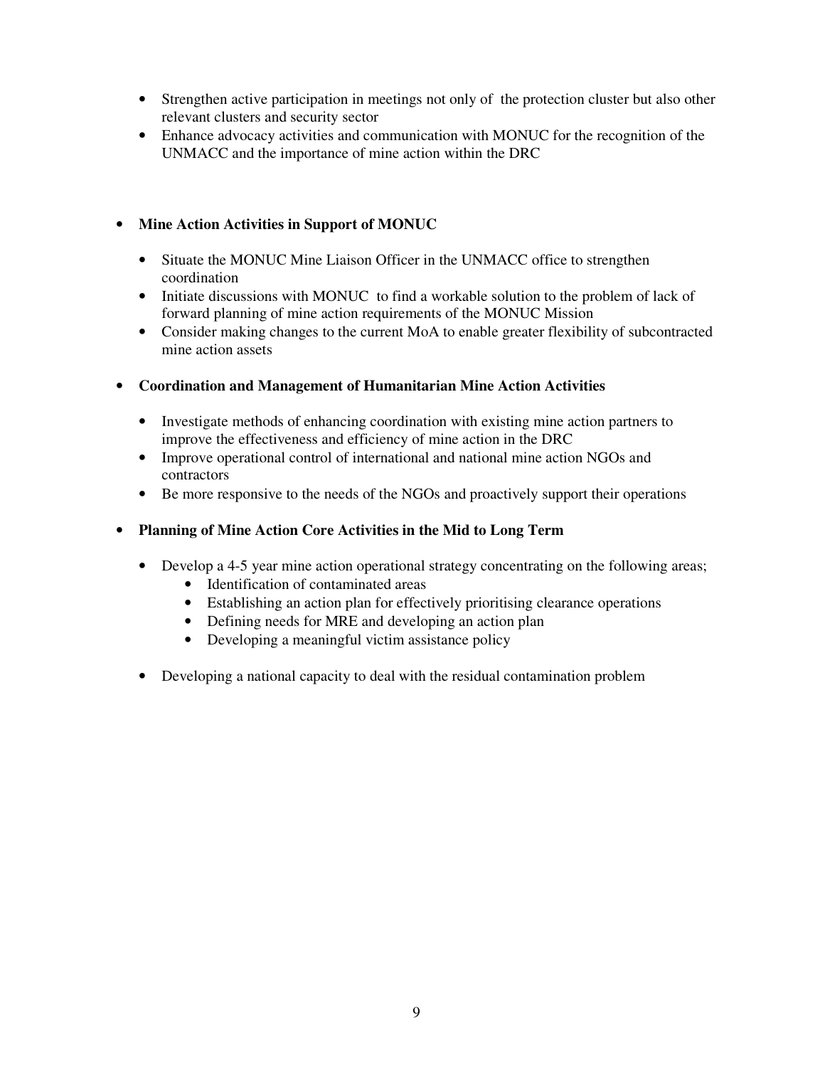- Strengthen active participation in meetings not only of the protection cluster but also other relevant clusters and security sector
- Enhance advocacy activities and communication with MONUC for the recognition of the UNMACC and the importance of mine action within the DRC

- **Mine Action Activities in Support of MONUC**

  - Situate the MONUC Mine Liaison Officer in the UNMACC office to strengthen coordination
  - Initiate discussions with MONUC to find a workable solution to the problem of lack of forward planning of mine action requirements of the MONUC Mission
  - Consider making changes to the current MoA to enable greater flexibility of subcontracted mine action assets

- **Coordination and Management of Humanitarian Mine Action Activities**

  - Investigate methods of enhancing coordination with existing mine action partners to improve the effectiveness and efficiency of mine action in the DRC
  - Improve operational control of international and national mine action NGOs and contractors
  - Be more responsive to the needs of the NGOs and proactively support their operations

- **Planning of Mine Action Core Activities in the Mid to Long Term**

  - Develop a 4-5 year mine action operational strategy concentrating on the following areas;
    - Identification of contaminated areas
    - Establishing an action plan for effectively prioritising clearance operations
    - Defining needs for MRE and developing an action plan
    - Developing a meaningful victim assistance policy

  - Developing a national capacity to deal with the residual contamination problem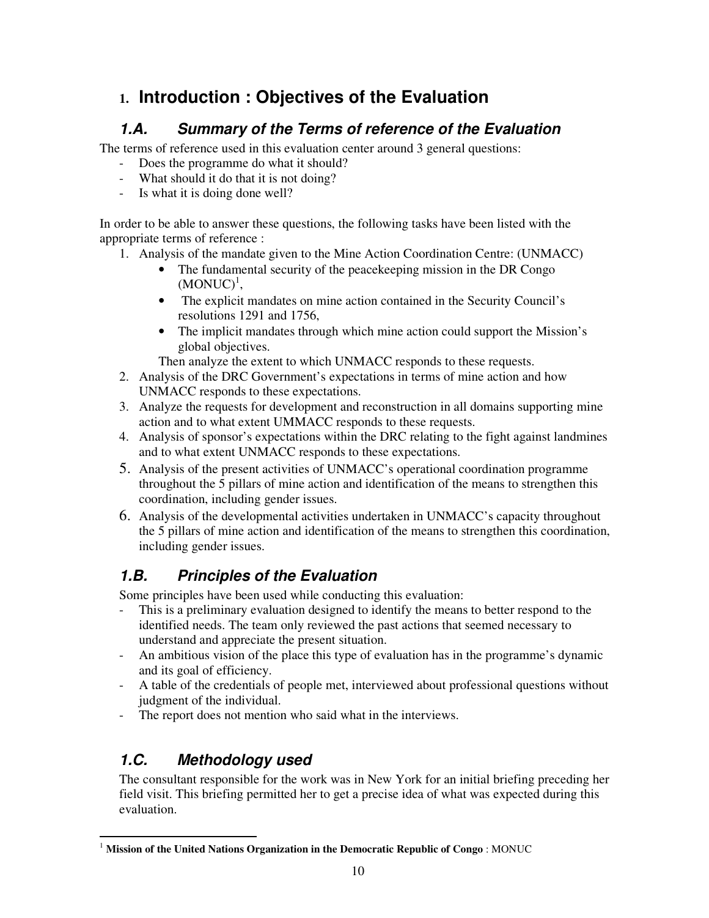# 1. Introduction : Objectives of the Evaluation

## 1.A. Summary of the Terms of reference of the Evaluation

The terms of reference used in this evaluation center around 3 general questions:

- Does the programme do what it should?
- What should it do that it is not doing?
- Is what it is doing done well?

In order to be able to answer these questions, the following tasks have been listed with the appropriate terms of reference :

1. Analysis of the mandate given to the Mine Action Coordination Centre: (UNMACC)
   - The fundamental security of the peacekeeping mission in the DR Congo (MONUC)[1],
   - The explicit mandates on mine action contained in the Security Council's resolutions 1291 and 1756,
   - The implicit mandates through which mine action could support the Mission's global objectives.

   Then analyze the extent to which UNMACC responds to these requests.
2. Analysis of the DRC Government's expectations in terms of mine action and how UNMACC responds to these expectations.
3. Analyze the requests for development and reconstruction in all domains supporting mine action and to what extent UMMACC responds to these requests.
4. Analysis of sponsor's expectations within the DRC relating to the fight against landmines and to what extent UNMACC responds to these expectations.
5. Analysis of the present activities of UNMACC's operational coordination programme throughout the 5 pillars of mine action and identification of the means to strengthen this coordination, including gender issues.
6. Analysis of the developmental activities undertaken in UNMACC's capacity throughout the 5 pillars of mine action and identification of the means to strengthen this coordination, including gender issues.

## 1.B. Principles of the Evaluation

Some principles have been used while conducting this evaluation:

- This is a preliminary evaluation designed to identify the means to better respond to the identified needs. The team only reviewed the past actions that seemed necessary to understand and appreciate the present situation.
- An ambitious vision of the place this type of evaluation has in the programme's dynamic and its goal of efficiency.
- A table of the credentials of people met, interviewed about professional questions without judgment of the individual.
- The report does not mention who said what in the interviews.

## 1.C. Methodology used

The consultant responsible for the work was in New York for an initial briefing preceding her field visit. This briefing permitted her to get a precise idea of what was expected during this evaluation.

[1] **Mission of the United Nations Organization in the Democratic Republic of Congo** : MONUC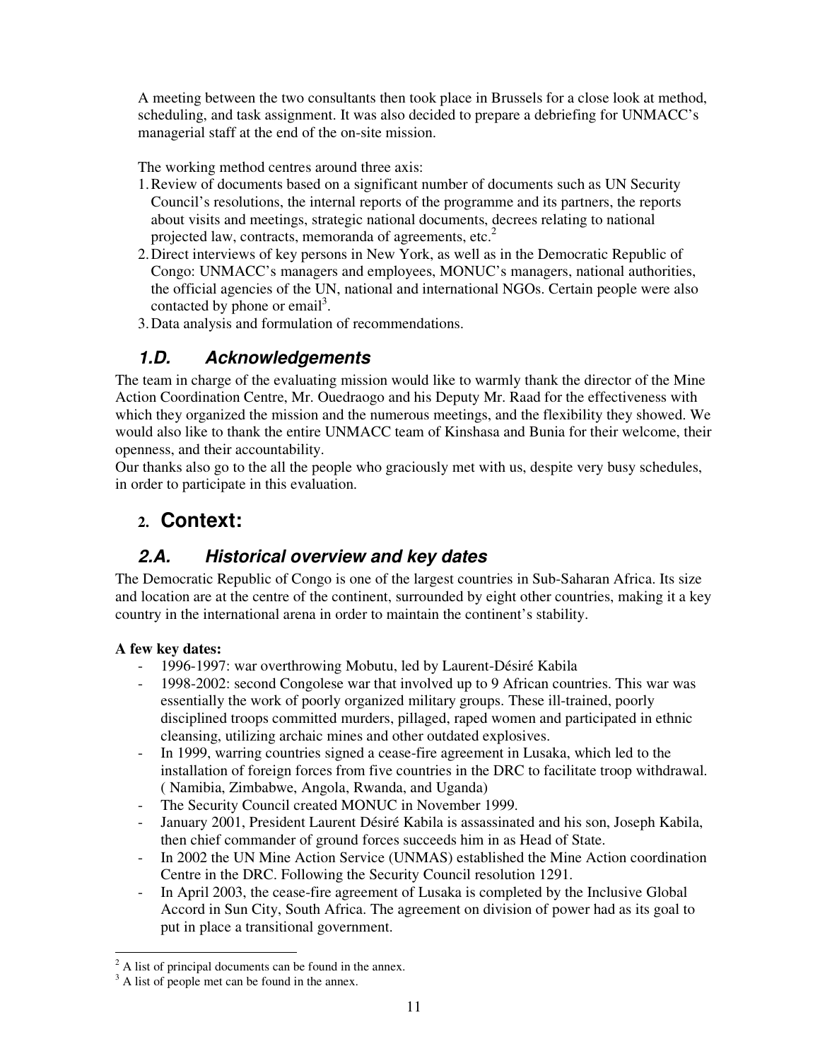A meeting between the two consultants then took place in Brussels for a close look at method, scheduling, and task assignment. It was also decided to prepare a debriefing for UNMACC's managerial staff at the end of the on-site mission.

The working method centres around three axis:

1. Review of documents based on a significant number of documents such as UN Security Council's resolutions, the internal reports of the programme and its partners, the reports about visits and meetings, strategic national documents, decrees relating to national projected law, contracts, memoranda of agreements, etc.[2]
2. Direct interviews of key persons in New York, as well as in the Democratic Republic of Congo: UNMACC's managers and employees, MONUC's managers, national authorities, the official agencies of the UN, national and international NGOs. Certain people were also contacted by phone or email[3].
3. Data analysis and formulation of recommendations.

### *1.D. Acknowledgements*

The team in charge of the evaluating mission would like to warmly thank the director of the Mine Action Coordination Centre, Mr. Ouedraogo and his Deputy Mr. Raad for the effectiveness with which they organized the mission and the numerous meetings, and the flexibility they showed. We would also like to thank the entire UNMACC team of Kinshasa and Bunia for their welcome, their openness, and their accountability.

Our thanks also go to the all the people who graciously met with us, despite very busy schedules, in order to participate in this evaluation.

## 2. Context:

### *2.A. Historical overview and key dates*

The Democratic Republic of Congo is one of the largest countries in Sub-Saharan Africa. Its size and location are at the centre of the continent, surrounded by eight other countries, making it a key country in the international arena in order to maintain the continent's stability.

**A few key dates:**

- 1996-1997: war overthrowing Mobutu, led by Laurent-Désiré Kabila
- 1998-2002: second Congolese war that involved up to 9 African countries. This war was essentially the work of poorly organized military groups. These ill-trained, poorly disciplined troops committed murders, pillaged, raped women and participated in ethnic cleansing, utilizing archaic mines and other outdated explosives.
- In 1999, warring countries signed a cease-fire agreement in Lusaka, which led to the installation of foreign forces from five countries in the DRC to facilitate troop withdrawal. ( Namibia, Zimbabwe, Angola, Rwanda, and Uganda)
- The Security Council created MONUC in November 1999.
- January 2001, President Laurent Désiré Kabila is assassinated and his son, Joseph Kabila, then chief commander of ground forces succeeds him in as Head of State.
- In 2002 the UN Mine Action Service (UNMAS) established the Mine Action coordination Centre in the DRC. Following the Security Council resolution 1291.
- In April 2003, the cease-fire agreement of Lusaka is completed by the Inclusive Global Accord in Sun City, South Africa. The agreement on division of power had as its goal to put in place a transitional government.

---

[2] A list of principal documents can be found in the annex.

[3] A list of people met can be found in the annex.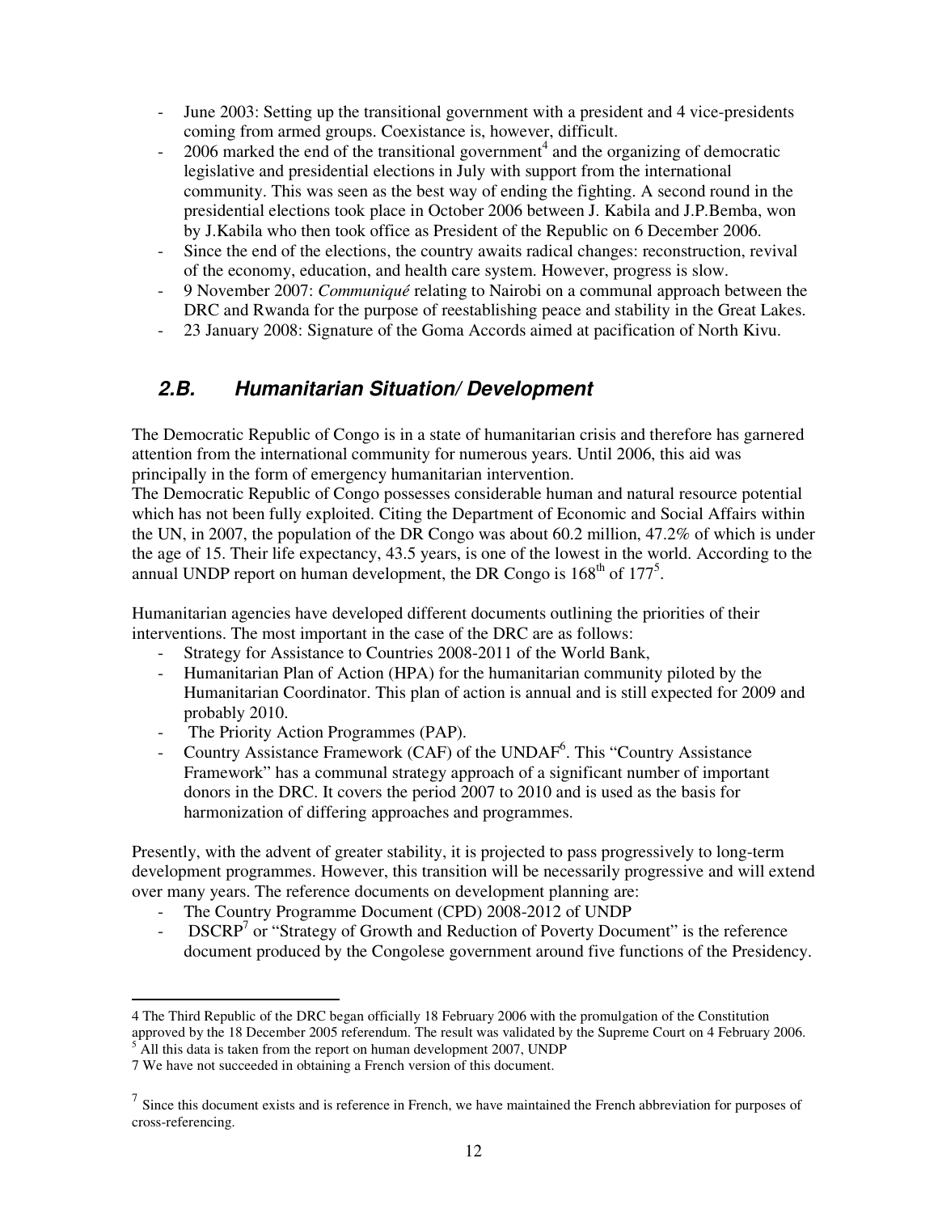- June 2003: Setting up the transitional government with a president and 4 vice-presidents coming from armed groups. Coexistance is, however, difficult.
- 2006 marked the end of the transitional government[4] and the organizing of democratic legislative and presidential elections in July with support from the international community. This was seen as the best way of ending the fighting. A second round in the presidential elections took place in October 2006 between J. Kabila and J.P.Bemba, won by J.Kabila who then took office as President of the Republic on 6 December 2006.
- Since the end of the elections, the country awaits radical changes: reconstruction, revival of the economy, education, and health care system. However, progress is slow.
- 9 November 2007: *Communiqué* relating to Nairobi on a communal approach between the DRC and Rwanda for the purpose of reestablishing peace and stability in the Great Lakes.
- 23 January 2008: Signature of the Goma Accords aimed at pacification of North Kivu.

## *2.B. Humanitarian Situation/ Development*

The Democratic Republic of Congo is in a state of humanitarian crisis and therefore has garnered attention from the international community for numerous years. Until 2006, this aid was principally in the form of emergency humanitarian intervention.
The Democratic Republic of Congo possesses considerable human and natural resource potential which has not been fully exploited. Citing the Department of Economic and Social Affairs within the UN, in 2007, the population of the DR Congo was about 60.2 million, 47.2% of which is under the age of 15. Their life expectancy, 43.5 years, is one of the lowest in the world. According to the annual UNDP report on human development, the DR Congo is 168th of 177[5].

Humanitarian agencies have developed different documents outlining the priorities of their interventions. The most important in the case of the DRC are as follows:

- Strategy for Assistance to Countries 2008-2011 of the World Bank,
- Humanitarian Plan of Action (HPA) for the humanitarian community piloted by the Humanitarian Coordinator. This plan of action is annual and is still expected for 2009 and probably 2010.
- The Priority Action Programmes (PAP).
- Country Assistance Framework (CAF) of the UNDAF[6]. This "Country Assistance Framework" has a communal strategy approach of a significant number of important donors in the DRC. It covers the period 2007 to 2010 and is used as the basis for harmonization of differing approaches and programmes.

Presently, with the advent of greater stability, it is projected to pass progressively to long-term development programmes. However, this transition will be necessarily progressive and will extend over many years. The reference documents on development planning are:

- The Country Programme Document (CPD) 2008-2012 of UNDP
- DSCRP[7] or "Strategy of Growth and Reduction of Poverty Document" is the reference document produced by the Congolese government around five functions of the Presidency.

---

4 The Third Republic of the DRC began officially 18 February 2006 with the promulgation of the Constitution approved by the 18 December 2005 referendum. The result was validated by the Supreme Court on 4 February 2006.

5 All this data is taken from the report on human development 2007, UNDP

7 We have not succeeded in obtaining a French version of this document.

7 Since this document exists and is reference in French, we have maintained the French abbreviation for purposes of cross-referencing.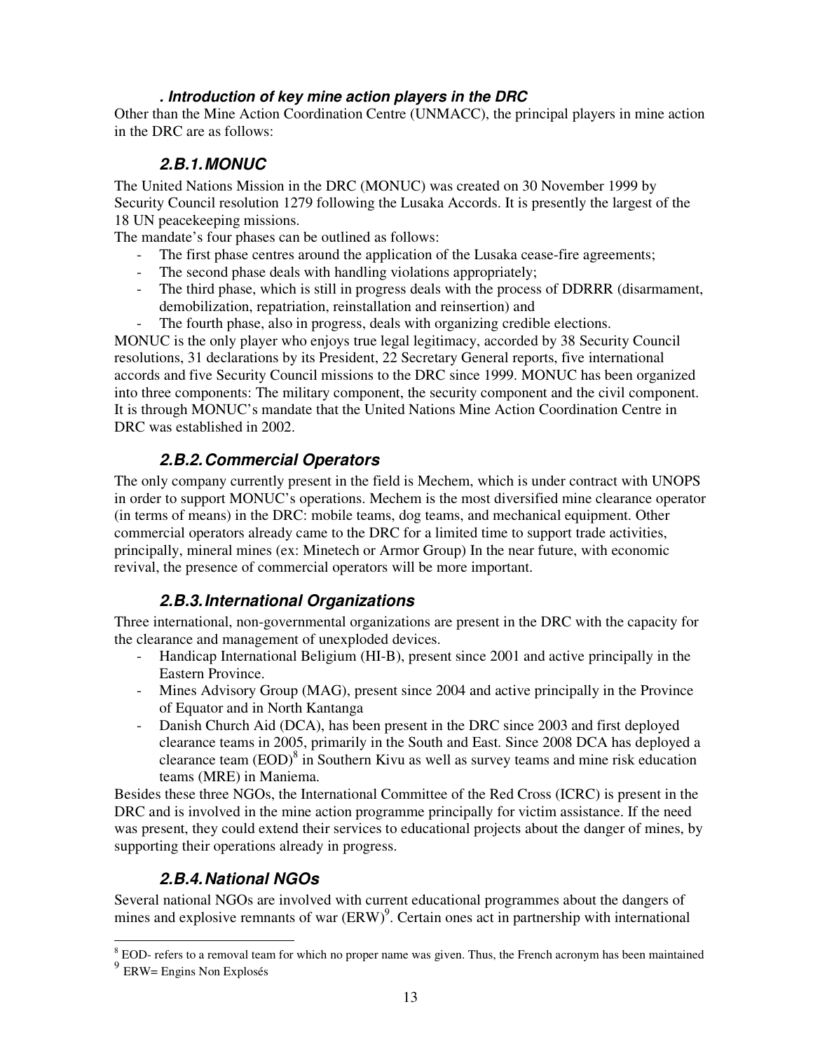### . Introduction of key mine action players in the DRC

Other than the Mine Action Coordination Centre (UNMACC), the principal players in mine action in the DRC are as follows:

### 2.B.1. MONUC

The United Nations Mission in the DRC (MONUC) was created on 30 November 1999 by Security Council resolution 1279 following the Lusaka Accords. It is presently the largest of the 18 UN peacekeeping missions.

The mandate's four phases can be outlined as follows:

- The first phase centres around the application of the Lusaka cease-fire agreements;
- The second phase deals with handling violations appropriately;
- The third phase, which is still in progress deals with the process of DDRRR (disarmament, demobilization, repatriation, reinstallation and reinsertion) and
- The fourth phase, also in progress, deals with organizing credible elections.

MONUC is the only player who enjoys true legal legitimacy, accorded by 38 Security Council resolutions, 31 declarations by its President, 22 Secretary General reports, five international accords and five Security Council missions to the DRC since 1999. MONUC has been organized into three components: The military component, the security component and the civil component. It is through MONUC's mandate that the United Nations Mine Action Coordination Centre in DRC was established in 2002.

### 2.B.2. Commercial Operators

The only company currently present in the field is Mechem, which is under contract with UNOPS in order to support MONUC's operations. Mechem is the most diversified mine clearance operator (in terms of means) in the DRC: mobile teams, dog teams, and mechanical equipment. Other commercial operators already came to the DRC for a limited time to support trade activities, principally, mineral mines (ex: Minetech or Armor Group) In the near future, with economic revival, the presence of commercial operators will be more important.

### 2.B.3. International Organizations

Three international, non-governmental organizations are present in the DRC with the capacity for the clearance and management of unexploded devices.

- Handicap International Beligium (HI-B), present since 2001 and active principally in the Eastern Province.
- Mines Advisory Group (MAG), present since 2004 and active principally in the Province of Equator and in North Kantanga
- Danish Church Aid (DCA), has been present in the DRC since 2003 and first deployed clearance teams in 2005, primarily in the South and East. Since 2008 DCA has deployed a clearance team (EOD)[8] in Southern Kivu as well as survey teams and mine risk education teams (MRE) in Maniema.

Besides these three NGOs, the International Committee of the Red Cross (ICRC) is present in the DRC and is involved in the mine action programme principally for victim assistance. If the need was present, they could extend their services to educational projects about the danger of mines, by supporting their operations already in progress.

### 2.B.4. National NGOs

Several national NGOs are involved with current educational programmes about the dangers of mines and explosive remnants of war (ERW)[9]. Certain ones act in partnership with international

---

[8] EOD- refers to a removal team for which no proper name was given. Thus, the French acronym has been maintained

[9] ERW= Engins Non Explosés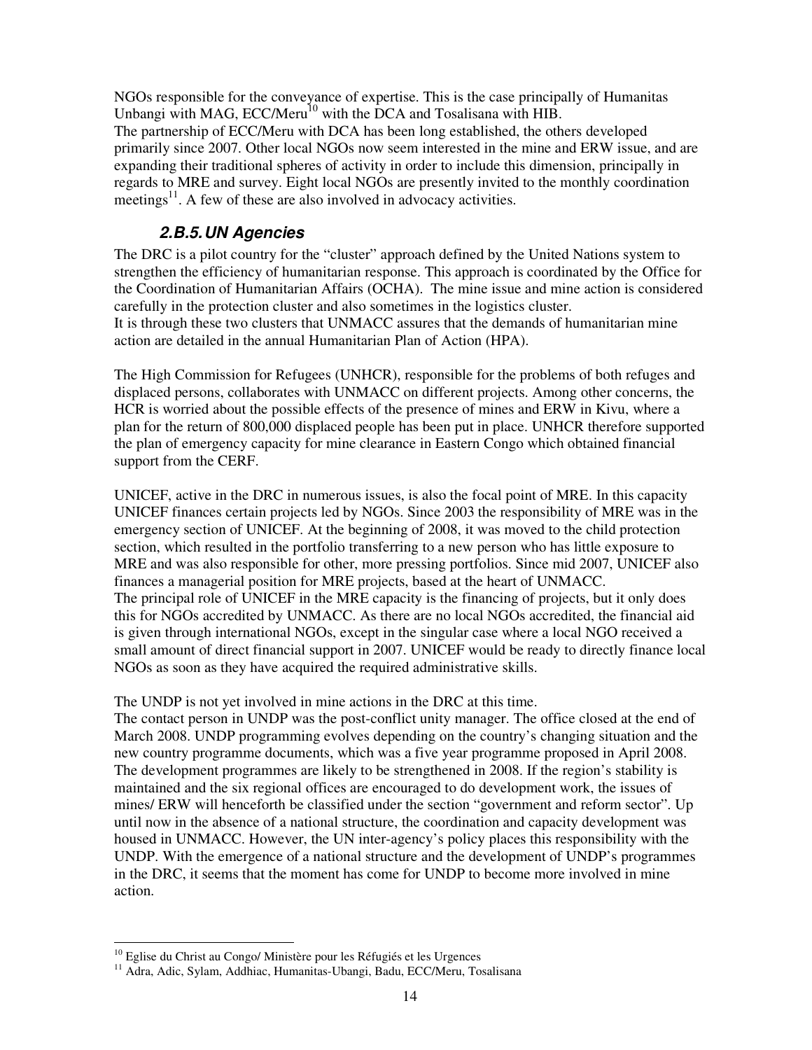NGOs responsible for the conveyance of expertise. This is the case principally of Humanitas Unbangi with MAG, ECC/Meru[10] with the DCA and Tosalisana with HIB.
The partnership of ECC/Meru with DCA has been long established, the others developed primarily since 2007. Other local NGOs now seem interested in the mine and ERW issue, and are expanding their traditional spheres of activity in order to include this dimension, principally in regards to MRE and survey. Eight local NGOs are presently invited to the monthly coordination meetings[11]. A few of these are also involved in advocacy activities.

### *2.B.5. UN Agencies*

The DRC is a pilot country for the "cluster" approach defined by the United Nations system to strengthen the efficiency of humanitarian response. This approach is coordinated by the Office for the Coordination of Humanitarian Affairs (OCHA). The mine issue and mine action is considered carefully in the protection cluster and also sometimes in the logistics cluster.
It is through these two clusters that UNMACC assures that the demands of humanitarian mine action are detailed in the annual Humanitarian Plan of Action (HPA).

The High Commission for Refugees (UNHCR), responsible for the problems of both refuges and displaced persons, collaborates with UNMACC on different projects. Among other concerns, the HCR is worried about the possible effects of the presence of mines and ERW in Kivu, where a plan for the return of 800,000 displaced people has been put in place. UNHCR therefore supported the plan of emergency capacity for mine clearance in Eastern Congo which obtained financial support from the CERF.

UNICEF, active in the DRC in numerous issues, is also the focal point of MRE. In this capacity UNICEF finances certain projects led by NGOs. Since 2003 the responsibility of MRE was in the emergency section of UNICEF. At the beginning of 2008, it was moved to the child protection section, which resulted in the portfolio transferring to a new person who has little exposure to MRE and was also responsible for other, more pressing portfolios. Since mid 2007, UNICEF also finances a managerial position for MRE projects, based at the heart of UNMACC.
The principal role of UNICEF in the MRE capacity is the financing of projects, but it only does this for NGOs accredited by UNMACC. As there are no local NGOs accredited, the financial aid is given through international NGOs, except in the singular case where a local NGO received a small amount of direct financial support in 2007. UNICEF would be ready to directly finance local NGOs as soon as they have acquired the required administrative skills.

The UNDP is not yet involved in mine actions in the DRC at this time.
The contact person in UNDP was the post-conflict unity manager. The office closed at the end of March 2008. UNDP programming evolves depending on the country's changing situation and the new country programme documents, which was a five year programme proposed in April 2008. The development programmes are likely to be strengthened in 2008. If the region's stability is maintained and the six regional offices are encouraged to do development work, the issues of mines/ ERW will henceforth be classified under the section "government and reform sector". Up until now in the absence of a national structure, the coordination and capacity development was housed in UNMACC. However, the UN inter-agency's policy places this responsibility with the UNDP. With the emergence of a national structure and the development of UNDP's programmes in the DRC, it seems that the moment has come for UNDP to become more involved in mine action.

---

[10] Eglise du Christ au Congo/ Ministère pour les Réfugiés et les Urgences

[11] Adra, Adic, Sylam, Addhiac, Humanitas-Ubangi, Badu, ECC/Meru, Tosalisana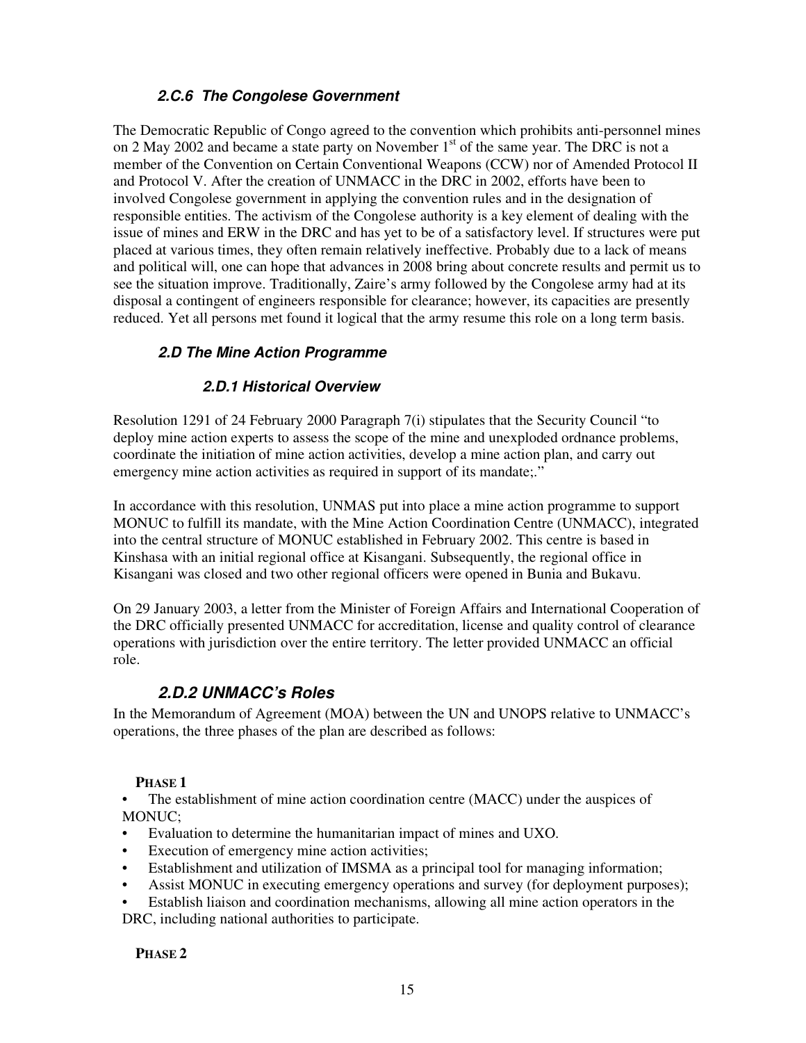### 2.C.6 The Congolese Government

The Democratic Republic of Congo agreed to the convention which prohibits anti-personnel mines on 2 May 2002 and became a state party on November 1st of the same year. The DRC is not a member of the Convention on Certain Conventional Weapons (CCW) nor of Amended Protocol II and Protocol V. After the creation of UNMACC in the DRC in 2002, efforts have been to involved Congolese government in applying the convention rules and in the designation of responsible entities. The activism of the Congolese authority is a key element of dealing with the issue of mines and ERW in the DRC and has yet to be of a satisfactory level. If structures were put placed at various times, they often remain relatively ineffective. Probably due to a lack of means and political will, one can hope that advances in 2008 bring about concrete results and permit us to see the situation improve. Traditionally, Zaire's army followed by the Congolese army had at its disposal a contingent of engineers responsible for clearance; however, its capacities are presently reduced. Yet all persons met found it logical that the army resume this role on a long term basis.

## 2.D The Mine Action Programme

### 2.D.1 Historical Overview

Resolution 1291 of 24 February 2000 Paragraph 7(i) stipulates that the Security Council "to deploy mine action experts to assess the scope of the mine and unexploded ordnance problems, coordinate the initiation of mine action activities, develop a mine action plan, and carry out emergency mine action activities as required in support of its mandate;."

In accordance with this resolution, UNMAS put into place a mine action programme to support MONUC to fulfill its mandate, with the Mine Action Coordination Centre (UNMACC), integrated into the central structure of MONUC established in February 2002. This centre is based in Kinshasa with an initial regional office at Kisangani. Subsequently, the regional office in Kisangani was closed and two other regional officers were opened in Bunia and Bukavu.

On 29 January 2003, a letter from the Minister of Foreign Affairs and International Cooperation of the DRC officially presented UNMACC for accreditation, license and quality control of clearance operations with jurisdiction over the entire territory. The letter provided UNMACC an official role.

### 2.D.2 UNMACC's Roles

In the Memorandum of Agreement (MOA) between the UN and UNOPS relative to UNMACC's operations, the three phases of the plan are described as follows:

**PHASE 1**

- The establishment of mine action coordination centre (MACC) under the auspices of MONUC;
- Evaluation to determine the humanitarian impact of mines and UXO.
- Execution of emergency mine action activities;
- Establishment and utilization of IMSMA as a principal tool for managing information;
- Assist MONUC in executing emergency operations and survey (for deployment purposes);
- Establish liaison and coordination mechanisms, allowing all mine action operators in the DRC, including national authorities to participate.

**PHASE 2**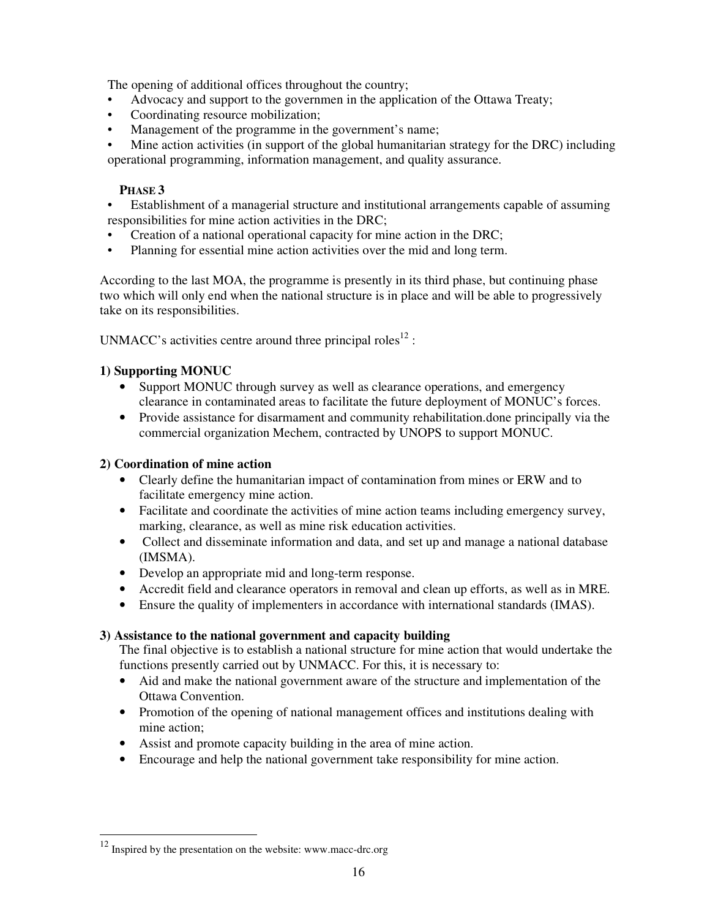The opening of additional offices throughout the country;

- Advocacy and support to the governmen in the application of the Ottawa Treaty;
- Coordinating resource mobilization;
- Management of the programme in the government's name;
- Mine action activities (in support of the global humanitarian strategy for the DRC) including operational programming, information management, and quality assurance.

**PHASE 3**

- Establishment of a managerial structure and institutional arrangements capable of assuming responsibilities for mine action activities in the DRC;
- Creation of a national operational capacity for mine action in the DRC;
- Planning for essential mine action activities over the mid and long term.

According to the last MOA, the programme is presently in its third phase, but continuing phase two which will only end when the national structure is in place and will be able to progressively take on its responsibilities.

UNMACC's activities centre around three principal roles[12] :

**1) Supporting MONUC**

- Support MONUC through survey as well as clearance operations, and emergency clearance in contaminated areas to facilitate the future deployment of MONUC's forces.
- Provide assistance for disarmament and community rehabilitation.done principally via the commercial organization Mechem, contracted by UNOPS to support MONUC.

**2) Coordination of mine action**

- Clearly define the humanitarian impact of contamination from mines or ERW and to facilitate emergency mine action.
- Facilitate and coordinate the activities of mine action teams including emergency survey, marking, clearance, as well as mine risk education activities.
- Collect and disseminate information and data, and set up and manage a national database (IMSMA).
- Develop an appropriate mid and long-term response.
- Accredit field and clearance operators in removal and clean up efforts, as well as in MRE.
- Ensure the quality of implementers in accordance with international standards (IMAS).

**3) Assistance to the national government and capacity building**

The final objective is to establish a national structure for mine action that would undertake the functions presently carried out by UNMACC. For this, it is necessary to:

- Aid and make the national government aware of the structure and implementation of the Ottawa Convention.
- Promotion of the opening of national management offices and institutions dealing with mine action;
- Assist and promote capacity building in the area of mine action.
- Encourage and help the national government take responsibility for mine action.

---

[12] Inspired by the presentation on the website: www.macc-drc.org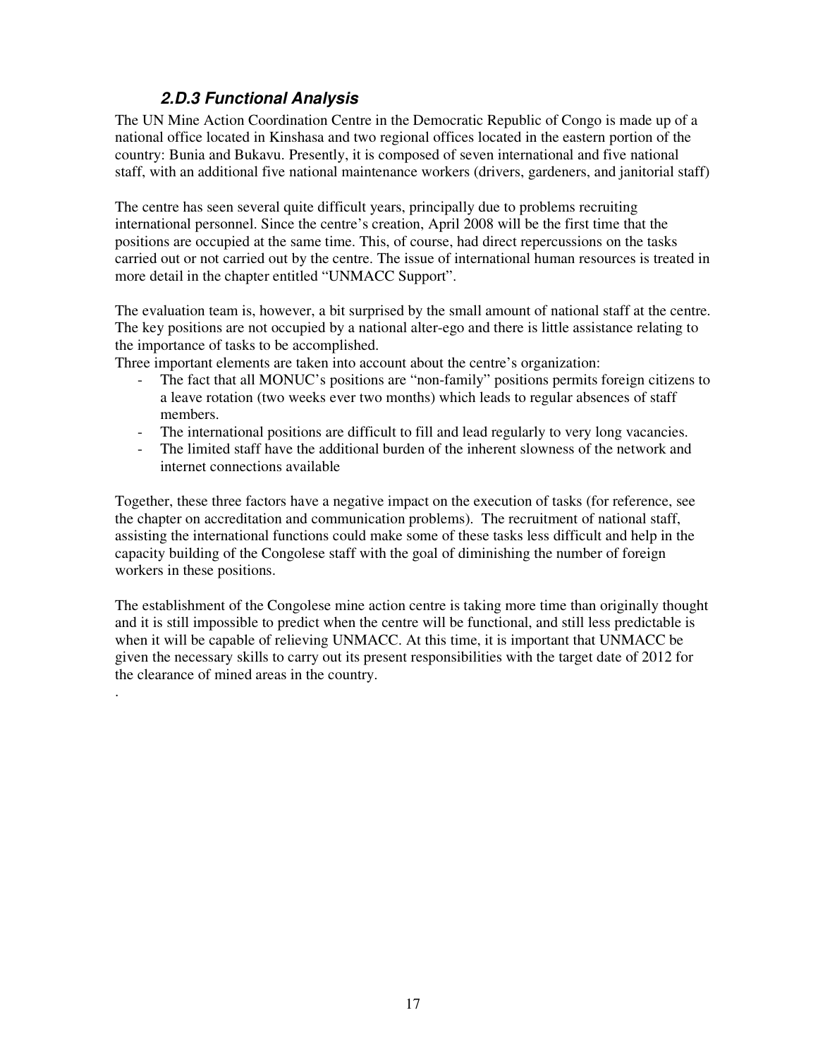### *2.D.3 Functional Analysis*

The UN Mine Action Coordination Centre in the Democratic Republic of Congo is made up of a national office located in Kinshasa and two regional offices located in the eastern portion of the country: Bunia and Bukavu. Presently, it is composed of seven international and five national staff, with an additional five national maintenance workers (drivers, gardeners, and janitorial staff)

The centre has seen several quite difficult years, principally due to problems recruiting international personnel. Since the centre's creation, April 2008 will be the first time that the positions are occupied at the same time. This, of course, had direct repercussions on the tasks carried out or not carried out by the centre. The issue of international human resources is treated in more detail in the chapter entitled "UNMACC Support".

The evaluation team is, however, a bit surprised by the small amount of national staff at the centre. The key positions are not occupied by a national alter-ego and there is little assistance relating to the importance of tasks to be accomplished.

Three important elements are taken into account about the centre's organization:

- The fact that all MONUC's positions are "non-family" positions permits foreign citizens to a leave rotation (two weeks ever two months) which leads to regular absences of staff members.
- The international positions are difficult to fill and lead regularly to very long vacancies.
- The limited staff have the additional burden of the inherent slowness of the network and internet connections available

Together, these three factors have a negative impact on the execution of tasks (for reference, see the chapter on accreditation and communication problems). The recruitment of national staff, assisting the international functions could make some of these tasks less difficult and help in the capacity building of the Congolese staff with the goal of diminishing the number of foreign workers in these positions.

The establishment of the Congolese mine action centre is taking more time than originally thought and it is still impossible to predict when the centre will be functional, and still less predictable is when it will be capable of relieving UNMACC. At this time, it is important that UNMACC be given the necessary skills to carry out its present responsibilities with the target date of 2012 for the clearance of mined areas in the country.

.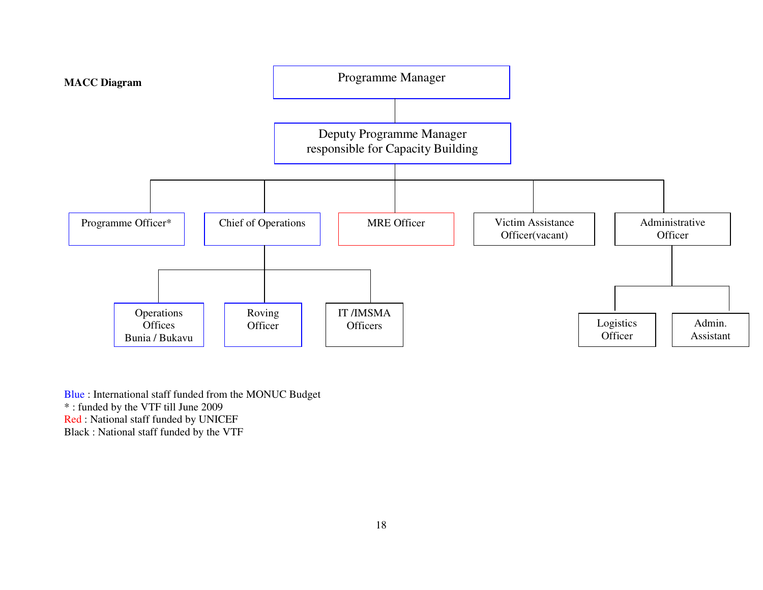**MACC Diagram**

- Programme Manager
  - Deputy Programme Manager responsible for Capacity Building
    - Programme Officer*
    - Chief of Operations
      - Operations Offices Bunia / Bukavu
      - Roving Officer
      - IT /IMSMA Officers
    - MRE Officer
    - Victim Assistance Officer(vacant)
    - Administrative Officer
      - Logistics Officer
      - Admin. Assistant

Blue : International staff funded from the MONUC Budget
\* : funded by the VTF till June 2009
Red : National staff funded by UNICEF
Black : National staff funded by the VTF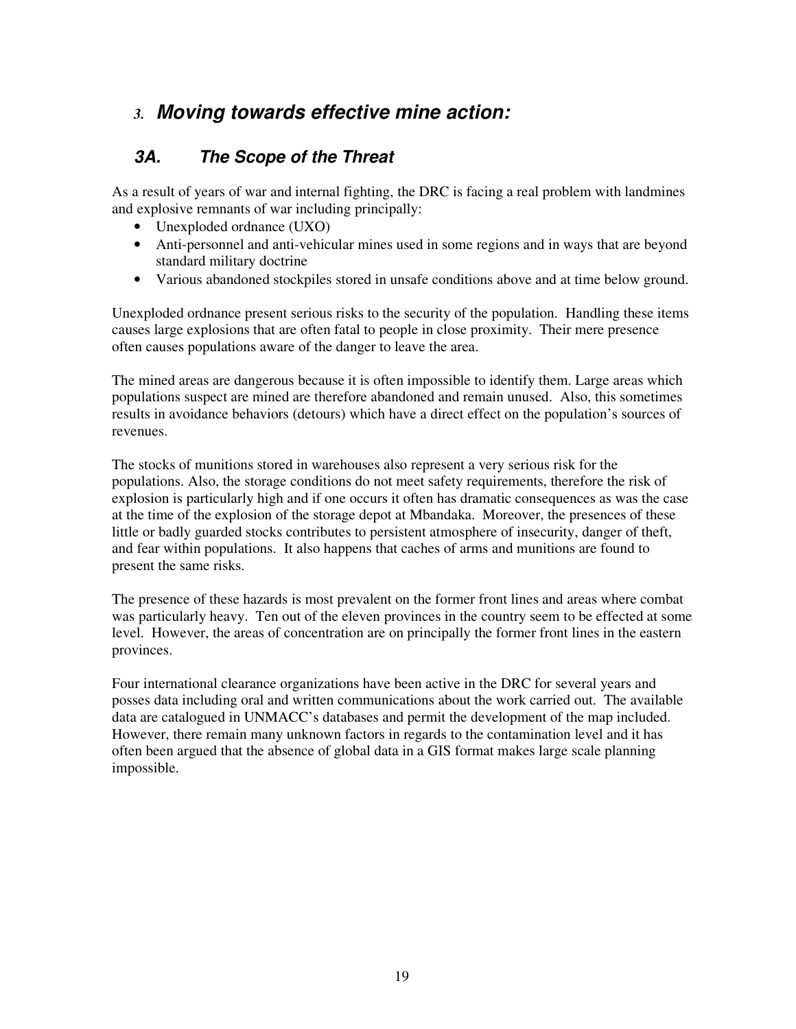## 3. *Moving towards effective mine action:*

### 3A. *The Scope of the Threat*

As a result of years of war and internal fighting, the DRC is facing a real problem with landmines and explosive remnants of war including principally:

- Unexploded ordnance (UXO)
- Anti-personnel and anti-vehicular mines used in some regions and in ways that are beyond standard military doctrine
- Various abandoned stockpiles stored in unsafe conditions above and at time below ground.

Unexploded ordnance present serious risks to the security of the population. Handling these items causes large explosions that are often fatal to people in close proximity. Their mere presence often causes populations aware of the danger to leave the area.

The mined areas are dangerous because it is often impossible to identify them. Large areas which populations suspect are mined are therefore abandoned and remain unused. Also, this sometimes results in avoidance behaviors (detours) which have a direct effect on the population's sources of revenues.

The stocks of munitions stored in warehouses also represent a very serious risk for the populations. Also, the storage conditions do not meet safety requirements, therefore the risk of explosion is particularly high and if one occurs it often has dramatic consequences as was the case at the time of the explosion of the storage depot at Mbandaka. Moreover, the presences of these little or badly guarded stocks contributes to persistent atmosphere of insecurity, danger of theft, and fear within populations. It also happens that caches of arms and munitions are found to present the same risks.

The presence of these hazards is most prevalent on the former front lines and areas where combat was particularly heavy. Ten out of the eleven provinces in the country seem to be effected at some level. However, the areas of concentration are on principally the former front lines in the eastern provinces.

Four international clearance organizations have been active in the DRC for several years and posses data including oral and written communications about the work carried out. The available data are catalogued in UNMACC's databases and permit the development of the map included. However, there remain many unknown factors in regards to the contamination level and it has often been argued that the absence of global data in a GIS format makes large scale planning impossible.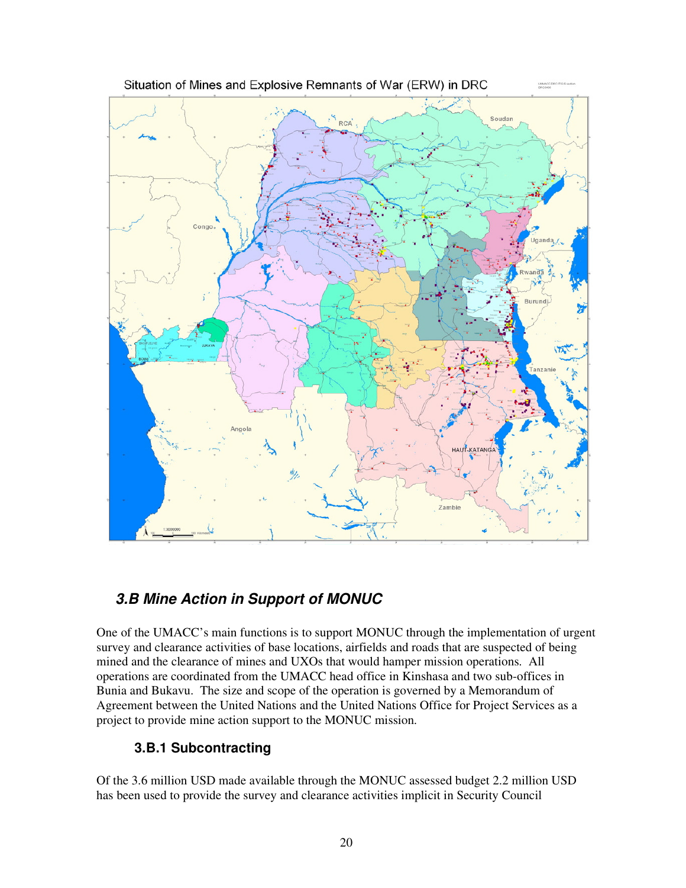Situation of Mines and Explosive Remnants of War (ERW) in DRC

### 3.B Mine Action in Support of MONUC

One of the UMACC's main functions is to support MONUC through the implementation of urgent survey and clearance activities of base locations, airfields and roads that are suspected of being mined and the clearance of mines and UXOs that would hamper mission operations. All operations are coordinated from the UMACC head office in Kinshasa and two sub-offices in Bunia and Bukavu. The size and scope of the operation is governed by a Memorandum of Agreement between the United Nations and the United Nations Office for Project Services as a project to provide mine action support to the MONUC mission.

#### 3.B.1 Subcontracting

Of the 3.6 million USD made available through the MONUC assessed budget 2.2 million USD has been used to provide the survey and clearance activities implicit in Security Council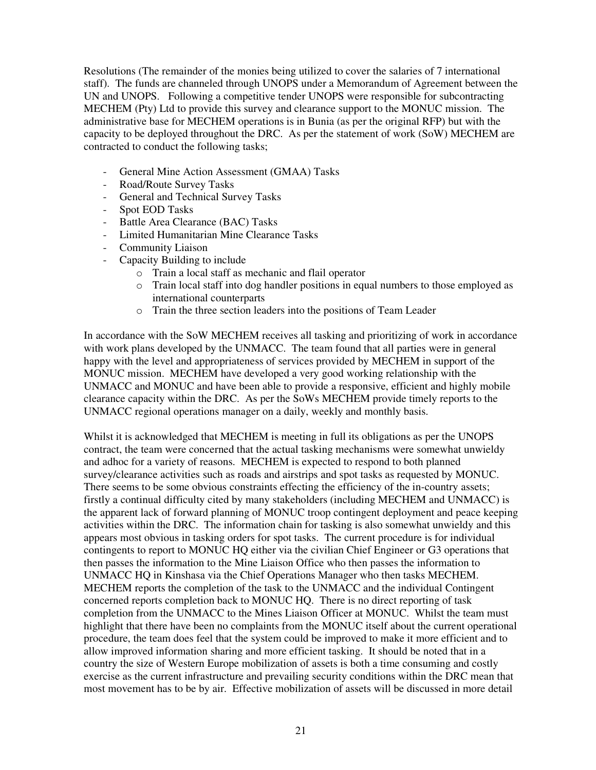Resolutions (The remainder of the monies being utilized to cover the salaries of 7 international staff). The funds are channeled through UNOPS under a Memorandum of Agreement between the UN and UNOPS. Following a competitive tender UNOPS were responsible for subcontracting MECHEM (Pty) Ltd to provide this survey and clearance support to the MONUC mission. The administrative base for MECHEM operations is in Bunia (as per the original RFP) but with the capacity to be deployed throughout the DRC. As per the statement of work (SoW) MECHEM are contracted to conduct the following tasks;

- General Mine Action Assessment (GMAA) Tasks
- Road/Route Survey Tasks
- General and Technical Survey Tasks
- Spot EOD Tasks
- Battle Area Clearance (BAC) Tasks
- Limited Humanitarian Mine Clearance Tasks
- Community Liaison
- Capacity Building to include
    - Train a local staff as mechanic and flail operator
    - Train local staff into dog handler positions in equal numbers to those employed as international counterparts
    - Train the three section leaders into the positions of Team Leader

In accordance with the SoW MECHEM receives all tasking and prioritizing of work in accordance with work plans developed by the UNMACC. The team found that all parties were in general happy with the level and appropriateness of services provided by MECHEM in support of the MONUC mission. MECHEM have developed a very good working relationship with the UNMACC and MONUC and have been able to provide a responsive, efficient and highly mobile clearance capacity within the DRC. As per the SoWs MECHEM provide timely reports to the UNMACC regional operations manager on a daily, weekly and monthly basis.

Whilst it is acknowledged that MECHEM is meeting in full its obligations as per the UNOPS contract, the team were concerned that the actual tasking mechanisms were somewhat unwieldy and adhoc for a variety of reasons. MECHEM is expected to respond to both planned survey/clearance activities such as roads and airstrips and spot tasks as requested by MONUC. There seems to be some obvious constraints effecting the efficiency of the in-country assets; firstly a continual difficulty cited by many stakeholders (including MECHEM and UNMACC) is the apparent lack of forward planning of MONUC troop contingent deployment and peace keeping activities within the DRC. The information chain for tasking is also somewhat unwieldy and this appears most obvious in tasking orders for spot tasks. The current procedure is for individual contingents to report to MONUC HQ either via the civilian Chief Engineer or G3 operations that then passes the information to the Mine Liaison Office who then passes the information to UNMACC HQ in Kinshasa via the Chief Operations Manager who then tasks MECHEM. MECHEM reports the completion of the task to the UNMACC and the individual Contingent concerned reports completion back to MONUC HQ. There is no direct reporting of task completion from the UNMACC to the Mines Liaison Officer at MONUC. Whilst the team must highlight that there have been no complaints from the MONUC itself about the current operational procedure, the team does feel that the system could be improved to make it more efficient and to allow improved information sharing and more efficient tasking. It should be noted that in a country the size of Western Europe mobilization of assets is both a time consuming and costly exercise as the current infrastructure and prevailing security conditions within the DRC mean that most movement has to be by air. Effective mobilization of assets will be discussed in more detail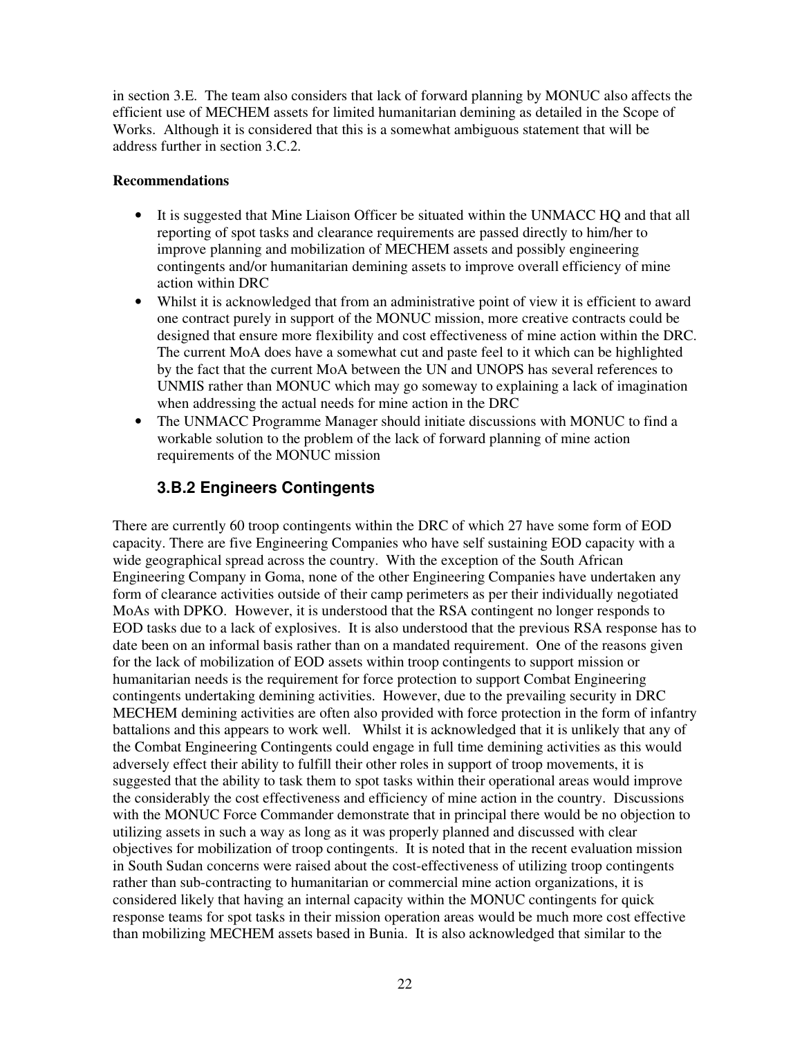in section 3.E. The team also considers that lack of forward planning by MONUC also affects the efficient use of MECHEM assets for limited humanitarian demining as detailed in the Scope of Works. Although it is considered that this is a somewhat ambiguous statement that will be address further in section 3.C.2.

**Recommendations**

- It is suggested that Mine Liaison Officer be situated within the UNMACC HQ and that all reporting of spot tasks and clearance requirements are passed directly to him/her to improve planning and mobilization of MECHEM assets and possibly engineering contingents and/or humanitarian demining assets to improve overall efficiency of mine action within DRC
- Whilst it is acknowledged that from an administrative point of view it is efficient to award one contract purely in support of the MONUC mission, more creative contracts could be designed that ensure more flexibility and cost effectiveness of mine action within the DRC. The current MoA does have a somewhat cut and paste feel to it which can be highlighted by the fact that the current MoA between the UN and UNOPS has several references to UNMIS rather than MONUC which may go someway to explaining a lack of imagination when addressing the actual needs for mine action in the DRC
- The UNMACC Programme Manager should initiate discussions with MONUC to find a workable solution to the problem of the lack of forward planning of mine action requirements of the MONUC mission

### 3.B.2 Engineers Contingents

There are currently 60 troop contingents within the DRC of which 27 have some form of EOD capacity. There are five Engineering Companies who have self sustaining EOD capacity with a wide geographical spread across the country. With the exception of the South African Engineering Company in Goma, none of the other Engineering Companies have undertaken any form of clearance activities outside of their camp perimeters as per their individually negotiated MoAs with DPKO. However, it is understood that the RSA contingent no longer responds to EOD tasks due to a lack of explosives. It is also understood that the previous RSA response has to date been on an informal basis rather than on a mandated requirement. One of the reasons given for the lack of mobilization of EOD assets within troop contingents to support mission or humanitarian needs is the requirement for force protection to support Combat Engineering contingents undertaking demining activities. However, due to the prevailing security in DRC MECHEM demining activities are often also provided with force protection in the form of infantry battalions and this appears to work well. Whilst it is acknowledged that it is unlikely that any of the Combat Engineering Contingents could engage in full time demining activities as this would adversely effect their ability to fulfill their other roles in support of troop movements, it is suggested that the ability to task them to spot tasks within their operational areas would improve the considerably the cost effectiveness and efficiency of mine action in the country. Discussions with the MONUC Force Commander demonstrate that in principal there would be no objection to utilizing assets in such a way as long as it was properly planned and discussed with clear objectives for mobilization of troop contingents. It is noted that in the recent evaluation mission in South Sudan concerns were raised about the cost-effectiveness of utilizing troop contingents rather than sub-contracting to humanitarian or commercial mine action organizations, it is considered likely that having an internal capacity within the MONUC contingents for quick response teams for spot tasks in their mission operation areas would be much more cost effective than mobilizing MECHEM assets based in Bunia. It is also acknowledged that similar to the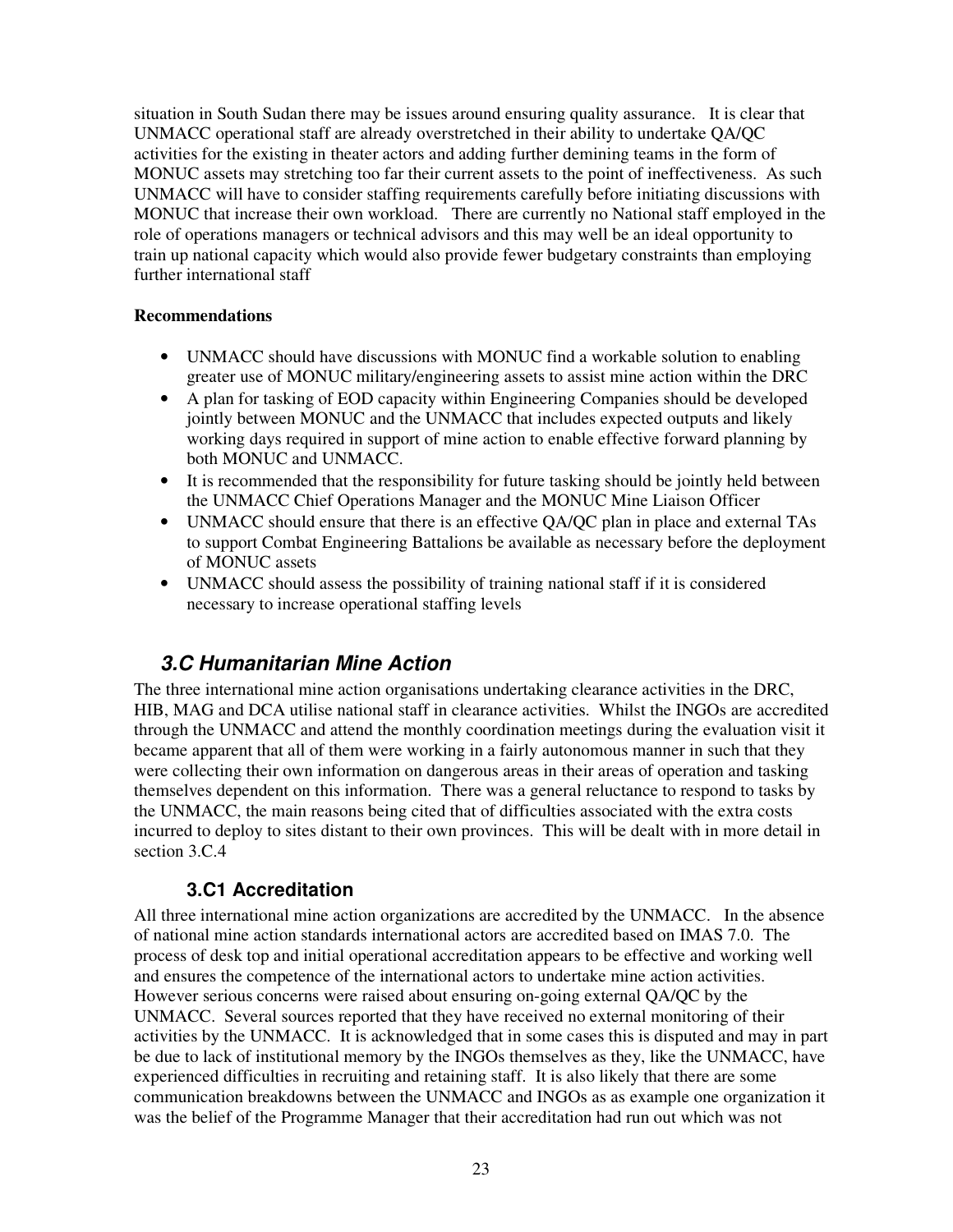situation in South Sudan there may be issues around ensuring quality assurance. It is clear that UNMACC operational staff are already overstretched in their ability to undertake QA/QC activities for the existing in theater actors and adding further demining teams in the form of MONUC assets may stretching too far their current assets to the point of ineffectiveness. As such UNMACC will have to consider staffing requirements carefully before initiating discussions with MONUC that increase their own workload. There are currently no National staff employed in the role of operations managers or technical advisors and this may well be an ideal opportunity to train up national capacity which would also provide fewer budgetary constraints than employing further international staff

**Recommendations**

- UNMACC should have discussions with MONUC find a workable solution to enabling greater use of MONUC military/engineering assets to assist mine action within the DRC
- A plan for tasking of EOD capacity within Engineering Companies should be developed jointly between MONUC and the UNMACC that includes expected outputs and likely working days required in support of mine action to enable effective forward planning by both MONUC and UNMACC.
- It is recommended that the responsibility for future tasking should be jointly held between the UNMACC Chief Operations Manager and the MONUC Mine Liaison Officer
- UNMACC should ensure that there is an effective QA/QC plan in place and external TAs to support Combat Engineering Battalions be available as necessary before the deployment of MONUC assets
- UNMACC should assess the possibility of training national staff if it is considered necessary to increase operational staffing levels

## *3.C Humanitarian Mine Action*

The three international mine action organisations undertaking clearance activities in the DRC, HIB, MAG and DCA utilise national staff in clearance activities. Whilst the INGOs are accredited through the UNMACC and attend the monthly coordination meetings during the evaluation visit it became apparent that all of them were working in a fairly autonomous manner in such that they were collecting their own information on dangerous areas in their areas of operation and tasking themselves dependent on this information. There was a general reluctance to respond to tasks by the UNMACC, the main reasons being cited that of difficulties associated with the extra costs incurred to deploy to sites distant to their own provinces. This will be dealt with in more detail in section 3.C.4

### 3.C1 Accreditation

All three international mine action organizations are accredited by the UNMACC. In the absence of national mine action standards international actors are accredited based on IMAS 7.0. The process of desk top and initial operational accreditation appears to be effective and working well and ensures the competence of the international actors to undertake mine action activities. However serious concerns were raised about ensuring on-going external QA/QC by the UNMACC. Several sources reported that they have received no external monitoring of their activities by the UNMACC. It is acknowledged that in some cases this is disputed and may in part be due to lack of institutional memory by the INGOs themselves as they, like the UNMACC, have experienced difficulties in recruiting and retaining staff. It is also likely that there are some communication breakdowns between the UNMACC and INGOs as as example one organization it was the belief of the Programme Manager that their accreditation had run out which was not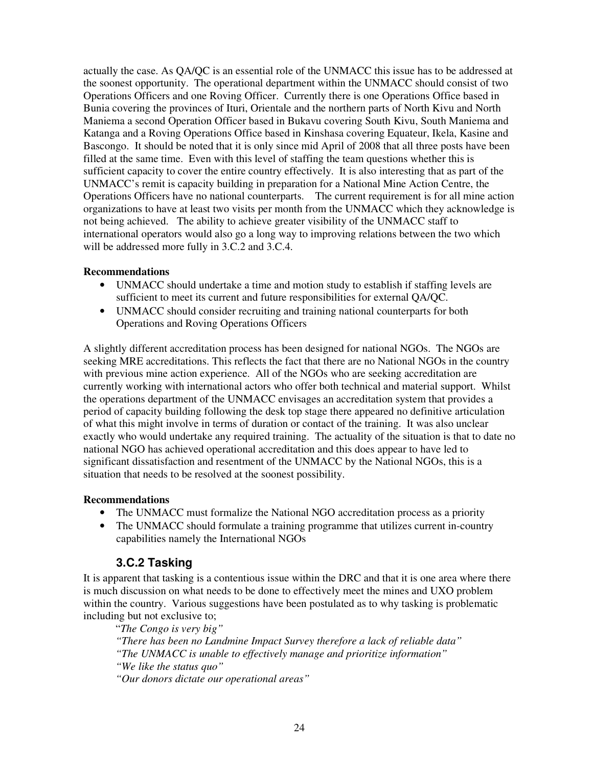actually the case. As QA/QC is an essential role of the UNMACC this issue has to be addressed at the soonest opportunity. The operational department within the UNMACC should consist of two Operations Officers and one Roving Officer. Currently there is one Operations Office based in Bunia covering the provinces of Ituri, Orientale and the northern parts of North Kivu and North Maniema a second Operation Officer based in Bukavu covering South Kivu, South Maniema and Katanga and a Roving Operations Office based in Kinshasa covering Equateur, Ikela, Kasine and Bascongo. It should be noted that it is only since mid April of 2008 that all three posts have been filled at the same time. Even with this level of staffing the team questions whether this is sufficient capacity to cover the entire country effectively. It is also interesting that as part of the UNMACC's remit is capacity building in preparation for a National Mine Action Centre, the Operations Officers have no national counterparts. The current requirement is for all mine action organizations to have at least two visits per month from the UNMACC which they acknowledge is not being achieved. The ability to achieve greater visibility of the UNMACC staff to international operators would also go a long way to improving relations between the two which will be addressed more fully in 3.C.2 and 3.C.4.

**Recommendations**

- UNMACC should undertake a time and motion study to establish if staffing levels are sufficient to meet its current and future responsibilities for external QA/QC.
- UNMACC should consider recruiting and training national counterparts for both Operations and Roving Operations Officers

A slightly different accreditation process has been designed for national NGOs. The NGOs are seeking MRE accreditations. This reflects the fact that there are no National NGOs in the country with previous mine action experience. All of the NGOs who are seeking accreditation are currently working with international actors who offer both technical and material support. Whilst the operations department of the UNMACC envisages an accreditation system that provides a period of capacity building following the desk top stage there appeared no definitive articulation of what this might involve in terms of duration or contact of the training. It was also unclear exactly who would undertake any required training. The actuality of the situation is that to date no national NGO has achieved operational accreditation and this does appear to have led to significant dissatisfaction and resentment of the UNMACC by the National NGOs, this is a situation that needs to be resolved at the soonest possibility.

**Recommendations**

- The UNMACC must formalize the National NGO accreditation process as a priority
- The UNMACC should formulate a training programme that utilizes current in-country capabilities namely the International NGOs

### 3.C.2 Tasking

It is apparent that tasking is a contentious issue within the DRC and that it is one area where there is much discussion on what needs to be done to effectively meet the mines and UXO problem within the country. Various suggestions have been postulated as to why tasking is problematic including but not exclusive to;

"*The Congo is very big"*
*"There has been no Landmine Impact Survey therefore a lack of reliable data"*
*"The UNMACC is unable to effectively manage and prioritize information"*
*"We like the status quo"*
*"Our donors dictate our operational areas"*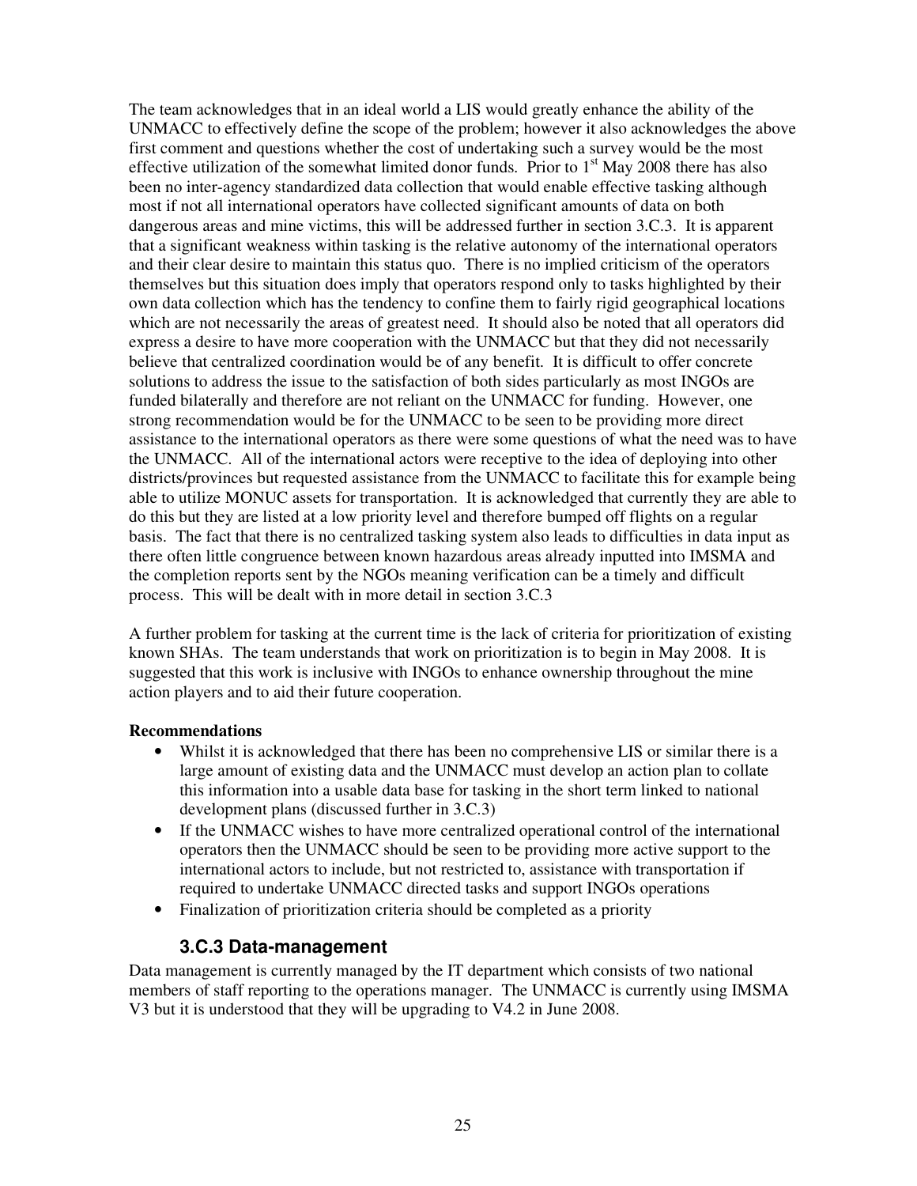The team acknowledges that in an ideal world a LIS would greatly enhance the ability of the UNMACC to effectively define the scope of the problem; however it also acknowledges the above first comment and questions whether the cost of undertaking such a survey would be the most effective utilization of the somewhat limited donor funds. Prior to 1st May 2008 there has also been no inter-agency standardized data collection that would enable effective tasking although most if not all international operators have collected significant amounts of data on both dangerous areas and mine victims, this will be addressed further in section 3.C.3. It is apparent that a significant weakness within tasking is the relative autonomy of the international operators and their clear desire to maintain this status quo. There is no implied criticism of the operators themselves but this situation does imply that operators respond only to tasks highlighted by their own data collection which has the tendency to confine them to fairly rigid geographical locations which are not necessarily the areas of greatest need. It should also be noted that all operators did express a desire to have more cooperation with the UNMACC but that they did not necessarily believe that centralized coordination would be of any benefit. It is difficult to offer concrete solutions to address the issue to the satisfaction of both sides particularly as most INGOs are funded bilaterally and therefore are not reliant on the UNMACC for funding. However, one strong recommendation would be for the UNMACC to be seen to be providing more direct assistance to the international operators as there were some questions of what the need was to have the UNMACC. All of the international actors were receptive to the idea of deploying into other districts/provinces but requested assistance from the UNMACC to facilitate this for example being able to utilize MONUC assets for transportation. It is acknowledged that currently they are able to do this but they are listed at a low priority level and therefore bumped off flights on a regular basis. The fact that there is no centralized tasking system also leads to difficulties in data input as there often little congruence between known hazardous areas already inputted into IMSMA and the completion reports sent by the NGOs meaning verification can be a timely and difficult process. This will be dealt with in more detail in section 3.C.3

A further problem for tasking at the current time is the lack of criteria for prioritization of existing known SHAs. The team understands that work on prioritization is to begin in May 2008. It is suggested that this work is inclusive with INGOs to enhance ownership throughout the mine action players and to aid their future cooperation.

**Recommendations**

- Whilst it is acknowledged that there has been no comprehensive LIS or similar there is a large amount of existing data and the UNMACC must develop an action plan to collate this information into a usable data base for tasking in the short term linked to national development plans (discussed further in 3.C.3)
- If the UNMACC wishes to have more centralized operational control of the international operators then the UNMACC should be seen to be providing more active support to the international actors to include, but not restricted to, assistance with transportation if required to undertake UNMACC directed tasks and support INGOs operations
- Finalization of prioritization criteria should be completed as a priority

### 3.C.3 Data-management

Data management is currently managed by the IT department which consists of two national members of staff reporting to the operations manager. The UNMACC is currently using IMSMA V3 but it is understood that they will be upgrading to V4.2 in June 2008.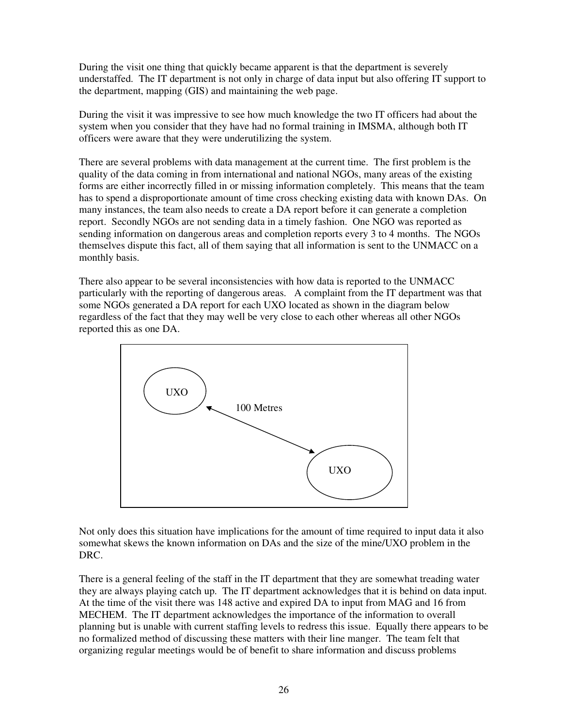During the visit one thing that quickly became apparent is that the department is severely understaffed. The IT department is not only in charge of data input but also offering IT support to the department, mapping (GIS) and maintaining the web page.

During the visit it was impressive to see how much knowledge the two IT officers had about the system when you consider that they have had no formal training in IMSMA, although both IT officers were aware that they were underutilizing the system.

There are several problems with data management at the current time. The first problem is the quality of the data coming in from international and national NGOs, many areas of the existing forms are either incorrectly filled in or missing information completely. This means that the team has to spend a disproportionate amount of time cross checking existing data with known DAs. On many instances, the team also needs to create a DA report before it can generate a completion report. Secondly NGOs are not sending data in a timely fashion. One NGO was reported as sending information on dangerous areas and completion reports every 3 to 4 months. The NGOs themselves dispute this fact, all of them saying that all information is sent to the UNMACC on a monthly basis.

There also appear to be several inconsistencies with how data is reported to the UNMACC particularly with the reporting of dangerous areas. A complaint from the IT department was that some NGOs generated a DA report for each UXO located as shown in the diagram below regardless of the fact that they may well be very close to each other whereas all other NGOs reported this as one DA.

UXO

100 Metres

UXO

Not only does this situation have implications for the amount of time required to input data it also somewhat skews the known information on DAs and the size of the mine/UXO problem in the DRC.

There is a general feeling of the staff in the IT department that they are somewhat treading water they are always playing catch up. The IT department acknowledges that it is behind on data input. At the time of the visit there was 148 active and expired DA to input from MAG and 16 from MECHEM. The IT department acknowledges the importance of the information to overall planning but is unable with current staffing levels to redress this issue. Equally there appears to be no formalized method of discussing these matters with their line manger. The team felt that organizing regular meetings would be of benefit to share information and discuss problems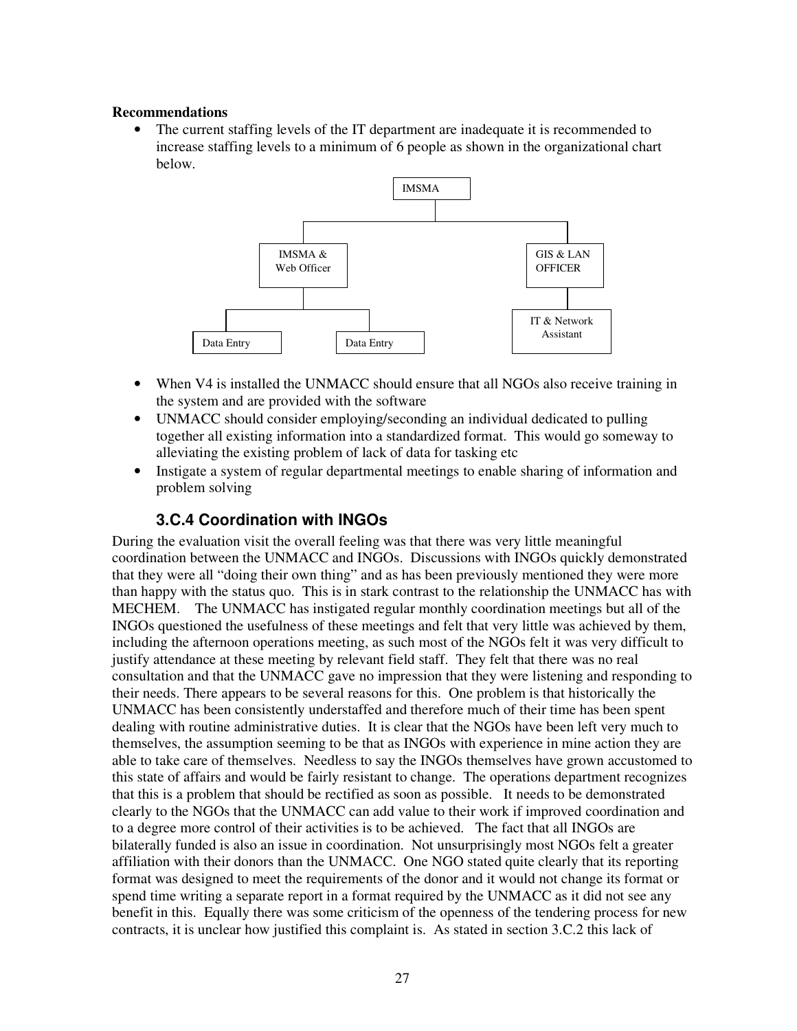**Recommendations**

- The current staffing levels of the IT department are inadequate it is recommended to increase staffing levels to a minimum of 6 people as shown in the organizational chart below.

- IMSMA
  - IMSMA & Web Officer
    - Data Entry
    - Data Entry
  - GIS & LAN OFFICER
    - IT & Network Assistant

- When V4 is installed the UNMACC should ensure that all NGOs also receive training in the system and are provided with the software
- UNMACC should consider employing/seconding an individual dedicated to pulling together all existing information into a standardized format. This would go someway to alleviating the existing problem of lack of data for tasking etc
- Instigate a system of regular departmental meetings to enable sharing of information and problem solving

### 3.C.4 Coordination with INGOs

During the evaluation visit the overall feeling was that there was very little meaningful coordination between the UNMACC and INGOs. Discussions with INGOs quickly demonstrated that they were all "doing their own thing" and as has been previously mentioned they were more than happy with the status quo. This is in stark contrast to the relationship the UNMACC has with MECHEM. The UNMACC has instigated regular monthly coordination meetings but all of the INGOs questioned the usefulness of these meetings and felt that very little was achieved by them, including the afternoon operations meeting, as such most of the NGOs felt it was very difficult to justify attendance at these meeting by relevant field staff. They felt that there was no real consultation and that the UNMACC gave no impression that they were listening and responding to their needs. There appears to be several reasons for this. One problem is that historically the UNMACC has been consistently understaffed and therefore much of their time has been spent dealing with routine administrative duties. It is clear that the NGOs have been left very much to themselves, the assumption seeming to be that as INGOs with experience in mine action they are able to take care of themselves. Needless to say the INGOs themselves have grown accustomed to this state of affairs and would be fairly resistant to change. The operations department recognizes that this is a problem that should be rectified as soon as possible. It needs to be demonstrated clearly to the NGOs that the UNMACC can add value to their work if improved coordination and to a degree more control of their activities is to be achieved. The fact that all INGOs are bilaterally funded is also an issue in coordination. Not unsurprisingly most NGOs felt a greater affiliation with their donors than the UNMACC. One NGO stated quite clearly that its reporting format was designed to meet the requirements of the donor and it would not change its format or spend time writing a separate report in a format required by the UNMACC as it did not see any benefit in this. Equally there was some criticism of the openness of the tendering process for new contracts, it is unclear how justified this complaint is. As stated in section 3.C.2 this lack of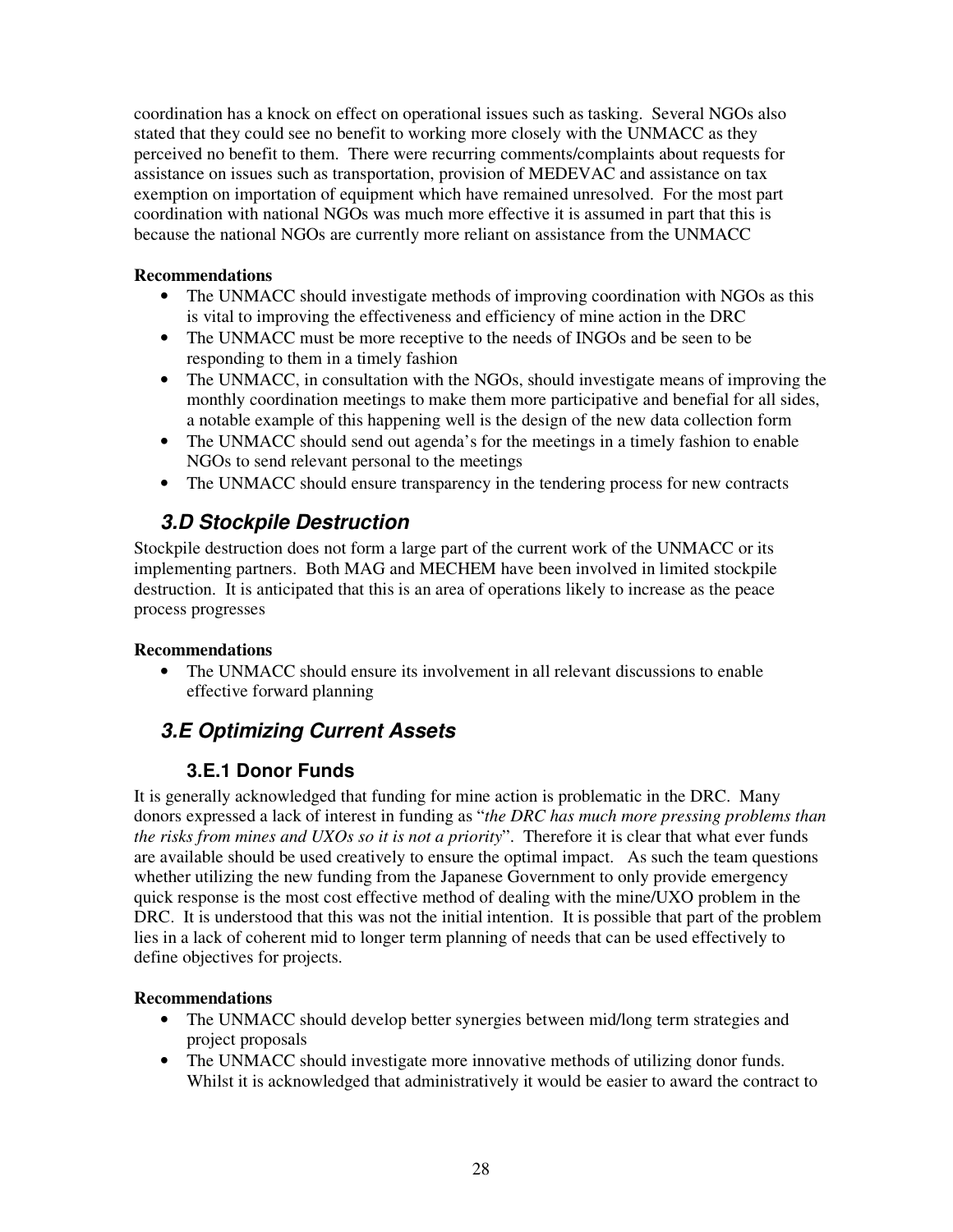coordination has a knock on effect on operational issues such as tasking. Several NGOs also stated that they could see no benefit to working more closely with the UNMACC as they perceived no benefit to them. There were recurring comments/complaints about requests for assistance on issues such as transportation, provision of MEDEVAC and assistance on tax exemption on importation of equipment which have remained unresolved. For the most part coordination with national NGOs was much more effective it is assumed in part that this is because the national NGOs are currently more reliant on assistance from the UNMACC

**Recommendations**

- The UNMACC should investigate methods of improving coordination with NGOs as this is vital to improving the effectiveness and efficiency of mine action in the DRC
- The UNMACC must be more receptive to the needs of INGOs and be seen to be responding to them in a timely fashion
- The UNMACC, in consultation with the NGOs, should investigate means of improving the monthly coordination meetings to make them more participative and benefial for all sides, a notable example of this happening well is the design of the new data collection form
- The UNMACC should send out agenda's for the meetings in a timely fashion to enable NGOs to send relevant personal to the meetings
- The UNMACC should ensure transparency in the tendering process for new contracts

## 3.D Stockpile Destruction

Stockpile destruction does not form a large part of the current work of the UNMACC or its implementing partners. Both MAG and MECHEM have been involved in limited stockpile destruction. It is anticipated that this is an area of operations likely to increase as the peace process progresses

**Recommendations**

- The UNMACC should ensure its involvement in all relevant discussions to enable effective forward planning

## 3.E Optimizing Current Assets

### 3.E.1 Donor Funds

It is generally acknowledged that funding for mine action is problematic in the DRC. Many donors expressed a lack of interest in funding as "*the DRC has much more pressing problems than the risks from mines and UXOs so it is not a priority*". Therefore it is clear that what ever funds are available should be used creatively to ensure the optimal impact. As such the team questions whether utilizing the new funding from the Japanese Government to only provide emergency quick response is the most cost effective method of dealing with the mine/UXO problem in the DRC. It is understood that this was not the initial intention. It is possible that part of the problem lies in a lack of coherent mid to longer term planning of needs that can be used effectively to define objectives for projects.

**Recommendations**

- The UNMACC should develop better synergies between mid/long term strategies and project proposals
- The UNMACC should investigate more innovative methods of utilizing donor funds. Whilst it is acknowledged that administratively it would be easier to award the contract to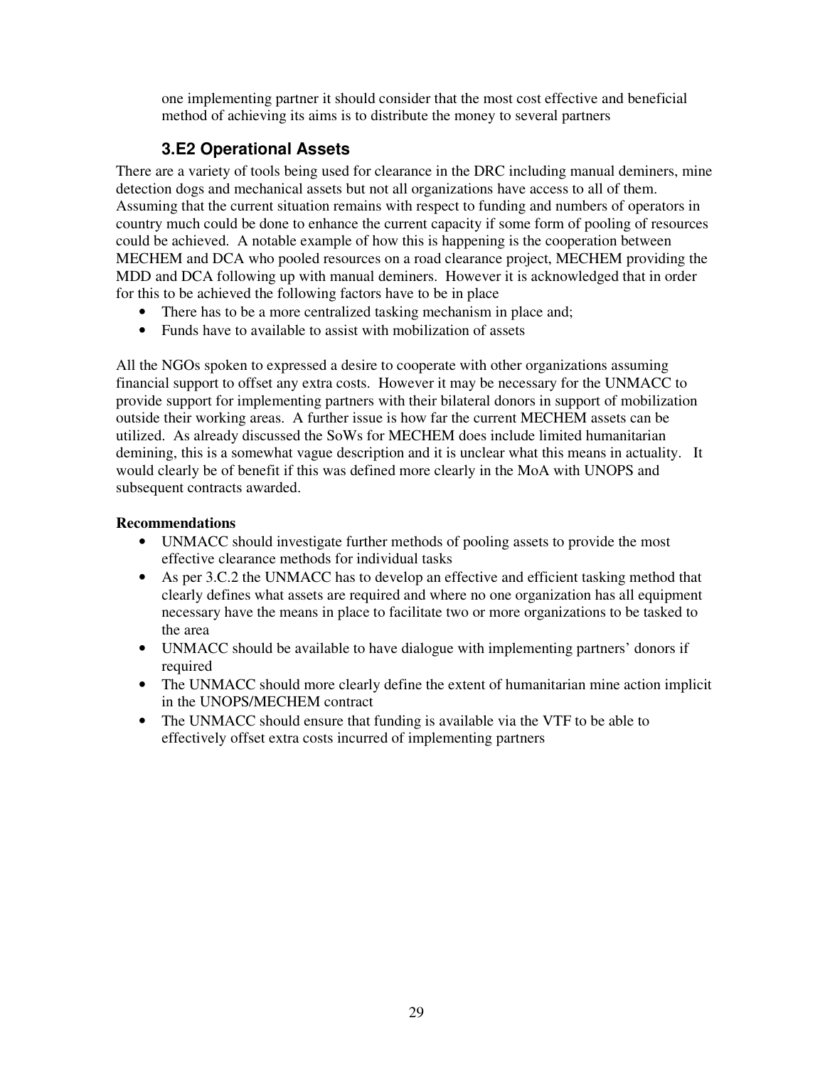one implementing partner it should consider that the most cost effective and beneficial method of achieving its aims is to distribute the money to several partners

### 3.E2 Operational Assets

There are a variety of tools being used for clearance in the DRC including manual deminers, mine detection dogs and mechanical assets but not all organizations have access to all of them. Assuming that the current situation remains with respect to funding and numbers of operators in country much could be done to enhance the current capacity if some form of pooling of resources could be achieved. A notable example of how this is happening is the cooperation between MECHEM and DCA who pooled resources on a road clearance project, MECHEM providing the MDD and DCA following up with manual deminers. However it is acknowledged that in order for this to be achieved the following factors have to be in place

- There has to be a more centralized tasking mechanism in place and;
- Funds have to available to assist with mobilization of assets

All the NGOs spoken to expressed a desire to cooperate with other organizations assuming financial support to offset any extra costs. However it may be necessary for the UNMACC to provide support for implementing partners with their bilateral donors in support of mobilization outside their working areas. A further issue is how far the current MECHEM assets can be utilized. As already discussed the SoWs for MECHEM does include limited humanitarian demining, this is a somewhat vague description and it is unclear what this means in actuality. It would clearly be of benefit if this was defined more clearly in the MoA with UNOPS and subsequent contracts awarded.

**Recommendations**

- UNMACC should investigate further methods of pooling assets to provide the most effective clearance methods for individual tasks
- As per 3.C.2 the UNMACC has to develop an effective and efficient tasking method that clearly defines what assets are required and where no one organization has all equipment necessary have the means in place to facilitate two or more organizations to be tasked to the area
- UNMACC should be available to have dialogue with implementing partners' donors if required
- The UNMACC should more clearly define the extent of humanitarian mine action implicit in the UNOPS/MECHEM contract
- The UNMACC should ensure that funding is available via the VTF to be able to effectively offset extra costs incurred of implementing partners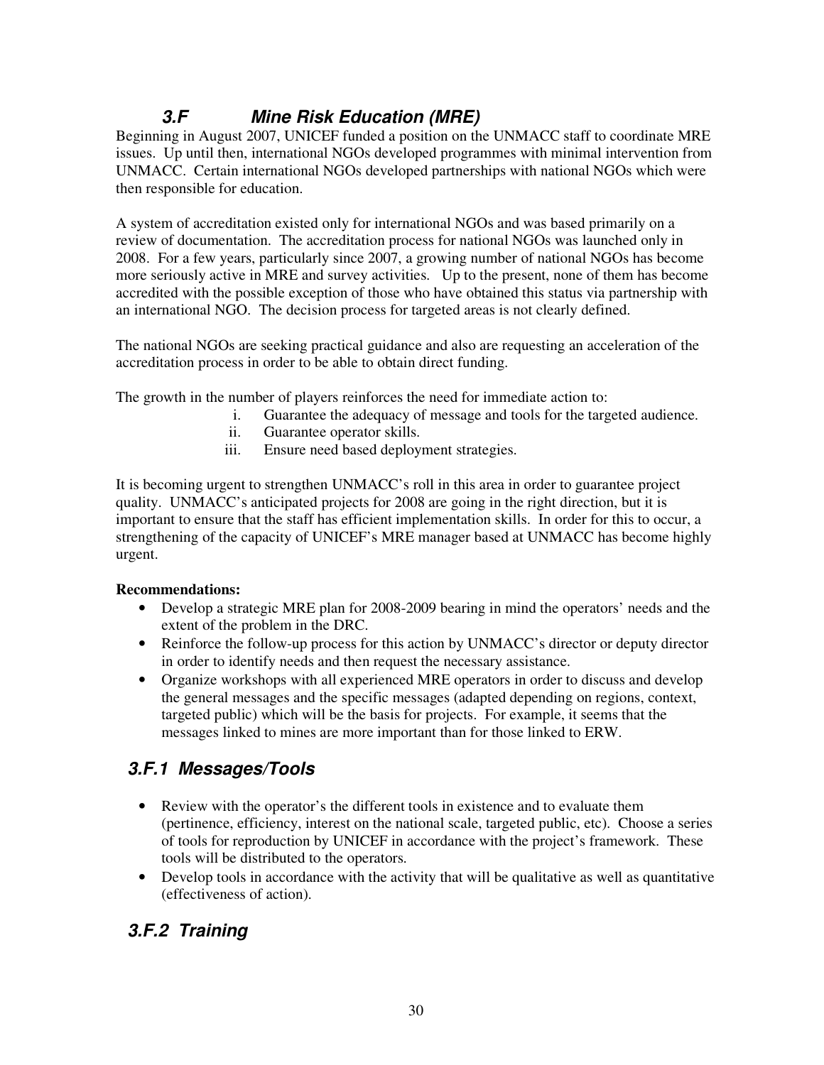## 3.F Mine Risk Education (MRE)

Beginning in August 2007, UNICEF funded a position on the UNMACC staff to coordinate MRE issues. Up until then, international NGOs developed programmes with minimal intervention from UNMACC. Certain international NGOs developed partnerships with national NGOs which were then responsible for education.

A system of accreditation existed only for international NGOs and was based primarily on a review of documentation. The accreditation process for national NGOs was launched only in 2008. For a few years, particularly since 2007, a growing number of national NGOs has become more seriously active in MRE and survey activities. Up to the present, none of them has become accredited with the possible exception of those who have obtained this status via partnership with an international NGO. The decision process for targeted areas is not clearly defined.

The national NGOs are seeking practical guidance and also are requesting an acceleration of the accreditation process in order to be able to obtain direct funding.

The growth in the number of players reinforces the need for immediate action to:

i. Guarantee the adequacy of message and tools for the targeted audience.
ii. Guarantee operator skills.
iii. Ensure need based deployment strategies.

It is becoming urgent to strengthen UNMACC's roll in this area in order to guarantee project quality. UNMACC's anticipated projects for 2008 are going in the right direction, but it is important to ensure that the staff has efficient implementation skills. In order for this to occur, a strengthening of the capacity of UNICEF's MRE manager based at UNMACC has become highly urgent.

**Recommendations:**

- Develop a strategic MRE plan for 2008-2009 bearing in mind the operators' needs and the extent of the problem in the DRC.
- Reinforce the follow-up process for this action by UNMACC's director or deputy director in order to identify needs and then request the necessary assistance.
- Organize workshops with all experienced MRE operators in order to discuss and develop the general messages and the specific messages (adapted depending on regions, context, targeted public) which will be the basis for projects. For example, it seems that the messages linked to mines are more important than for those linked to ERW.

### 3.F.1 Messages/Tools

- Review with the operator's the different tools in existence and to evaluate them (pertinence, efficiency, interest on the national scale, targeted public, etc). Choose a series of tools for reproduction by UNICEF in accordance with the project's framework. These tools will be distributed to the operators.
- Develop tools in accordance with the activity that will be qualitative as well as quantitative (effectiveness of action).

### 3.F.2 Training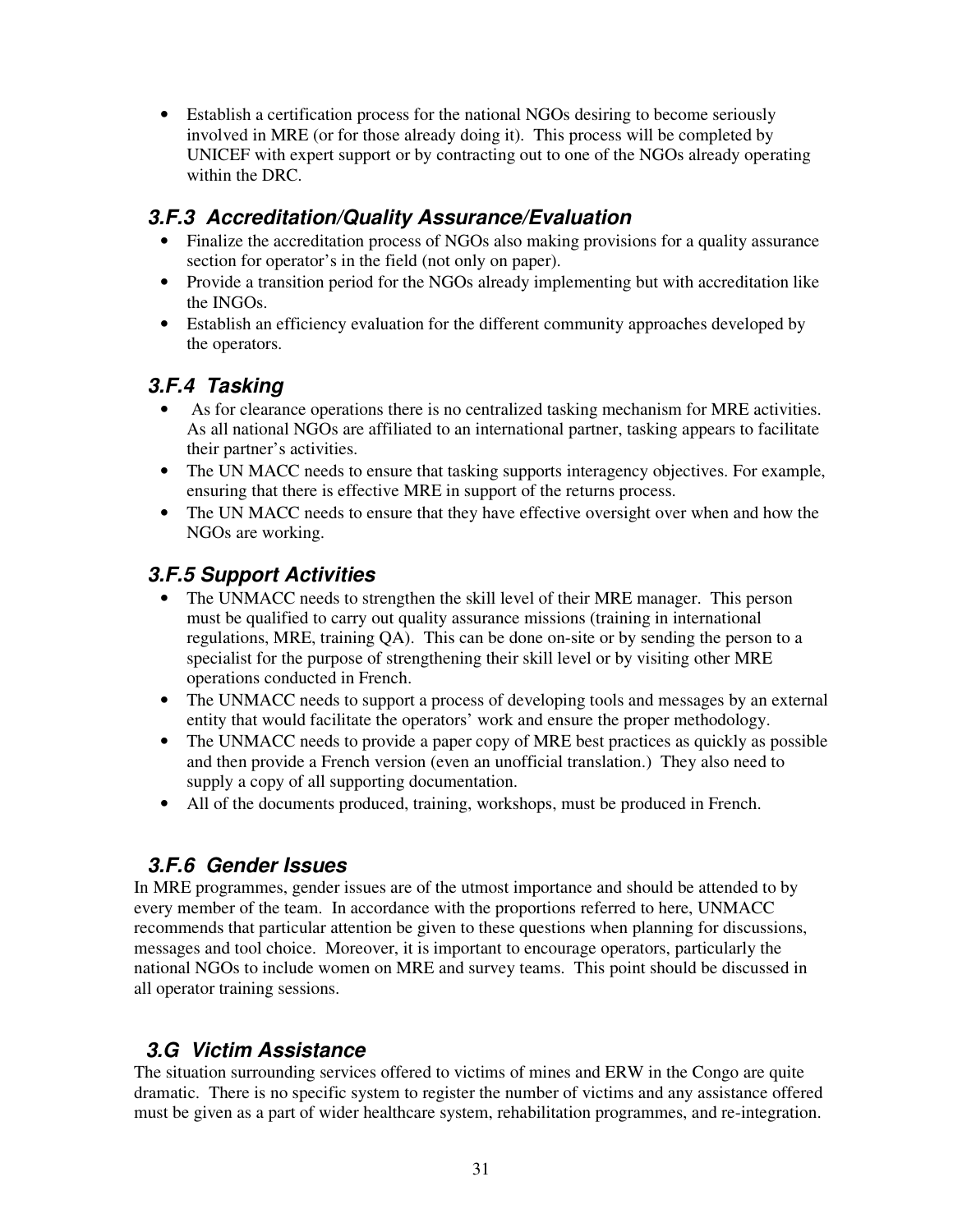- Establish a certification process for the national NGOs desiring to become seriously involved in MRE (or for those already doing it). This process will be completed by UNICEF with expert support or by contracting out to one of the NGOs already operating within the DRC.

### *3.F.3 Accreditation/Quality Assurance/Evaluation*

- Finalize the accreditation process of NGOs also making provisions for a quality assurance section for operator's in the field (not only on paper).
- Provide a transition period for the NGOs already implementing but with accreditation like the INGOs.
- Establish an efficiency evaluation for the different community approaches developed by the operators.

### *3.F.4 Tasking*

- As for clearance operations there is no centralized tasking mechanism for MRE activities. As all national NGOs are affiliated to an international partner, tasking appears to facilitate their partner's activities.
- The UN MACC needs to ensure that tasking supports interagency objectives. For example, ensuring that there is effective MRE in support of the returns process.
- The UN MACC needs to ensure that they have effective oversight over when and how the NGOs are working.

### *3.F.5 Support Activities*

- The UNMACC needs to strengthen the skill level of their MRE manager. This person must be qualified to carry out quality assurance missions (training in international regulations, MRE, training QA). This can be done on-site or by sending the person to a specialist for the purpose of strengthening their skill level or by visiting other MRE operations conducted in French.
- The UNMACC needs to support a process of developing tools and messages by an external entity that would facilitate the operators' work and ensure the proper methodology.
- The UNMACC needs to provide a paper copy of MRE best practices as quickly as possible and then provide a French version (even an unofficial translation.) They also need to supply a copy of all supporting documentation.
- All of the documents produced, training, workshops, must be produced in French.

### *3.F.6 Gender Issues*

In MRE programmes, gender issues are of the utmost importance and should be attended to by every member of the team. In accordance with the proportions referred to here, UNMACC recommends that particular attention be given to these questions when planning for discussions, messages and tool choice. Moreover, it is important to encourage operators, particularly the national NGOs to include women on MRE and survey teams. This point should be discussed in all operator training sessions.

## *3.G Victim Assistance*

The situation surrounding services offered to victims of mines and ERW in the Congo are quite dramatic. There is no specific system to register the number of victims and any assistance offered must be given as a part of wider healthcare system, rehabilitation programmes, and re-integration.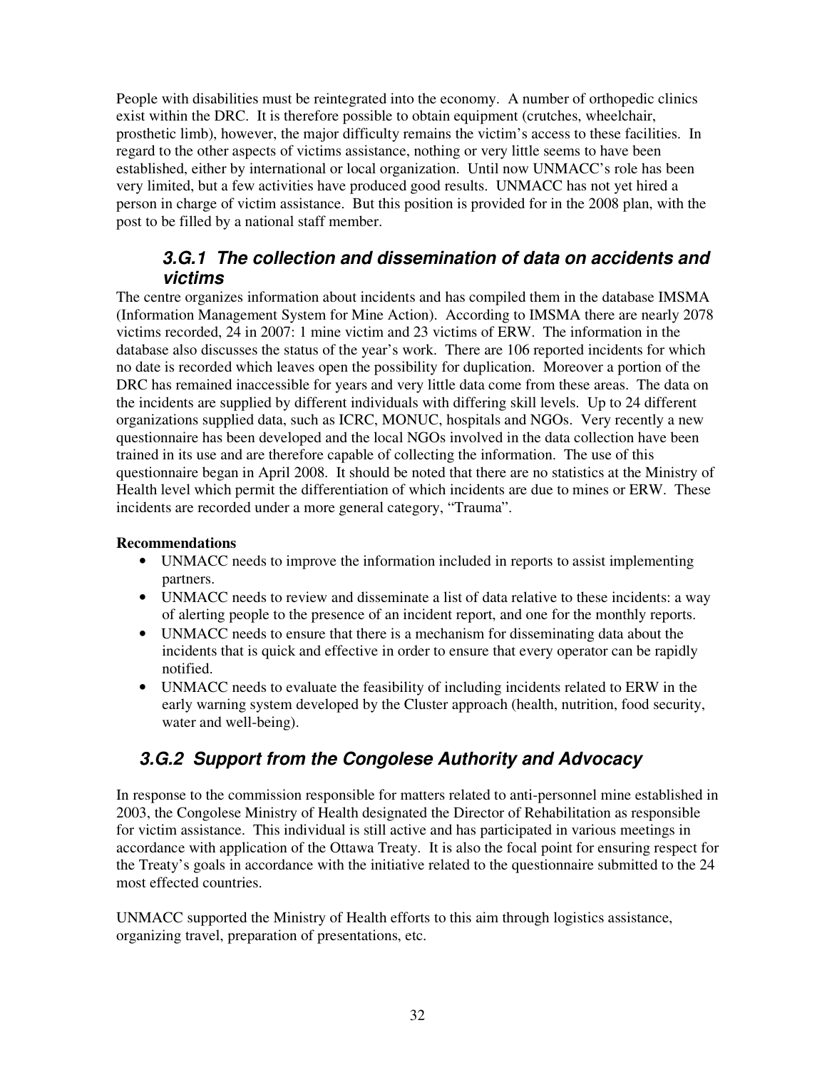People with disabilities must be reintegrated into the economy. A number of orthopedic clinics exist within the DRC. It is therefore possible to obtain equipment (crutches, wheelchair, prosthetic limb), however, the major difficulty remains the victim's access to these facilities. In regard to the other aspects of victims assistance, nothing or very little seems to have been established, either by international or local organization. Until now UNMACC's role has been very limited, but a few activities have produced good results. UNMACC has not yet hired a person in charge of victim assistance. But this position is provided for in the 2008 plan, with the post to be filled by a national staff member.

### *3.G.1 The collection and dissemination of data on accidents and victims*

The centre organizes information about incidents and has compiled them in the database IMSMA (Information Management System for Mine Action). According to IMSMA there are nearly 2078 victims recorded, 24 in 2007: 1 mine victim and 23 victims of ERW. The information in the database also discusses the status of the year's work. There are 106 reported incidents for which no date is recorded which leaves open the possibility for duplication. Moreover a portion of the DRC has remained inaccessible for years and very little data come from these areas. The data on the incidents are supplied by different individuals with differing skill levels. Up to 24 different organizations supplied data, such as ICRC, MONUC, hospitals and NGOs. Very recently a new questionnaire has been developed and the local NGOs involved in the data collection have been trained in its use and are therefore capable of collecting the information. The use of this questionnaire began in April 2008. It should be noted that there are no statistics at the Ministry of Health level which permit the differentiation of which incidents are due to mines or ERW. These incidents are recorded under a more general category, "Trauma".

**Recommendations**

- UNMACC needs to improve the information included in reports to assist implementing partners.
- UNMACC needs to review and disseminate a list of data relative to these incidents: a way of alerting people to the presence of an incident report, and one for the monthly reports.
- UNMACC needs to ensure that there is a mechanism for disseminating data about the incidents that is quick and effective in order to ensure that every operator can be rapidly notified.
- UNMACC needs to evaluate the feasibility of including incidents related to ERW in the early warning system developed by the Cluster approach (health, nutrition, food security, water and well-being).

### *3.G.2 Support from the Congolese Authority and Advocacy*

In response to the commission responsible for matters related to anti-personnel mine established in 2003, the Congolese Ministry of Health designated the Director of Rehabilitation as responsible for victim assistance. This individual is still active and has participated in various meetings in accordance with application of the Ottawa Treaty. It is also the focal point for ensuring respect for the Treaty's goals in accordance with the initiative related to the questionnaire submitted to the 24 most effected countries.

UNMACC supported the Ministry of Health efforts to this aim through logistics assistance, organizing travel, preparation of presentations, etc.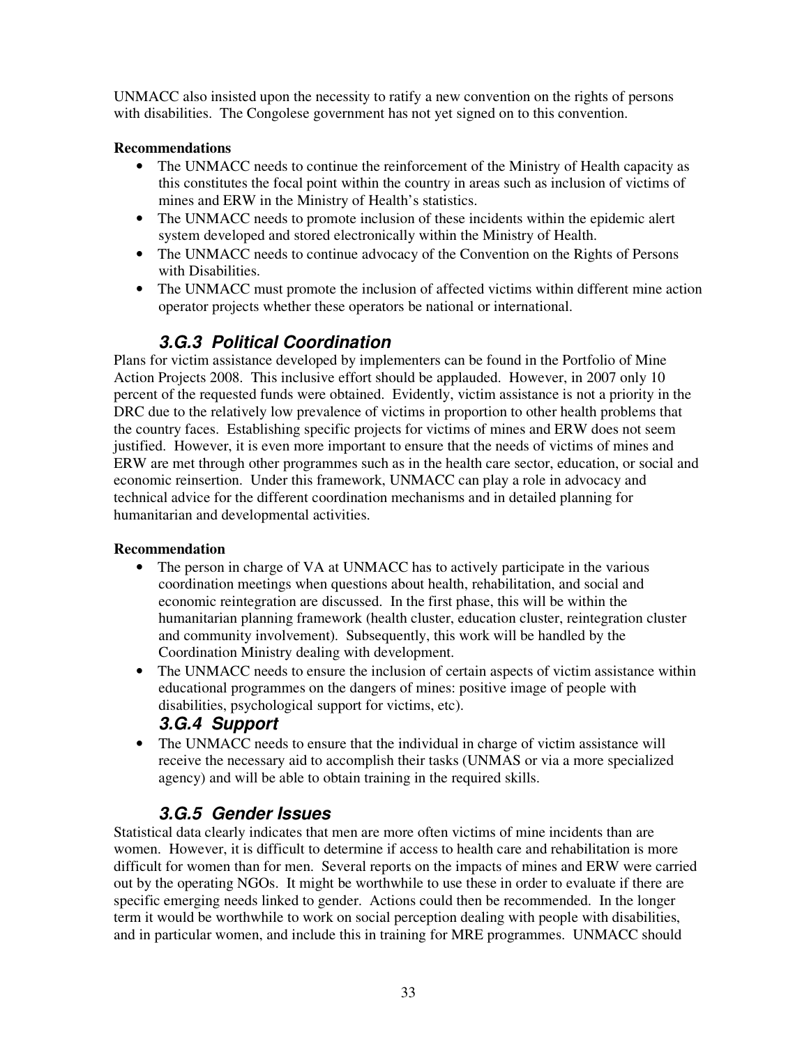UNMACC also insisted upon the necessity to ratify a new convention on the rights of persons with disabilities. The Congolese government has not yet signed on to this convention.

**Recommendations**

- The UNMACC needs to continue the reinforcement of the Ministry of Health capacity as this constitutes the focal point within the country in areas such as inclusion of victims of mines and ERW in the Ministry of Health's statistics.
- The UNMACC needs to promote inclusion of these incidents within the epidemic alert system developed and stored electronically within the Ministry of Health.
- The UNMACC needs to continue advocacy of the Convention on the Rights of Persons with Disabilities.
- The UNMACC must promote the inclusion of affected victims within different mine action operator projects whether these operators be national or international.

### *3.G.3 Political Coordination*

Plans for victim assistance developed by implementers can be found in the Portfolio of Mine Action Projects 2008. This inclusive effort should be applauded. However, in 2007 only 10 percent of the requested funds were obtained. Evidently, victim assistance is not a priority in the DRC due to the relatively low prevalence of victims in proportion to other health problems that the country faces. Establishing specific projects for victims of mines and ERW does not seem justified. However, it is even more important to ensure that the needs of victims of mines and ERW are met through other programmes such as in the health care sector, education, or social and economic reinsertion. Under this framework, UNMACC can play a role in advocacy and technical advice for the different coordination mechanisms and in detailed planning for humanitarian and developmental activities.

**Recommendation**

- The person in charge of VA at UNMACC has to actively participate in the various coordination meetings when questions about health, rehabilitation, and social and economic reintegration are discussed. In the first phase, this will be within the humanitarian planning framework (health cluster, education cluster, reintegration cluster and community involvement). Subsequently, this work will be handled by the Coordination Ministry dealing with development.
- The UNMACC needs to ensure the inclusion of certain aspects of victim assistance within educational programmes on the dangers of mines: positive image of people with disabilities, psychological support for victims, etc).

### *3.G.4 Support*

- The UNMACC needs to ensure that the individual in charge of victim assistance will receive the necessary aid to accomplish their tasks (UNMAS or via a more specialized agency) and will be able to obtain training in the required skills.

### *3.G.5 Gender Issues*

Statistical data clearly indicates that men are more often victims of mine incidents than are women. However, it is difficult to determine if access to health care and rehabilitation is more difficult for women than for men. Several reports on the impacts of mines and ERW were carried out by the operating NGOs. It might be worthwhile to use these in order to evaluate if there are specific emerging needs linked to gender. Actions could then be recommended. In the longer term it would be worthwhile to work on social perception dealing with people with disabilities, and in particular women, and include this in training for MRE programmes. UNMACC should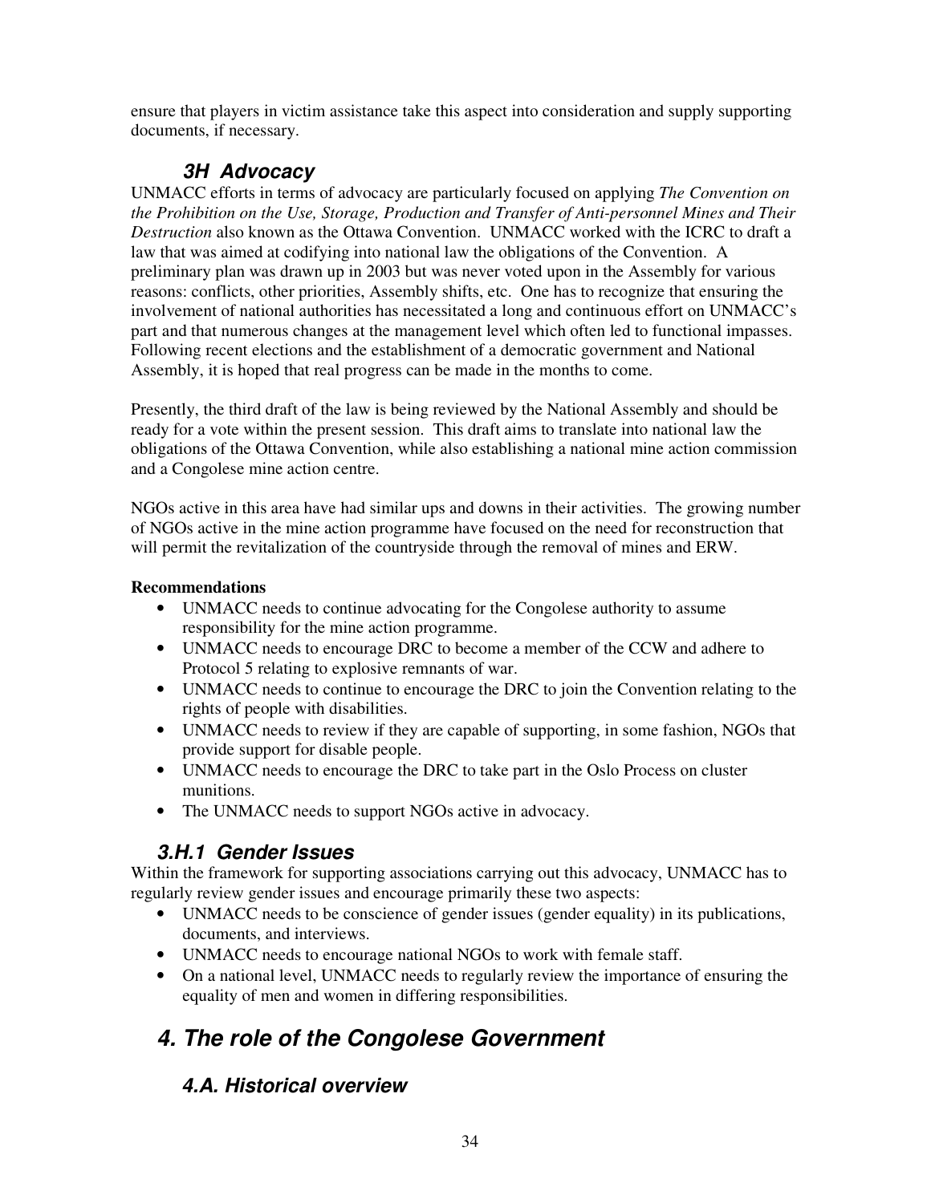ensure that players in victim assistance take this aspect into consideration and supply supporting documents, if necessary.

### 3H Advocacy

UNMACC efforts in terms of advocacy are particularly focused on applying *The Convention on the Prohibition on the Use, Storage, Production and Transfer of Anti-personnel Mines and Their Destruction* also known as the Ottawa Convention. UNMACC worked with the ICRC to draft a law that was aimed at codifying into national law the obligations of the Convention. A preliminary plan was drawn up in 2003 but was never voted upon in the Assembly for various reasons: conflicts, other priorities, Assembly shifts, etc. One has to recognize that ensuring the involvement of national authorities has necessitated a long and continuous effort on UNMACC's part and that numerous changes at the management level which often led to functional impasses. Following recent elections and the establishment of a democratic government and National Assembly, it is hoped that real progress can be made in the months to come.

Presently, the third draft of the law is being reviewed by the National Assembly and should be ready for a vote within the present session. This draft aims to translate into national law the obligations of the Ottawa Convention, while also establishing a national mine action commission and a Congolese mine action centre.

NGOs active in this area have had similar ups and downs in their activities. The growing number of NGOs active in the mine action programme have focused on the need for reconstruction that will permit the revitalization of the countryside through the removal of mines and ERW.

**Recommendations**

- UNMACC needs to continue advocating for the Congolese authority to assume responsibility for the mine action programme.
- UNMACC needs to encourage DRC to become a member of the CCW and adhere to Protocol 5 relating to explosive remnants of war.
- UNMACC needs to continue to encourage the DRC to join the Convention relating to the rights of people with disabilities.
- UNMACC needs to review if they are capable of supporting, in some fashion, NGOs that provide support for disable people.
- UNMACC needs to encourage the DRC to take part in the Oslo Process on cluster munitions.
- The UNMACC needs to support NGOs active in advocacy.

### 3.H.1 Gender Issues

Within the framework for supporting associations carrying out this advocacy, UNMACC has to regularly review gender issues and encourage primarily these two aspects:

- UNMACC needs to be conscience of gender issues (gender equality) in its publications, documents, and interviews.
- UNMACC needs to encourage national NGOs to work with female staff.
- On a national level, UNMACC needs to regularly review the importance of ensuring the equality of men and women in differing responsibilities.

## 4. The role of the Congolese Government

### 4.A. Historical overview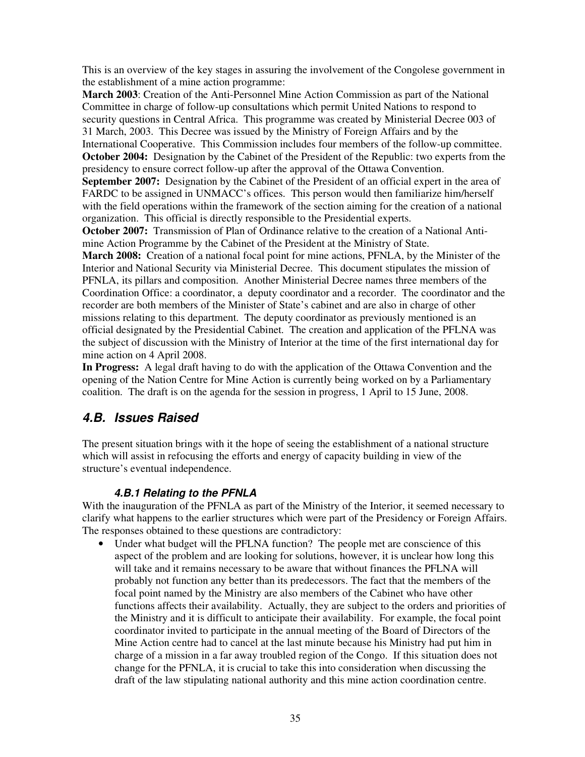This is an overview of the key stages in assuring the involvement of the Congolese government in the establishment of a mine action programme:

**March 2003**: Creation of the Anti-Personnel Mine Action Commission as part of the National Committee in charge of follow-up consultations which permit United Nations to respond to security questions in Central Africa. This programme was created by Ministerial Decree 003 of 31 March, 2003. This Decree was issued by the Ministry of Foreign Affairs and by the International Cooperative. This Commission includes four members of the follow-up committee.

**October 2004:** Designation by the Cabinet of the President of the Republic: two experts from the presidency to ensure correct follow-up after the approval of the Ottawa Convention.

**September 2007:** Designation by the Cabinet of the President of an official expert in the area of FARDC to be assigned in UNMACC's offices. This person would then familiarize him/herself with the field operations within the framework of the section aiming for the creation of a national organization. This official is directly responsible to the Presidential experts.

**October 2007:** Transmission of Plan of Ordinance relative to the creation of a National Anti-mine Action Programme by the Cabinet of the President at the Ministry of State.

**March 2008:** Creation of a national focal point for mine actions, PFNLA, by the Minister of the Interior and National Security via Ministerial Decree. This document stipulates the mission of PFNLA, its pillars and composition. Another Ministerial Decree names three members of the Coordination Office: a coordinator, a deputy coordinator and a recorder. The coordinator and the recorder are both members of the Minister of State's cabinet and are also in charge of other missions relating to this department. The deputy coordinator as previously mentioned is an official designated by the Presidential Cabinet. The creation and application of the PFLNA was the subject of discussion with the Ministry of Interior at the time of the first international day for mine action on 4 April 2008.

**In Progress:** A legal draft having to do with the application of the Ottawa Convention and the opening of the Nation Centre for Mine Action is currently being worked on by a Parliamentary coalition. The draft is on the agenda for the session in progress, 1 April to 15 June, 2008.

## 4.B. Issues Raised

The present situation brings with it the hope of seeing the establishment of a national structure which will assist in refocusing the efforts and energy of capacity building in view of the structure's eventual independence.

### 4.B.1 Relating to the PFNLA

With the inauguration of the PFNLA as part of the Ministry of the Interior, it seemed necessary to clarify what happens to the earlier structures which were part of the Presidency or Foreign Affairs. The responses obtained to these questions are contradictory:

- Under what budget will the PFLNA function? The people met are conscience of this aspect of the problem and are looking for solutions, however, it is unclear how long this will take and it remains necessary to be aware that without finances the PFLNA will probably not function any better than its predecessors. The fact that the members of the focal point named by the Ministry are also members of the Cabinet who have other functions affects their availability. Actually, they are subject to the orders and priorities of the Ministry and it is difficult to anticipate their availability. For example, the focal point coordinator invited to participate in the annual meeting of the Board of Directors of the Mine Action centre had to cancel at the last minute because his Ministry had put him in charge of a mission in a far away troubled region of the Congo. If this situation does not change for the PFNLA, it is crucial to take this into consideration when discussing the draft of the law stipulating national authority and this mine action coordination centre.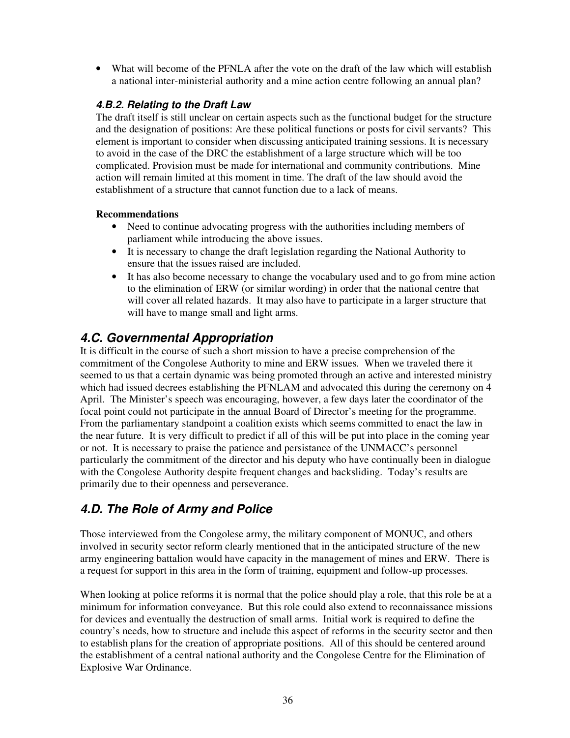- What will become of the PFNLA after the vote on the draft of the law which will establish a national inter-ministerial authority and a mine action centre following an annual plan?

#### *4.B.2. Relating to the Draft Law*

The draft itself is still unclear on certain aspects such as the functional budget for the structure and the designation of positions: Are these political functions or posts for civil servants? This element is important to consider when discussing anticipated training sessions. It is necessary to avoid in the case of the DRC the establishment of a large structure which will be too complicated. Provision must be made for international and community contributions. Mine action will remain limited at this moment in time. The draft of the law should avoid the establishment of a structure that cannot function due to a lack of means.

**Recommendations**

- Need to continue advocating progress with the authorities including members of parliament while introducing the above issues.
- It is necessary to change the draft legislation regarding the National Authority to ensure that the issues raised are included.
- It has also become necessary to change the vocabulary used and to go from mine action to the elimination of ERW (or similar wording) in order that the national centre that will cover all related hazards. It may also have to participate in a larger structure that will have to mange small and light arms.

## *4.C. Governmental Appropriation*

It is difficult in the course of such a short mission to have a precise comprehension of the commitment of the Congolese Authority to mine and ERW issues. When we traveled there it seemed to us that a certain dynamic was being promoted through an active and interested ministry which had issued decrees establishing the PFNLAM and advocated this during the ceremony on 4 April. The Minister's speech was encouraging, however, a few days later the coordinator of the focal point could not participate in the annual Board of Director's meeting for the programme. From the parliamentary standpoint a coalition exists which seems committed to enact the law in the near future. It is very difficult to predict if all of this will be put into place in the coming year or not. It is necessary to praise the patience and persistance of the UNMACC's personnel particularly the commitment of the director and his deputy who have continually been in dialogue with the Congolese Authority despite frequent changes and backsliding. Today's results are primarily due to their openness and perseverance.

## *4.D. The Role of Army and Police*

Those interviewed from the Congolese army, the military component of MONUC, and others involved in security sector reform clearly mentioned that in the anticipated structure of the new army engineering battalion would have capacity in the management of mines and ERW. There is a request for support in this area in the form of training, equipment and follow-up processes.

When looking at police reforms it is normal that the police should play a role, that this role be at a minimum for information conveyance. But this role could also extend to reconnaissance missions for devices and eventually the destruction of small arms. Initial work is required to define the country's needs, how to structure and include this aspect of reforms in the security sector and then to establish plans for the creation of appropriate positions. All of this should be centered around the establishment of a central national authority and the Congolese Centre for the Elimination of Explosive War Ordinance.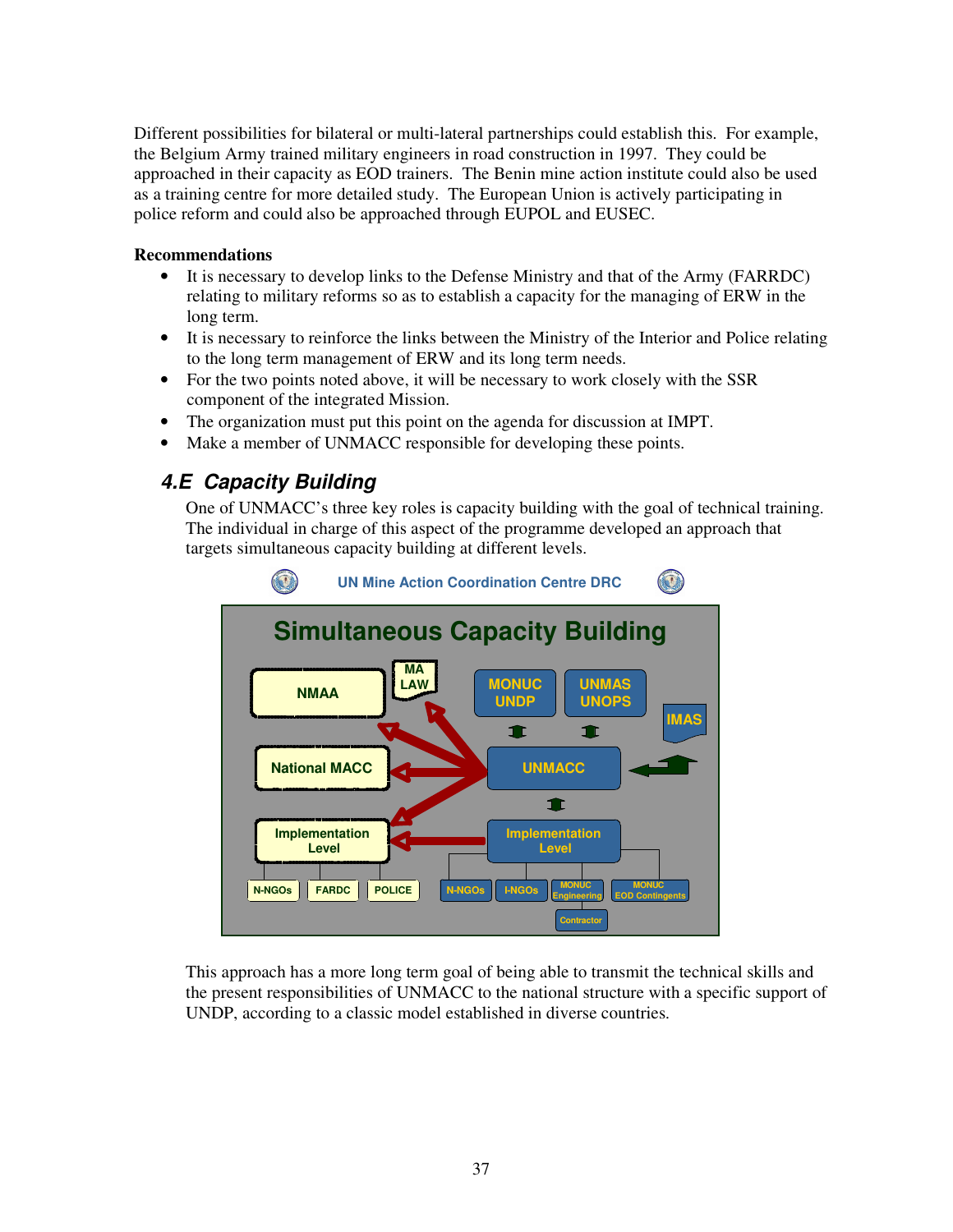Different possibilities for bilateral or multi-lateral partnerships could establish this. For example, the Belgium Army trained military engineers in road construction in 1997. They could be approached in their capacity as EOD trainers. The Benin mine action institute could also be used as a training centre for more detailed study. The European Union is actively participating in police reform and could also be approached through EUPOL and EUSEC.

**Recommendations**

- It is necessary to develop links to the Defense Ministry and that of the Army (FARRDC) relating to military reforms so as to establish a capacity for the managing of ERW in the long term.
- It is necessary to reinforce the links between the Ministry of the Interior and Police relating to the long term management of ERW and its long term needs.
- For the two points noted above, it will be necessary to work closely with the SSR component of the integrated Mission.
- The organization must put this point on the agenda for discussion at IMPT.
- Make a member of UNMACC responsible for developing these points.

## 4.E *Capacity Building*

One of UNMACC's three key roles is capacity building with the goal of technical training. The individual in charge of this aspect of the programme developed an approach that targets simultaneous capacity building at different levels.

UN Mine Action Coordination Centre DRC

Simultaneous Capacity Building

NMAA | MA LAW | MONUC UNDP | UNMAS UNOPS | IMAS | National MACC | UNMACC | Implementation Level | Implementation Level | N-NGOs | FARDC | POLICE | N-NGOs | I-NGOs | MONUC Engineering | MONUC EOD Contingents | Contractor

This approach has a more long term goal of being able to transmit the technical skills and the present responsibilities of UNMACC to the national structure with a specific support of UNDP, according to a classic model established in diverse countries.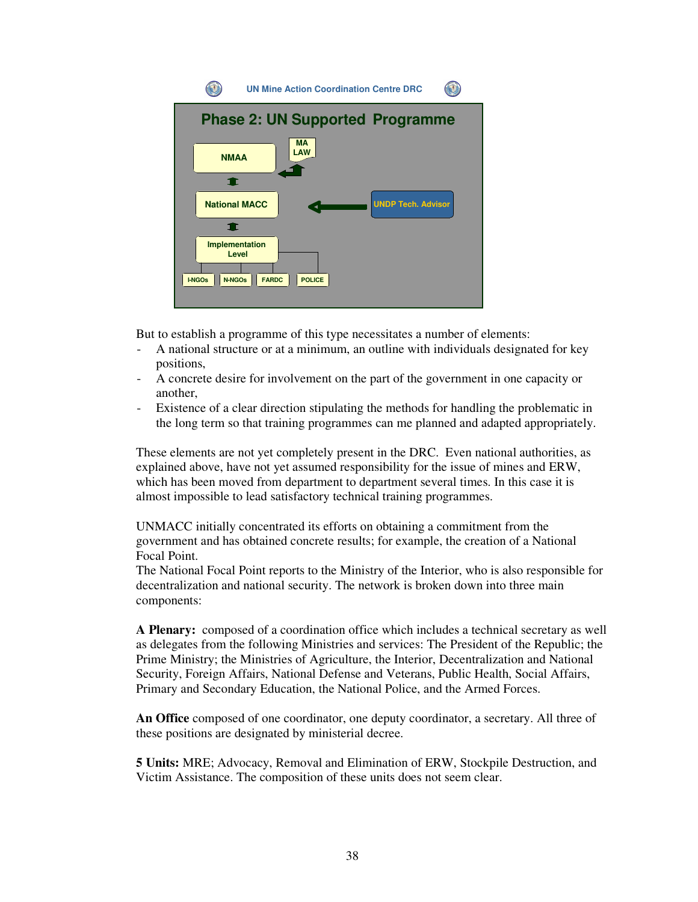UN Mine Action Coordination Centre DRC

**Phase 2: UN Supported Programme**

NMAA — MA LAW

National MACC — UNDP Tech. Advisor

Implementation Level

I-NGOs | N-NGOs | FARDC | POLICE

But to establish a programme of this type necessitates a number of elements:

- A national structure or at a minimum, an outline with individuals designated for key positions,
- A concrete desire for involvement on the part of the government in one capacity or another,
- Existence of a clear direction stipulating the methods for handling the problematic in the long term so that training programmes can me planned and adapted appropriately.

These elements are not yet completely present in the DRC. Even national authorities, as explained above, have not yet assumed responsibility for the issue of mines and ERW, which has been moved from department to department several times. In this case it is almost impossible to lead satisfactory technical training programmes.

UNMACC initially concentrated its efforts on obtaining a commitment from the government and has obtained concrete results; for example, the creation of a National Focal Point.
The National Focal Point reports to the Ministry of the Interior, who is also responsible for decentralization and national security. The network is broken down into three main components:

**A Plenary:** composed of a coordination office which includes a technical secretary as well as delegates from the following Ministries and services: The President of the Republic; the Prime Ministry; the Ministries of Agriculture, the Interior, Decentralization and National Security, Foreign Affairs, National Defense and Veterans, Public Health, Social Affairs, Primary and Secondary Education, the National Police, and the Armed Forces.

**An Office** composed of one coordinator, one deputy coordinator, a secretary. All three of these positions are designated by ministerial decree.

**5 Units:** MRE; Advocacy, Removal and Elimination of ERW, Stockpile Destruction, and Victim Assistance. The composition of these units does not seem clear.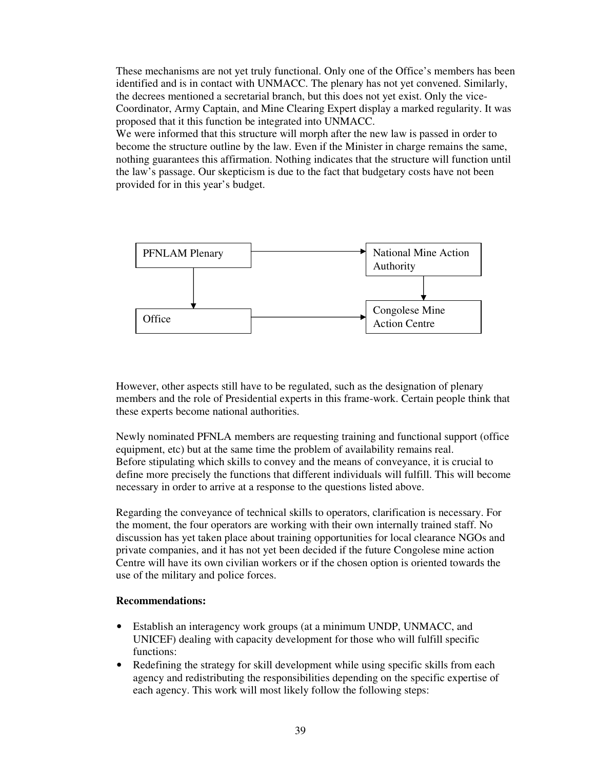These mechanisms are not yet truly functional. Only one of the Office's members has been identified and is in contact with UNMACC. The plenary has not yet convened. Similarly, the decrees mentioned a secretarial branch, but this does not yet exist. Only the vice-Coordinator, Army Captain, and Mine Clearing Expert display a marked regularity. It was proposed that it this function be integrated into UNMACC.
We were informed that this structure will morph after the new law is passed in order to become the structure outline by the law. Even if the Minister in charge remains the same, nothing guarantees this affirmation. Nothing indicates that the structure will function until the law's passage. Our skepticism is due to the fact that budgetary costs have not been provided for in this year's budget.

```
PFNLAM Plenary  ------------>  National Mine Action
      |                        Authority
      |                              |
      v                              v
Office          ------------>  Congolese Mine
                               Action Centre
```

However, other aspects still have to be regulated, such as the designation of plenary members and the role of Presidential experts in this frame-work. Certain people think that these experts become national authorities.

Newly nominated PFNLA members are requesting training and functional support (office equipment, etc) but at the same time the problem of availability remains real.
Before stipulating which skills to convey and the means of conveyance, it is crucial to define more precisely the functions that different individuals will fulfill. This will become necessary in order to arrive at a response to the questions listed above.

Regarding the conveyance of technical skills to operators, clarification is necessary. For the moment, the four operators are working with their own internally trained staff. No discussion has yet taken place about training opportunities for local clearance NGOs and private companies, and it has not yet been decided if the future Congolese mine action Centre will have its own civilian workers or if the chosen option is oriented towards the use of the military and police forces.

**Recommendations:**

- Establish an interagency work groups (at a minimum UNDP, UNMACC, and UNICEF) dealing with capacity development for those who will fulfill specific functions:
- Redefining the strategy for skill development while using specific skills from each agency and redistributing the responsibilities depending on the specific expertise of each agency. This work will most likely follow the following steps: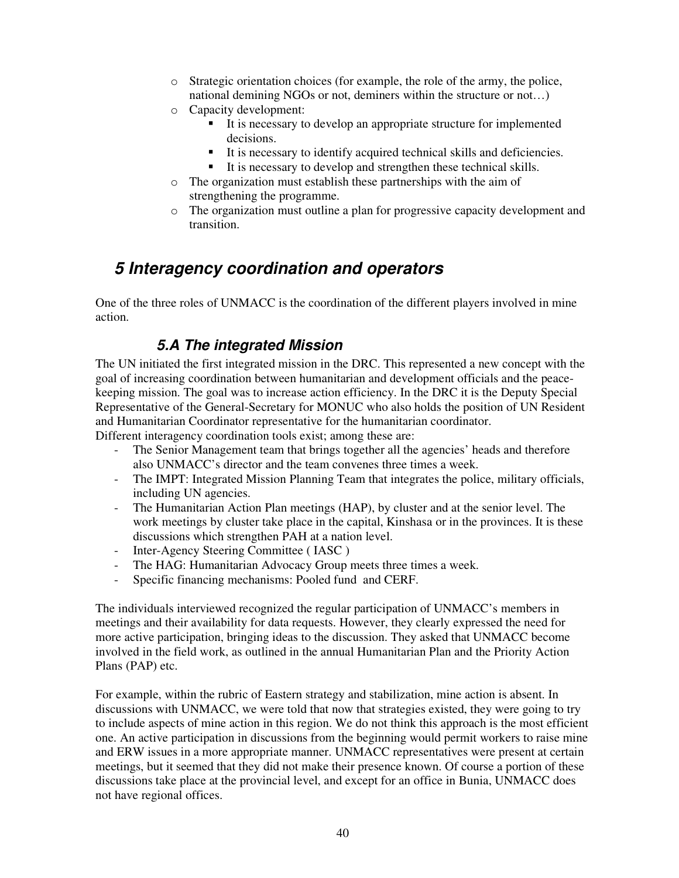- Strategic orientation choices (for example, the role of the army, the police, national demining NGOs or not, deminers within the structure or not…)
- Capacity development:
  - It is necessary to develop an appropriate structure for implemented decisions.
  - It is necessary to identify acquired technical skills and deficiencies.
  - It is necessary to develop and strengthen these technical skills.
- The organization must establish these partnerships with the aim of strengthening the programme.
- The organization must outline a plan for progressive capacity development and transition.

## *5 Interagency coordination and operators*

One of the three roles of UNMACC is the coordination of the different players involved in mine action.

### *5.A The integrated Mission*

The UN initiated the first integrated mission in the DRC. This represented a new concept with the goal of increasing coordination between humanitarian and development officials and the peace-keeping mission. The goal was to increase action efficiency. In the DRC it is the Deputy Special Representative of the General-Secretary for MONUC who also holds the position of UN Resident and Humanitarian Coordinator representative for the humanitarian coordinator.
Different interagency coordination tools exist; among these are:

- The Senior Management team that brings together all the agencies' heads and therefore also UNMACC's director and the team convenes three times a week.
- The IMPT: Integrated Mission Planning Team that integrates the police, military officials, including UN agencies.
- The Humanitarian Action Plan meetings (HAP), by cluster and at the senior level. The work meetings by cluster take place in the capital, Kinshasa or in the provinces. It is these discussions which strengthen PAH at a nation level.
- Inter-Agency Steering Committee ( IASC )
- The HAG: Humanitarian Advocacy Group meets three times a week.
- Specific financing mechanisms: Pooled fund and CERF.

The individuals interviewed recognized the regular participation of UNMACC's members in meetings and their availability for data requests. However, they clearly expressed the need for more active participation, bringing ideas to the discussion. They asked that UNMACC become involved in the field work, as outlined in the annual Humanitarian Plan and the Priority Action Plans (PAP) etc.

For example, within the rubric of Eastern strategy and stabilization, mine action is absent. In discussions with UNMACC, we were told that now that strategies existed, they were going to try to include aspects of mine action in this region. We do not think this approach is the most efficient one. An active participation in discussions from the beginning would permit workers to raise mine and ERW issues in a more appropriate manner. UNMACC representatives were present at certain meetings, but it seemed that they did not make their presence known. Of course a portion of these discussions take place at the provincial level, and except for an office in Bunia, UNMACC does not have regional offices.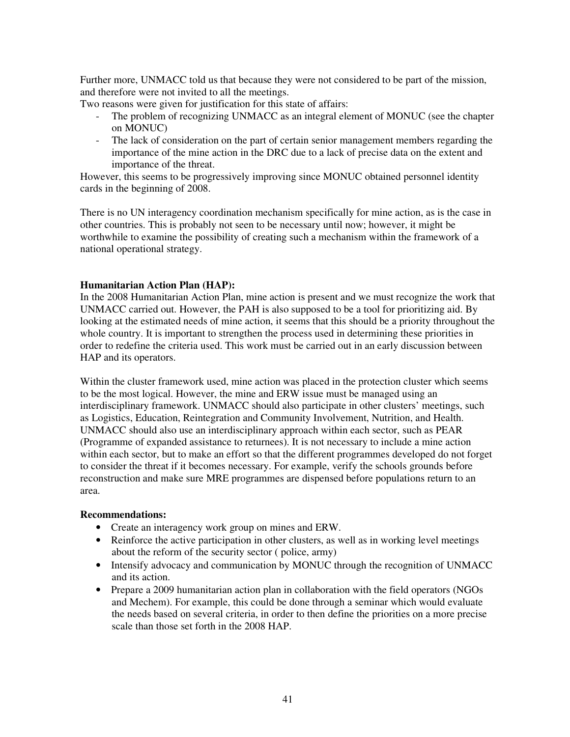Further more, UNMACC told us that because they were not considered to be part of the mission, and therefore were not invited to all the meetings.

Two reasons were given for justification for this state of affairs:

- The problem of recognizing UNMACC as an integral element of MONUC (see the chapter on MONUC)
- The lack of consideration on the part of certain senior management members regarding the importance of the mine action in the DRC due to a lack of precise data on the extent and importance of the threat.

However, this seems to be progressively improving since MONUC obtained personnel identity cards in the beginning of 2008.

There is no UN interagency coordination mechanism specifically for mine action, as is the case in other countries. This is probably not seen to be necessary until now; however, it might be worthwhile to examine the possibility of creating such a mechanism within the framework of a national operational strategy.

**Humanitarian Action Plan (HAP):**

In the 2008 Humanitarian Action Plan, mine action is present and we must recognize the work that UNMACC carried out. However, the PAH is also supposed to be a tool for prioritizing aid. By looking at the estimated needs of mine action, it seems that this should be a priority throughout the whole country. It is important to strengthen the process used in determining these priorities in order to redefine the criteria used. This work must be carried out in an early discussion between HAP and its operators.

Within the cluster framework used, mine action was placed in the protection cluster which seems to be the most logical. However, the mine and ERW issue must be managed using an interdisciplinary framework. UNMACC should also participate in other clusters' meetings, such as Logistics, Education, Reintegration and Community Involvement, Nutrition, and Health. UNMACC should also use an interdisciplinary approach within each sector, such as PEAR (Programme of expanded assistance to returnees). It is not necessary to include a mine action within each sector, but to make an effort so that the different programmes developed do not forget to consider the threat if it becomes necessary. For example, verify the schools grounds before reconstruction and make sure MRE programmes are dispensed before populations return to an area.

**Recommendations:**

- Create an interagency work group on mines and ERW.
- Reinforce the active participation in other clusters, as well as in working level meetings about the reform of the security sector ( police, army)
- Intensify advocacy and communication by MONUC through the recognition of UNMACC and its action.
- Prepare a 2009 humanitarian action plan in collaboration with the field operators (NGOs and Mechem). For example, this could be done through a seminar which would evaluate the needs based on several criteria, in order to then define the priorities on a more precise scale than those set forth in the 2008 HAP.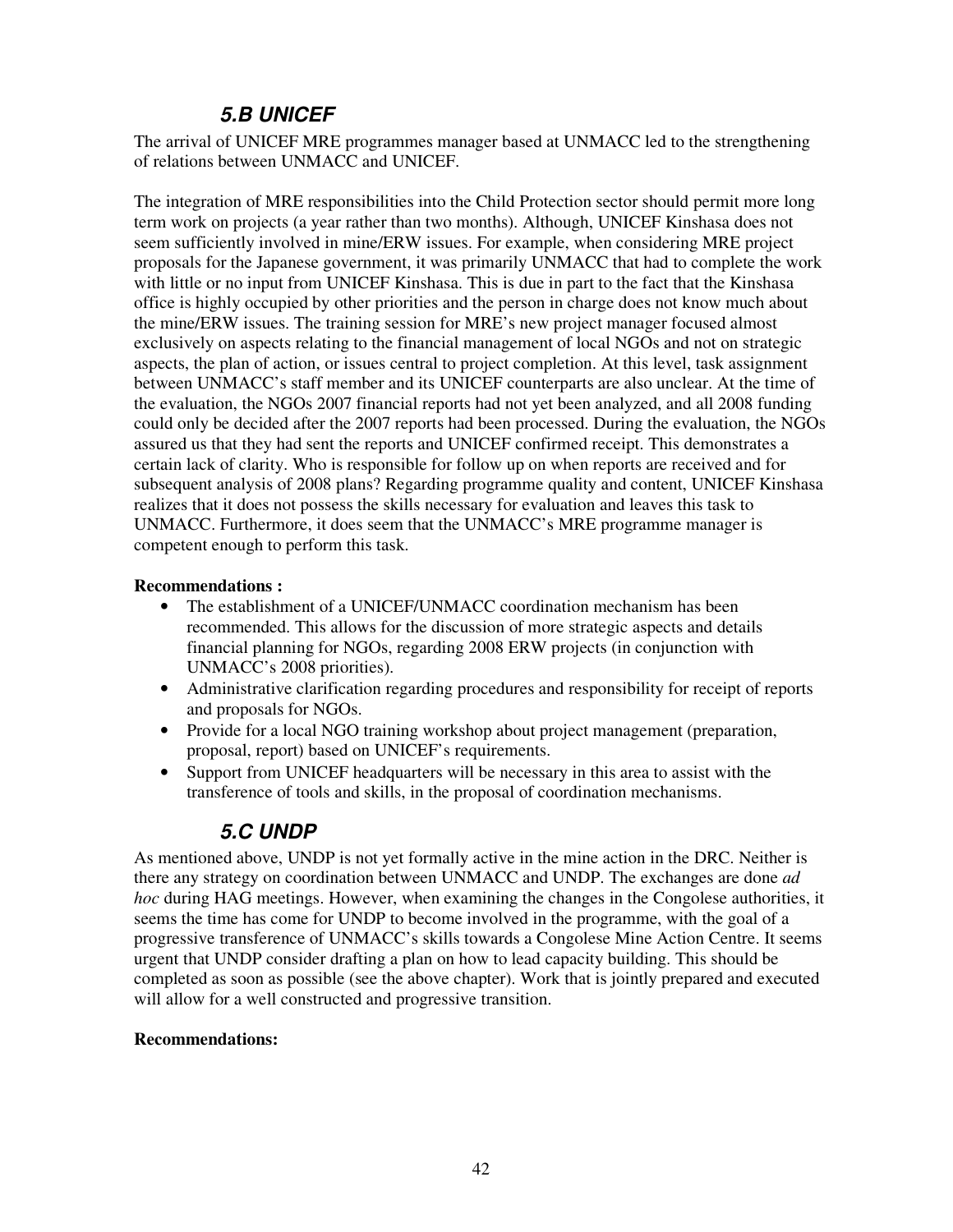### *5.B UNICEF*

The arrival of UNICEF MRE programmes manager based at UNMACC led to the strengthening of relations between UNMACC and UNICEF.

The integration of MRE responsibilities into the Child Protection sector should permit more long term work on projects (a year rather than two months). Although, UNICEF Kinshasa does not seem sufficiently involved in mine/ERW issues. For example, when considering MRE project proposals for the Japanese government, it was primarily UNMACC that had to complete the work with little or no input from UNICEF Kinshasa. This is due in part to the fact that the Kinshasa office is highly occupied by other priorities and the person in charge does not know much about the mine/ERW issues. The training session for MRE's new project manager focused almost exclusively on aspects relating to the financial management of local NGOs and not on strategic aspects, the plan of action, or issues central to project completion. At this level, task assignment between UNMACC's staff member and its UNICEF counterparts are also unclear. At the time of the evaluation, the NGOs 2007 financial reports had not yet been analyzed, and all 2008 funding could only be decided after the 2007 reports had been processed. During the evaluation, the NGOs assured us that they had sent the reports and UNICEF confirmed receipt. This demonstrates a certain lack of clarity. Who is responsible for follow up on when reports are received and for subsequent analysis of 2008 plans? Regarding programme quality and content, UNICEF Kinshasa realizes that it does not possess the skills necessary for evaluation and leaves this task to UNMACC. Furthermore, it does seem that the UNMACC's MRE programme manager is competent enough to perform this task.

**Recommendations :**

- The establishment of a UNICEF/UNMACC coordination mechanism has been recommended. This allows for the discussion of more strategic aspects and details financial planning for NGOs, regarding 2008 ERW projects (in conjunction with UNMACC's 2008 priorities).
- Administrative clarification regarding procedures and responsibility for receipt of reports and proposals for NGOs.
- Provide for a local NGO training workshop about project management (preparation, proposal, report) based on UNICEF's requirements.
- Support from UNICEF headquarters will be necessary in this area to assist with the transference of tools and skills, in the proposal of coordination mechanisms.

### *5.C UNDP*

As mentioned above, UNDP is not yet formally active in the mine action in the DRC. Neither is there any strategy on coordination between UNMACC and UNDP. The exchanges are done *ad hoc* during HAG meetings. However, when examining the changes in the Congolese authorities, it seems the time has come for UNDP to become involved in the programme, with the goal of a progressive transference of UNMACC's skills towards a Congolese Mine Action Centre. It seems urgent that UNDP consider drafting a plan on how to lead capacity building. This should be completed as soon as possible (see the above chapter). Work that is jointly prepared and executed will allow for a well constructed and progressive transition.

**Recommendations:**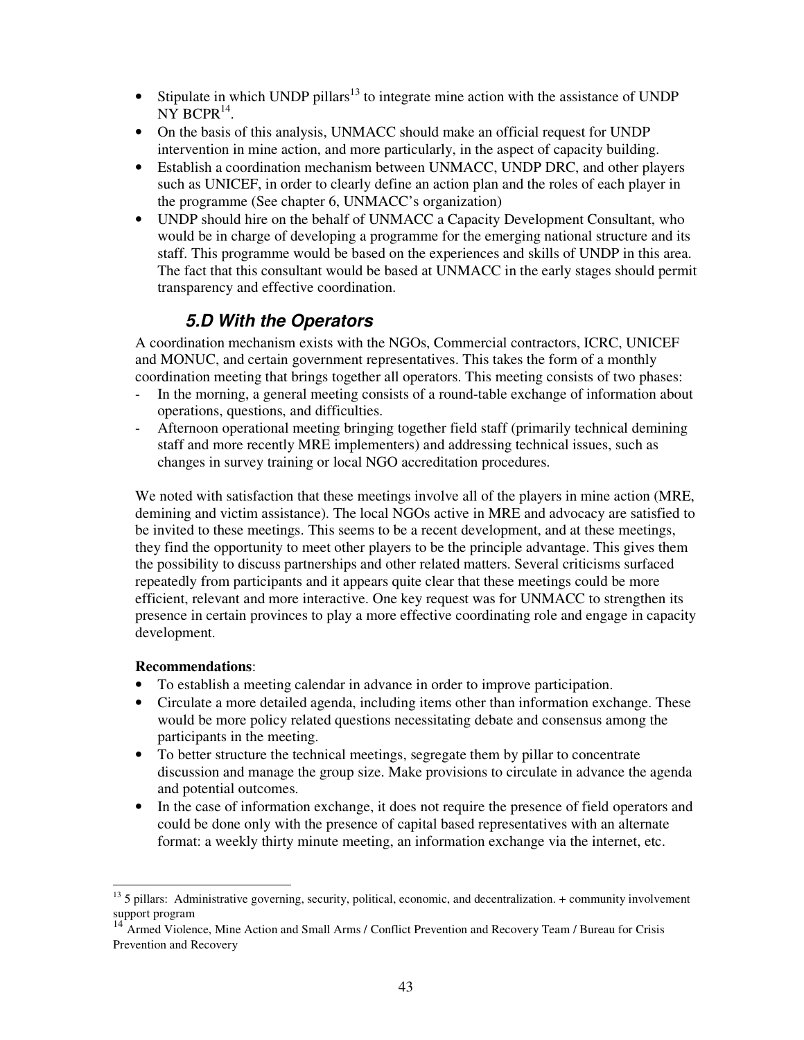- Stipulate in which UNDP pillars[13] to integrate mine action with the assistance of UNDP NY BCPR[14].
- On the basis of this analysis, UNMACC should make an official request for UNDP intervention in mine action, and more particularly, in the aspect of capacity building.
- Establish a coordination mechanism between UNMACC, UNDP DRC, and other players such as UNICEF, in order to clearly define an action plan and the roles of each player in the programme (See chapter 6, UNMACC's organization)
- UNDP should hire on the behalf of UNMACC a Capacity Development Consultant, who would be in charge of developing a programme for the emerging national structure and its staff. This programme would be based on the experiences and skills of UNDP in this area. The fact that this consultant would be based at UNMACC in the early stages should permit transparency and effective coordination.

### *5.D With the Operators*

A coordination mechanism exists with the NGOs, Commercial contractors, ICRC, UNICEF and MONUC, and certain government representatives. This takes the form of a monthly coordination meeting that brings together all operators. This meeting consists of two phases:

- In the morning, a general meeting consists of a round-table exchange of information about operations, questions, and difficulties.
- Afternoon operational meeting bringing together field staff (primarily technical demining staff and more recently MRE implementers) and addressing technical issues, such as changes in survey training or local NGO accreditation procedures.

We noted with satisfaction that these meetings involve all of the players in mine action (MRE, demining and victim assistance). The local NGOs active in MRE and advocacy are satisfied to be invited to these meetings. This seems to be a recent development, and at these meetings, they find the opportunity to meet other players to be the principle advantage. This gives them the possibility to discuss partnerships and other related matters. Several criticisms surfaced repeatedly from participants and it appears quite clear that these meetings could be more efficient, relevant and more interactive. One key request was for UNMACC to strengthen its presence in certain provinces to play a more effective coordinating role and engage in capacity development.

**Recommendations**:

- To establish a meeting calendar in advance in order to improve participation.
- Circulate a more detailed agenda, including items other than information exchange. These would be more policy related questions necessitating debate and consensus among the participants in the meeting.
- To better structure the technical meetings, segregate them by pillar to concentrate discussion and manage the group size. Make provisions to circulate in advance the agenda and potential outcomes.
- In the case of information exchange, it does not require the presence of field operators and could be done only with the presence of capital based representatives with an alternate format: a weekly thirty minute meeting, an information exchange via the internet, etc.

---

[13] 5 pillars: Administrative governing, security, political, economic, and decentralization. + community involvement support program

[14] Armed Violence, Mine Action and Small Arms / Conflict Prevention and Recovery Team / Bureau for Crisis Prevention and Recovery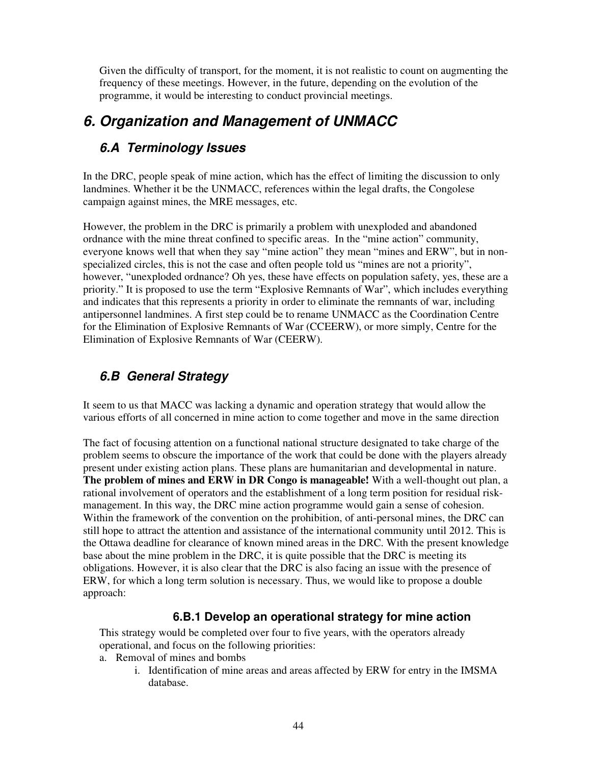Given the difficulty of transport, for the moment, it is not realistic to count on augmenting the frequency of these meetings. However, in the future, depending on the evolution of the programme, it would be interesting to conduct provincial meetings.

# *6. Organization and Management of UNMACC*

## *6.A Terminology Issues*

In the DRC, people speak of mine action, which has the effect of limiting the discussion to only landmines. Whether it be the UNMACC, references within the legal drafts, the Congolese campaign against mines, the MRE messages, etc.

However, the problem in the DRC is primarily a problem with unexploded and abandoned ordnance with the mine threat confined to specific areas. In the "mine action" community, everyone knows well that when they say "mine action" they mean "mines and ERW", but in non-specialized circles, this is not the case and often people told us "mines are not a priority", however, "unexploded ordnance? Oh yes, these have effects on population safety, yes, these are a priority." It is proposed to use the term "Explosive Remnants of War", which includes everything and indicates that this represents a priority in order to eliminate the remnants of war, including antipersonnel landmines. A first step could be to rename UNMACC as the Coordination Centre for the Elimination of Explosive Remnants of War (CCEERW), or more simply, Centre for the Elimination of Explosive Remnants of War (CEERW).

## *6.B General Strategy*

It seem to us that MACC was lacking a dynamic and operation strategy that would allow the various efforts of all concerned in mine action to come together and move in the same direction

The fact of focusing attention on a functional national structure designated to take charge of the problem seems to obscure the importance of the work that could be done with the players already present under existing action plans. These plans are humanitarian and developmental in nature. **The problem of mines and ERW in DR Congo is manageable!** With a well-thought out plan, a rational involvement of operators and the establishment of a long term position for residual risk-management. In this way, the DRC mine action programme would gain a sense of cohesion. Within the framework of the convention on the prohibition, of anti-personal mines, the DRC can still hope to attract the attention and assistance of the international community until 2012. This is the Ottawa deadline for clearance of known mined areas in the DRC. With the present knowledge base about the mine problem in the DRC, it is quite possible that the DRC is meeting its obligations. However, it is also clear that the DRC is also facing an issue with the presence of ERW, for which a long term solution is necessary. Thus, we would like to propose a double approach:

### 6.B.1 Develop an operational strategy for mine action

This strategy would be completed over four to five years, with the operators already operational, and focus on the following priorities:

a. Removal of mines and bombs
   i. Identification of mine areas and areas affected by ERW for entry in the IMSMA database.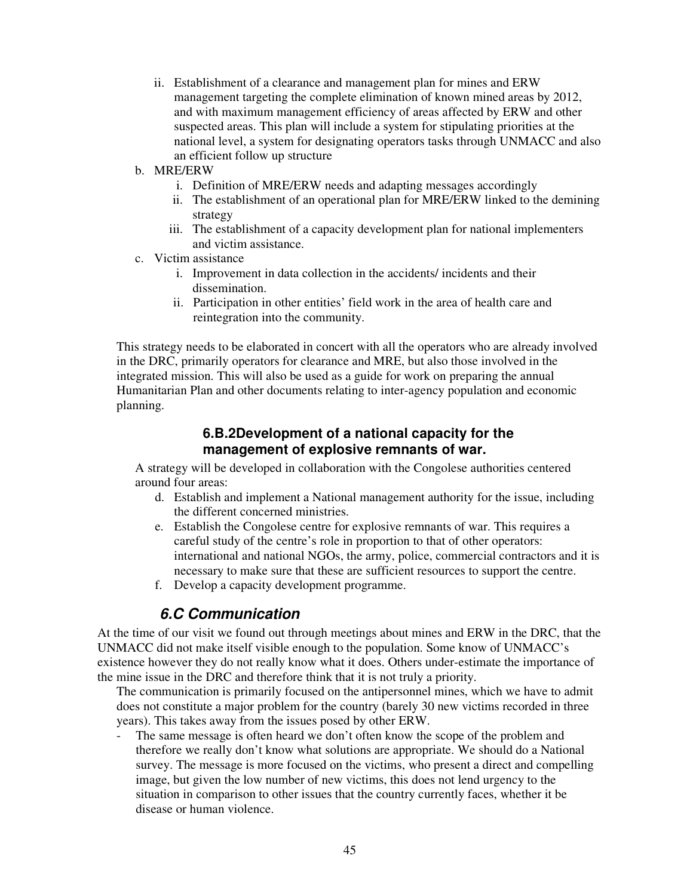ii. Establishment of a clearance and management plan for mines and ERW management targeting the complete elimination of known mined areas by 2012, and with maximum management efficiency of areas affected by ERW and other suspected areas. This plan will include a system for stipulating priorities at the national level, a system for designating operators tasks through UNMACC and also an efficient follow up structure

b. MRE/ERW
   i. Definition of MRE/ERW needs and adapting messages accordingly
   ii. The establishment of an operational plan for MRE/ERW linked to the demining strategy
   iii. The establishment of a capacity development plan for national implementers and victim assistance.

c. Victim assistance
   i. Improvement in data collection in the accidents/ incidents and their dissemination.
   ii. Participation in other entities' field work in the area of health care and reintegration into the community.

This strategy needs to be elaborated in concert with all the operators who are already involved in the DRC, primarily operators for clearance and MRE, but also those involved in the integrated mission. This will also be used as a guide for work on preparing the annual Humanitarian Plan and other documents relating to inter-agency population and economic planning.

### 6.B.2Development of a national capacity for the management of explosive remnants of war.

A strategy will be developed in collaboration with the Congolese authorities centered around four areas:

d. Establish and implement a National management authority for the issue, including the different concerned ministries.
e. Establish the Congolese centre for explosive remnants of war. This requires a careful study of the centre's role in proportion to that of other operators: international and national NGOs, the army, police, commercial contractors and it is necessary to make sure that these are sufficient resources to support the centre.
f. Develop a capacity development programme.

## *6.C Communication*

At the time of our visit we found out through meetings about mines and ERW in the DRC, that the UNMACC did not make itself visible enough to the population. Some know of UNMACC's existence however they do not really know what it does. Others under-estimate the importance of the mine issue in the DRC and therefore think that it is not truly a priority.

The communication is primarily focused on the antipersonnel mines, which we have to admit does not constitute a major problem for the country (barely 30 new victims recorded in three years). This takes away from the issues posed by other ERW.

- The same message is often heard we don't often know the scope of the problem and therefore we really don't know what solutions are appropriate. We should do a National survey. The message is more focused on the victims, who present a direct and compelling image, but given the low number of new victims, this does not lend urgency to the situation in comparison to other issues that the country currently faces, whether it be disease or human violence.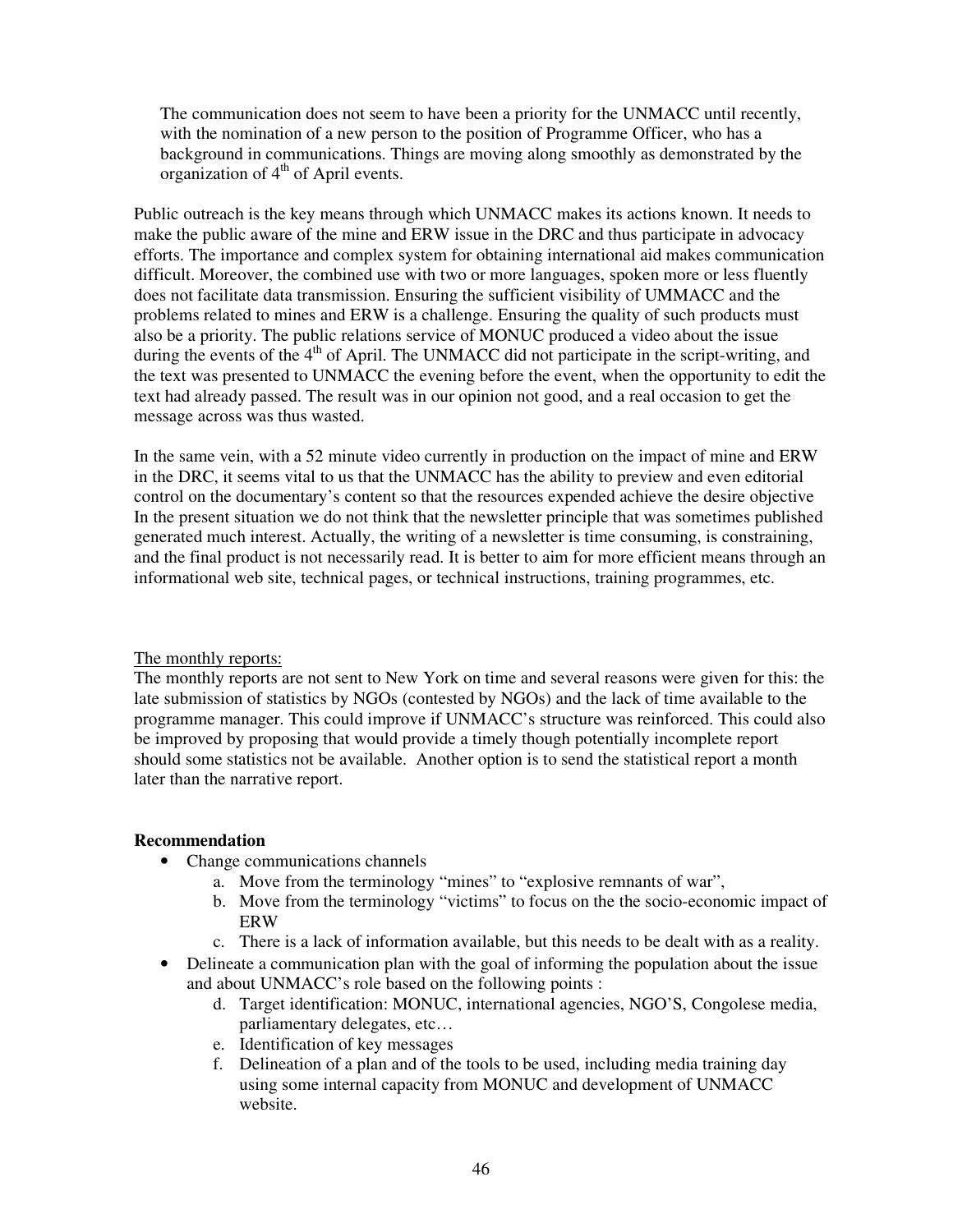The communication does not seem to have been a priority for the UNMACC until recently, with the nomination of a new person to the position of Programme Officer, who has a background in communications. Things are moving along smoothly as demonstrated by the organization of 4th of April events.

Public outreach is the key means through which UNMACC makes its actions known. It needs to make the public aware of the mine and ERW issue in the DRC and thus participate in advocacy efforts. The importance and complex system for obtaining international aid makes communication difficult. Moreover, the combined use with two or more languages, spoken more or less fluently does not facilitate data transmission. Ensuring the sufficient visibility of UMMACC and the problems related to mines and ERW is a challenge. Ensuring the quality of such products must also be a priority. The public relations service of MONUC produced a video about the issue during the events of the 4th of April. The UNMACC did not participate in the script-writing, and the text was presented to UNMACC the evening before the event, when the opportunity to edit the text had already passed. The result was in our opinion not good, and a real occasion to get the message across was thus wasted.

In the same vein, with a 52 minute video currently in production on the impact of mine and ERW in the DRC, it seems vital to us that the UNMACC has the ability to preview and even editorial control on the documentary's content so that the resources expended achieve the desire objective In the present situation we do not think that the newsletter principle that was sometimes published generated much interest. Actually, the writing of a newsletter is time consuming, is constraining, and the final product is not necessarily read. It is better to aim for more efficient means through an informational web site, technical pages, or technical instructions, training programmes, etc.

The monthly reports:

The monthly reports are not sent to New York on time and several reasons were given for this: the late submission of statistics by NGOs (contested by NGOs) and the lack of time available to the programme manager. This could improve if UNMACC's structure was reinforced. This could also be improved by proposing that would provide a timely though potentially incomplete report should some statistics not be available. Another option is to send the statistical report a month later than the narrative report.

**Recommendation**

- Change communications channels
  a. Move from the terminology "mines" to "explosive remnants of war",
  b. Move from the terminology "victims" to focus on the the socio-economic impact of ERW
  c. There is a lack of information available, but this needs to be dealt with as a reality.
- Delineate a communication plan with the goal of informing the population about the issue and about UNMACC's role based on the following points :
  d. Target identification: MONUC, international agencies, NGO'S, Congolese media, parliamentary delegates, etc…
  e. Identification of key messages
  f. Delineation of a plan and of the tools to be used, including media training day using some internal capacity from MONUC and development of UNMACC website.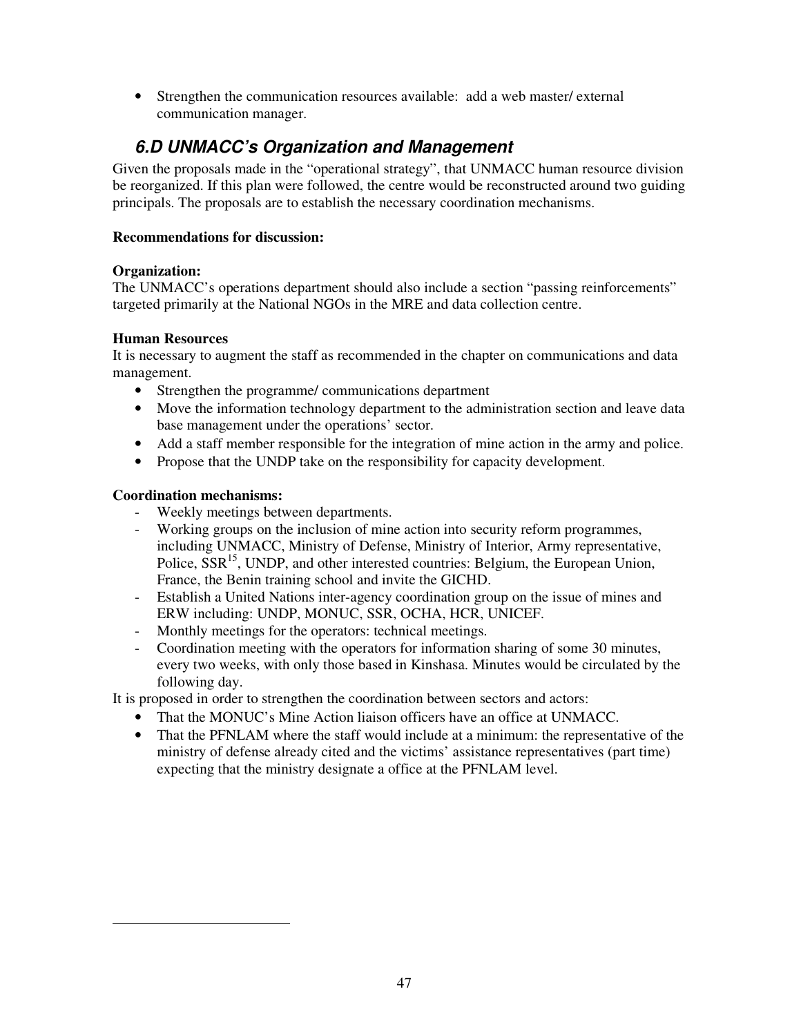- Strengthen the communication resources available: add a web master/ external communication manager.

## *6.D UNMACC's Organization and Management*

Given the proposals made in the "operational strategy", that UNMACC human resource division be reorganized. If this plan were followed, the centre would be reconstructed around two guiding principals. The proposals are to establish the necessary coordination mechanisms.

**Recommendations for discussion:**

**Organization:**
The UNMACC's operations department should also include a section "passing reinforcements" targeted primarily at the National NGOs in the MRE and data collection centre.

**Human Resources**
It is necessary to augment the staff as recommended in the chapter on communications and data management.

- Strengthen the programme/ communications department
- Move the information technology department to the administration section and leave data base management under the operations' sector.
- Add a staff member responsible for the integration of mine action in the army and police.
- Propose that the UNDP take on the responsibility for capacity development.

**Coordination mechanisms:**

- Weekly meetings between departments.
- Working groups on the inclusion of mine action into security reform programmes, including UNMACC, Ministry of Defense, Ministry of Interior, Army representative, Police, SSR[15], UNDP, and other interested countries: Belgium, the European Union, France, the Benin training school and invite the GICHD.
- Establish a United Nations inter-agency coordination group on the issue of mines and ERW including: UNDP, MONUC, SSR, OCHA, HCR, UNICEF.
- Monthly meetings for the operators: technical meetings.
- Coordination meeting with the operators for information sharing of some 30 minutes, every two weeks, with only those based in Kinshasa. Minutes would be circulated by the following day.

It is proposed in order to strengthen the coordination between sectors and actors:

- That the MONUC's Mine Action liaison officers have an office at UNMACC.
- That the PFNLAM where the staff would include at a minimum: the representative of the ministry of defense already cited and the victims' assistance representatives (part time) expecting that the ministry designate a office at the PFNLAM level.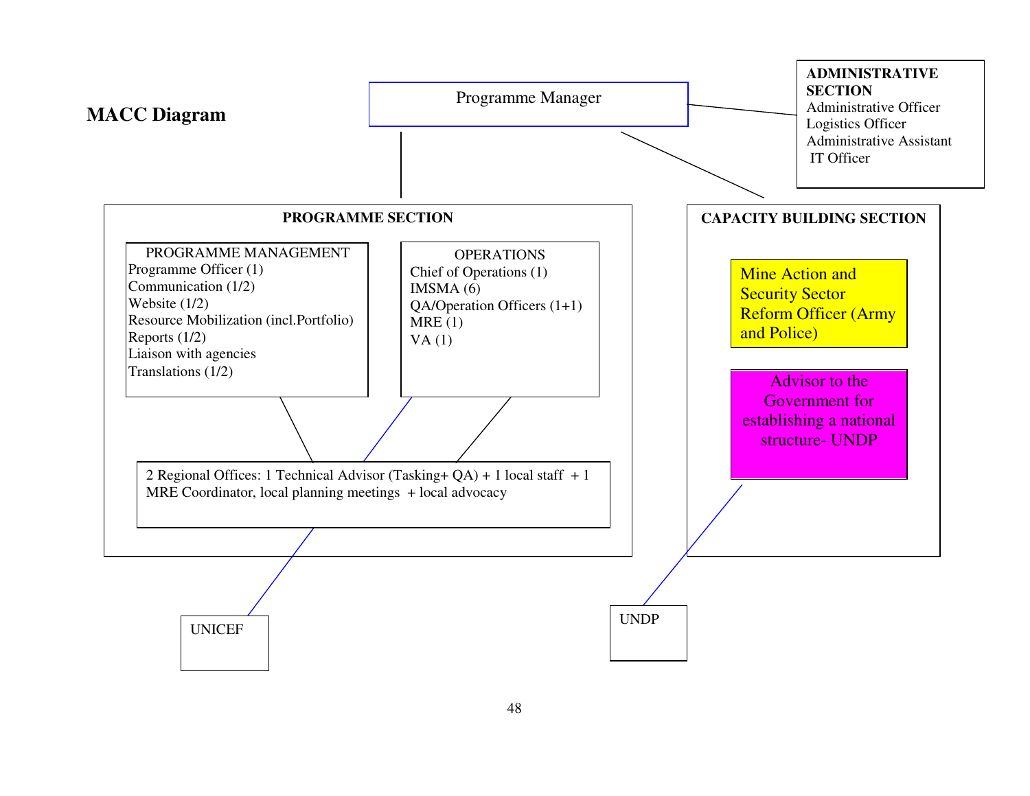## MACC Diagram

**Programme Manager**

**ADMINISTRATIVE SECTION**
Administrative Officer
Logistics Officer
Administrative Assistant
IT Officer

**PROGRAMME SECTION**

PROGRAMME MANAGEMENT
- Programme Officer (1)
- Communication (1/2)
- Website (1/2)
- Resource Mobilization (incl.Portfolio)
- Reports (1/2)
- Liaison with agencies
- Translations (1/2)

OPERATIONS
- Chief of Operations (1)
- IMSMA (6)
- QA/Operation Officers (1+1)
- MRE (1)
- VA (1)

2 Regional Offices: 1 Technical Advisor (Tasking+ QA) + 1 local staff + 1 MRE Coordinator, local planning meetings + local advocacy

**CAPACITY BUILDING SECTION**

Mine Action and Security Sector Reform Officer (Army and Police)

Advisor to the Government for establishing a national structure- UNDP

UNICEF

UNDP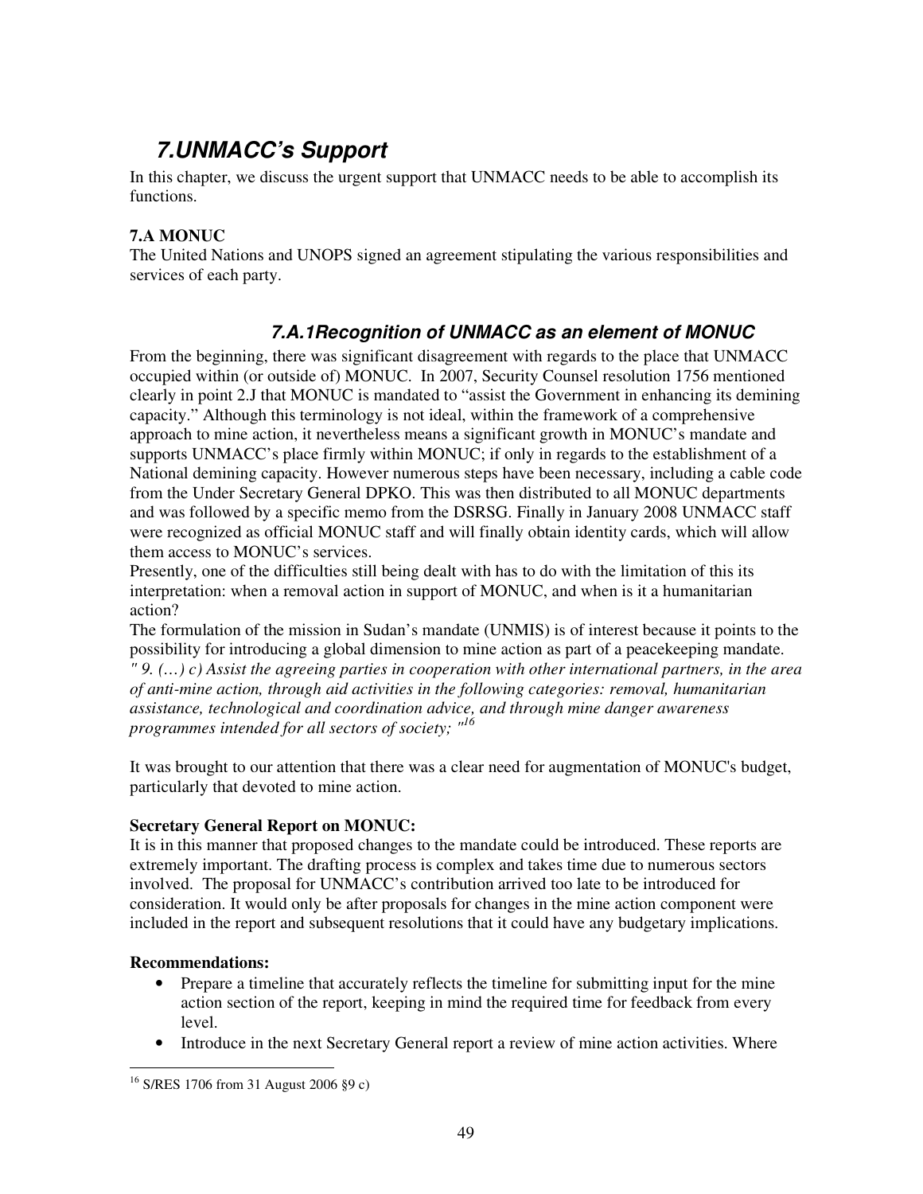# 7. UNMACC's Support

In this chapter, we discuss the urgent support that UNMACC needs to be able to accomplish its functions.

**7.A MONUC**

The United Nations and UNOPS signed an agreement stipulating the various responsibilities and services of each party.

## 7.A.1 Recognition of UNMACC as an element of MONUC

From the beginning, there was significant disagreement with regards to the place that UNMACC occupied within (or outside of) MONUC. In 2007, Security Counsel resolution 1756 mentioned clearly in point 2.J that MONUC is mandated to "assist the Government in enhancing its demining capacity." Although this terminology is not ideal, within the framework of a comprehensive approach to mine action, it nevertheless means a significant growth in MONUC's mandate and supports UNMACC's place firmly within MONUC; if only in regards to the establishment of a National demining capacity. However numerous steps have been necessary, including a cable code from the Under Secretary General DPKO. This was then distributed to all MONUC departments and was followed by a specific memo from the DSRSG. Finally in January 2008 UNMACC staff were recognized as official MONUC staff and will finally obtain identity cards, which will allow them access to MONUC's services.

Presently, one of the difficulties still being dealt with has to do with the limitation of this its interpretation: when a removal action in support of MONUC, and when is it a humanitarian action?

The formulation of the mission in Sudan's mandate (UNMIS) is of interest because it points to the possibility for introducing a global dimension to mine action as part of a peacekeeping mandate.

*" 9. (…) c) Assist the agreeing parties in cooperation with other international partners, in the area of anti-mine action, through aid activities in the following categories: removal, humanitarian assistance, technological and coordination advice, and through mine danger awareness programmes intended for all sectors of society; "*[16]

It was brought to our attention that there was a clear need for augmentation of MONUC's budget, particularly that devoted to mine action.

**Secretary General Report on MONUC:**

It is in this manner that proposed changes to the mandate could be introduced. These reports are extremely important. The drafting process is complex and takes time due to numerous sectors involved. The proposal for UNMACC's contribution arrived too late to be introduced for consideration. It would only be after proposals for changes in the mine action component were included in the report and subsequent resolutions that it could have any budgetary implications.

**Recommendations:**

- Prepare a timeline that accurately reflects the timeline for submitting input for the mine action section of the report, keeping in mind the required time for feedback from every level.
- Introduce in the next Secretary General report a review of mine action activities. Where

[16] S/RES 1706 from 31 August 2006 §9 c)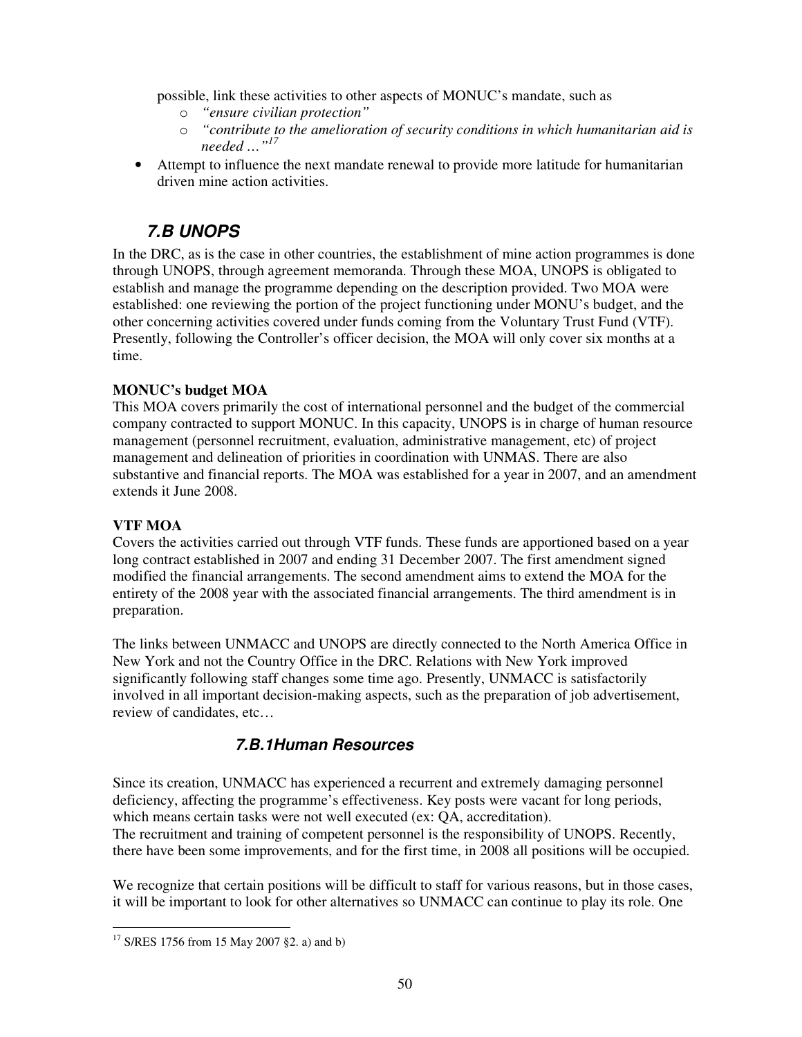possible, link these activities to other aspects of MONUC's mandate, such as
  - *"ensure civilian protection"*
  - *"contribute to the amelioration of security conditions in which humanitarian aid is needed …"*[17]
- Attempt to influence the next mandate renewal to provide more latitude for humanitarian driven mine action activities.

## *7.B UNOPS*

In the DRC, as is the case in other countries, the establishment of mine action programmes is done through UNOPS, through agreement memoranda. Through these MOA, UNOPS is obligated to establish and manage the programme depending on the description provided. Two MOA were established: one reviewing the portion of the project functioning under MONU's budget, and the other concerning activities covered under funds coming from the Voluntary Trust Fund (VTF). Presently, following the Controller's officer decision, the MOA will only cover six months at a time.

**MONUC's budget MOA**

This MOA covers primarily the cost of international personnel and the budget of the commercial company contracted to support MONUC. In this capacity, UNOPS is in charge of human resource management (personnel recruitment, evaluation, administrative management, etc) of project management and delineation of priorities in coordination with UNMAS. There are also substantive and financial reports. The MOA was established for a year in 2007, and an amendment extends it June 2008.

**VTF MOA**

Covers the activities carried out through VTF funds. These funds are apportioned based on a year long contract established in 2007 and ending 31 December 2007. The first amendment signed modified the financial arrangements. The second amendment aims to extend the MOA for the entirety of the 2008 year with the associated financial arrangements. The third amendment is in preparation.

The links between UNMACC and UNOPS are directly connected to the North America Office in New York and not the Country Office in the DRC. Relations with New York improved significantly following staff changes some time ago. Presently, UNMACC is satisfactorily involved in all important decision-making aspects, such as the preparation of job advertisement, review of candidates, etc…

### *7.B.1Human Resources*

Since its creation, UNMACC has experienced a recurrent and extremely damaging personnel deficiency, affecting the programme's effectiveness. Key posts were vacant for long periods, which means certain tasks were not well executed (ex: QA, accreditation).
The recruitment and training of competent personnel is the responsibility of UNOPS. Recently, there have been some improvements, and for the first time, in 2008 all positions will be occupied.

We recognize that certain positions will be difficult to staff for various reasons, but in those cases, it will be important to look for other alternatives so UNMACC can continue to play its role. One

---

[17] S/RES 1756 from 15 May 2007 §2. a) and b)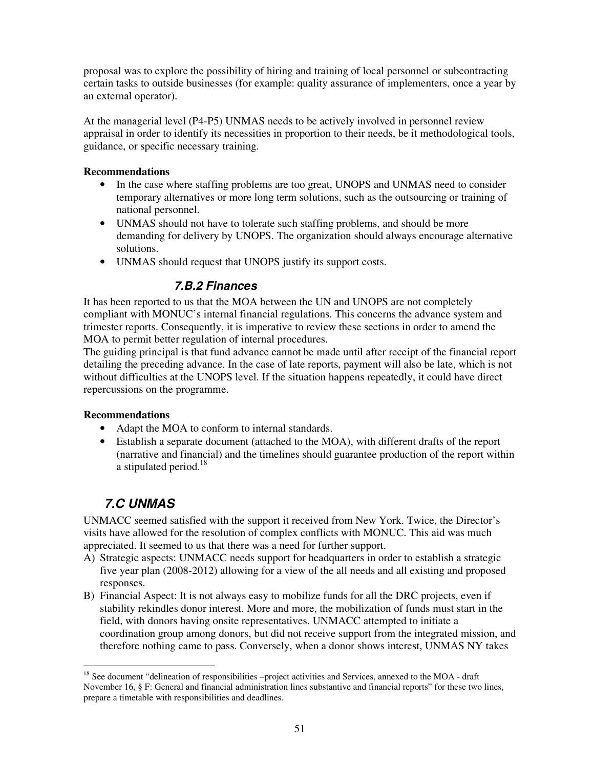proposal was to explore the possibility of hiring and training of local personnel or subcontracting certain tasks to outside businesses (for example: quality assurance of implementers, once a year by an external operator).

At the managerial level (P4-P5) UNMAS needs to be actively involved in personnel review appraisal in order to identify its necessities in proportion to their needs, be it methodological tools, guidance, or specific necessary training.

**Recommendations**

- In the case where staffing problems are too great, UNOPS and UNMAS need to consider temporary alternatives or more long term solutions, such as the outsourcing or training of national personnel.
- UNMAS should not have to tolerate such staffing problems, and should be more demanding for delivery by UNOPS. The organization should always encourage alternative solutions.
- UNMAS should request that UNOPS justify its support costs.

### 7.B.2 Finances

It has been reported to us that the MOA between the UN and UNOPS are not completely compliant with MONUC's internal financial regulations. This concerns the advance system and trimester reports. Consequently, it is imperative to review these sections in order to amend the MOA to permit better regulation of internal procedures.

The guiding principal is that fund advance cannot be made until after receipt of the financial report detailing the preceding advance. In the case of late reports, payment will also be late, which is not without difficulties at the UNOPS level. If the situation happens repeatedly, it could have direct repercussions on the programme.

**Recommendations**

- Adapt the MOA to conform to internal standards.
- Establish a separate document (attached to the MOA), with different drafts of the report (narrative and financial) and the timelines should guarantee production of the report within a stipulated period.[18]

## 7.C UNMAS

UNMACC seemed satisfied with the support it received from New York. Twice, the Director's visits have allowed for the resolution of complex conflicts with MONUC. This aid was much appreciated. It seemed to us that there was a need for further support.

A) Strategic aspects: UNMACC needs support for headquarters in order to establish a strategic five year plan (2008-2012) allowing for a view of the all needs and all existing and proposed responses.

B) Financial Aspect: It is not always easy to mobilize funds for all the DRC projects, even if stability rekindles donor interest. More and more, the mobilization of funds must start in the field, with donors having onsite representatives. UNMACC attempted to initiate a coordination group among donors, but did not receive support from the integrated mission, and therefore nothing came to pass. Conversely, when a donor shows interest, UNMAS NY takes

---

[18] See document "delineation of responsibilities –project activities and Services, annexed to the MOA - draft November 16, § F: General and financial administration lines substantive and financial reports" for these two lines, prepare a timetable with responsibilities and deadlines.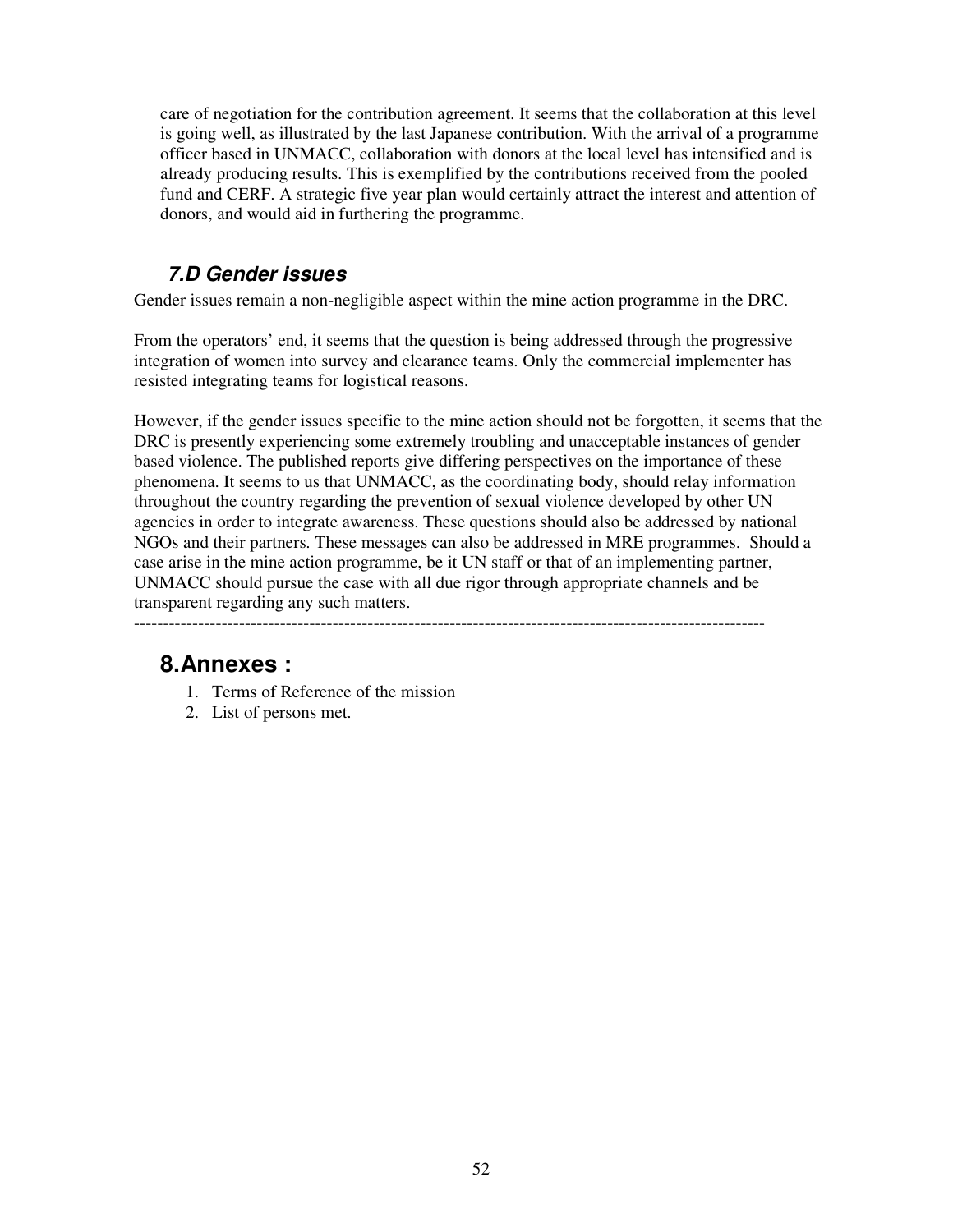care of negotiation for the contribution agreement. It seems that the collaboration at this level is going well, as illustrated by the last Japanese contribution. With the arrival of a programme officer based in UNMACC, collaboration with donors at the local level has intensified and is already producing results. This is exemplified by the contributions received from the pooled fund and CERF. A strategic five year plan would certainly attract the interest and attention of donors, and would aid in furthering the programme.

### *7.D Gender issues*

Gender issues remain a non-negligible aspect within the mine action programme in the DRC.

From the operators' end, it seems that the question is being addressed through the progressive integration of women into survey and clearance teams. Only the commercial implementer has resisted integrating teams for logistical reasons.

However, if the gender issues specific to the mine action should not be forgotten, it seems that the DRC is presently experiencing some extremely troubling and unacceptable instances of gender based violence. The published reports give differing perspectives on the importance of these phenomena. It seems to us that UNMACC, as the coordinating body, should relay information throughout the country regarding the prevention of sexual violence developed by other UN agencies in order to integrate awareness. These questions should also be addressed by national NGOs and their partners. These messages can also be addressed in MRE programmes. Should a case arise in the mine action programme, be it UN staff or that of an implementing partner, UNMACC should pursue the case with all due rigor through appropriate channels and be transparent regarding any such matters.

---

## 8. Annexes :

1. Terms of Reference of the mission
2. List of persons met.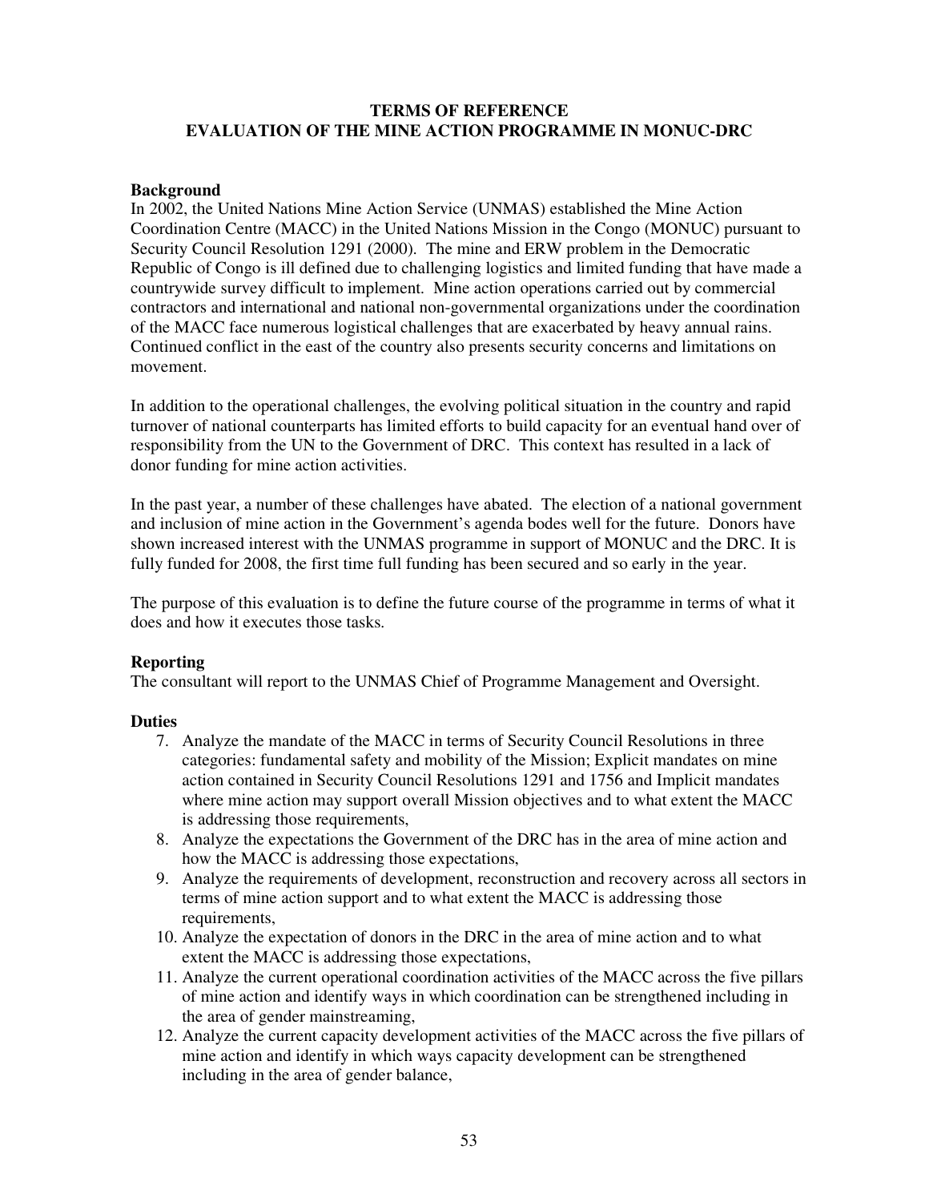**TERMS OF REFERENCE**
**EVALUATION OF THE MINE ACTION PROGRAMME IN MONUC-DRC**

**Background**

In 2002, the United Nations Mine Action Service (UNMAS) established the Mine Action Coordination Centre (MACC) in the United Nations Mission in the Congo (MONUC) pursuant to Security Council Resolution 1291 (2000). The mine and ERW problem in the Democratic Republic of Congo is ill defined due to challenging logistics and limited funding that have made a countrywide survey difficult to implement. Mine action operations carried out by commercial contractors and international and national non-governmental organizations under the coordination of the MACC face numerous logistical challenges that are exacerbated by heavy annual rains. Continued conflict in the east of the country also presents security concerns and limitations on movement.

In addition to the operational challenges, the evolving political situation in the country and rapid turnover of national counterparts has limited efforts to build capacity for an eventual hand over of responsibility from the UN to the Government of DRC. This context has resulted in a lack of donor funding for mine action activities.

In the past year, a number of these challenges have abated. The election of a national government and inclusion of mine action in the Government's agenda bodes well for the future. Donors have shown increased interest with the UNMAS programme in support of MONUC and the DRC. It is fully funded for 2008, the first time full funding has been secured and so early in the year.

The purpose of this evaluation is to define the future course of the programme in terms of what it does and how it executes those tasks.

**Reporting**

The consultant will report to the UNMAS Chief of Programme Management and Oversight.

**Duties**

7. Analyze the mandate of the MACC in terms of Security Council Resolutions in three categories: fundamental safety and mobility of the Mission; Explicit mandates on mine action contained in Security Council Resolutions 1291 and 1756 and Implicit mandates where mine action may support overall Mission objectives and to what extent the MACC is addressing those requirements,
8. Analyze the expectations the Government of the DRC has in the area of mine action and how the MACC is addressing those expectations,
9. Analyze the requirements of development, reconstruction and recovery across all sectors in terms of mine action support and to what extent the MACC is addressing those requirements,
10. Analyze the expectation of donors in the DRC in the area of mine action and to what extent the MACC is addressing those expectations,
11. Analyze the current operational coordination activities of the MACC across the five pillars of mine action and identify ways in which coordination can be strengthened including in the area of gender mainstreaming,
12. Analyze the current capacity development activities of the MACC across the five pillars of mine action and identify in which ways capacity development can be strengthened including in the area of gender balance,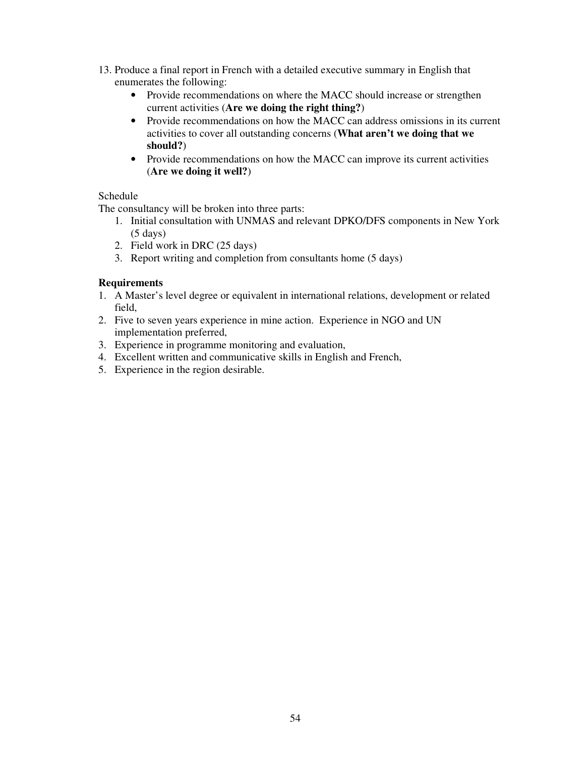13. Produce a final report in French with a detailed executive summary in English that enumerates the following:
    - Provide recommendations on where the MACC should increase or strengthen current activities (**Are we doing the right thing?**)
    - Provide recommendations on how the MACC can address omissions in its current activities to cover all outstanding concerns (**What aren't we doing that we should?**)
    - Provide recommendations on how the MACC can improve its current activities (**Are we doing it well?**)

Schedule

The consultancy will be broken into three parts:

1. Initial consultation with UNMAS and relevant DPKO/DFS components in New York (5 days)
2. Field work in DRC (25 days)
3. Report writing and completion from consultants home (5 days)

**Requirements**

1. A Master's level degree or equivalent in international relations, development or related field,
2. Five to seven years experience in mine action. Experience in NGO and UN implementation preferred,
3. Experience in programme monitoring and evaluation,
4. Excellent written and communicative skills in English and French,
5. Experience in the region desirable.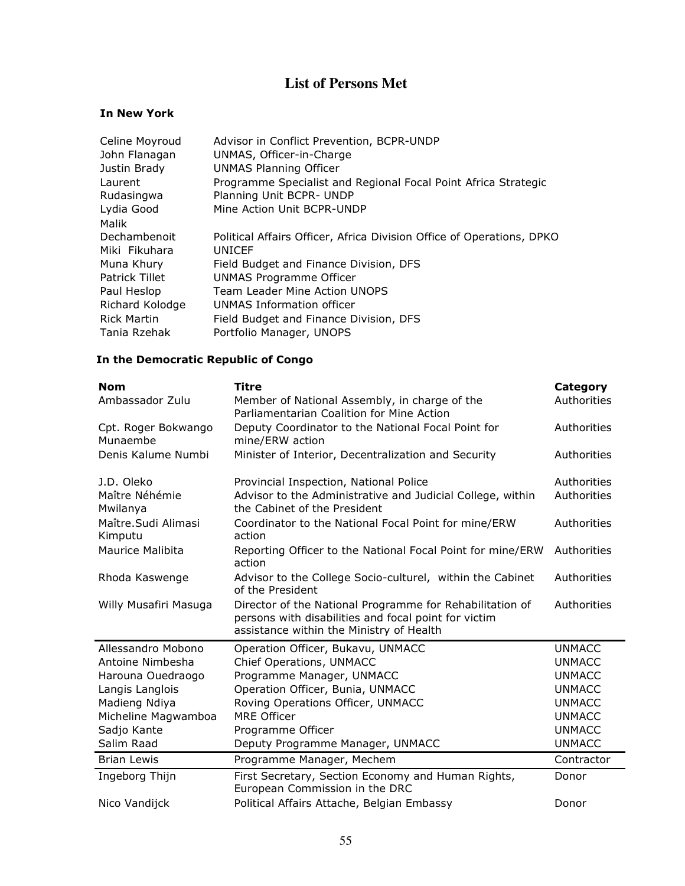# List of Persons Met

### In New York

| | |
|---|---|
| Celine Moyroud | Advisor in Conflict Prevention, BCPR-UNDP |
| John Flanagan | UNMAS, Officer-in-Charge |
| Justin Brady | UNMAS Planning Officer |
| Laurent Rudasingwa | Programme Specialist and Regional Focal Point Africa Strategic Planning Unit BCPR- UNDP |
| Lydia Good | Mine Action Unit BCPR-UNDP |
| Malik Dechambenoit | Political Affairs Officer, Africa Division Office of Operations, DPKO |
| Miki Fikuhara | UNICEF |
| Muna Khury | Field Budget and Finance Division, DFS |
| Patrick Tillet | UNMAS Programme Officer |
| Paul Heslop | Team Leader Mine Action UNOPS |
| Richard Kolodge | UNMAS Information officer |
| Rick Martin | Field Budget and Finance Division, DFS |
| Tania Rzehak | Portfolio Manager, UNOPS |

### In the Democratic Republic of Congo

| Nom | Titre | Category |
|---|---|---|
| Ambassador Zulu | Member of National Assembly, in charge of the Parliamentarian Coalition for Mine Action | Authorities |
| Cpt. Roger Bokwango Munaembe | Deputy Coordinator to the National Focal Point for mine/ERW action | Authorities |
| Denis Kalume Numbi | Minister of Interior, Decentralization and Security | Authorities |
| J.D. Oleko | Provincial Inspection, National Police | Authorities |
| Maître Néhémie Mwilanya | Advisor to the Administrative and Judicial College, within the Cabinet of the President | Authorities |
| Maître.Sudi Alimasi Kimputu | Coordinator to the National Focal Point for mine/ERW action | Authorities |
| Maurice Malibita | Reporting Officer to the National Focal Point for mine/ERW action | Authorities |
| Rhoda Kaswenge | Advisor to the College Socio-culturel, within the Cabinet of the President | Authorities |
| Willy Musafiri Masuga | Director of the National Programme for Rehabilitation of persons with disabilities and focal point for victim assistance within the Ministry of Health | Authorities |
| Allessandro Mobono | Operation Officer, Bukavu, UNMACC | UNMACC |
| Antoine Nimbesha | Chief Operations, UNMACC | UNMACC |
| Harouna Ouedraogo | Programme Manager, UNMACC | UNMACC |
| Langis Langlois | Operation Officer, Bunia, UNMACC | UNMACC |
| Madieng Ndiya | Roving Operations Officer, UNMACC | UNMACC |
| Micheline Magwamboa | MRE Officer | UNMACC |
| Sadjo Kante | Programme Officer | UNMACC |
| Salim Raad | Deputy Programme Manager, UNMACC | UNMACC |
| Brian Lewis | Programme Manager, Mechem | Contractor |
| Ingeborg Thijn | First Secretary, Section Economy and Human Rights, European Commission in the DRC | Donor |
| Nico Vandijck | Political Affairs Attache, Belgian Embassy | Donor |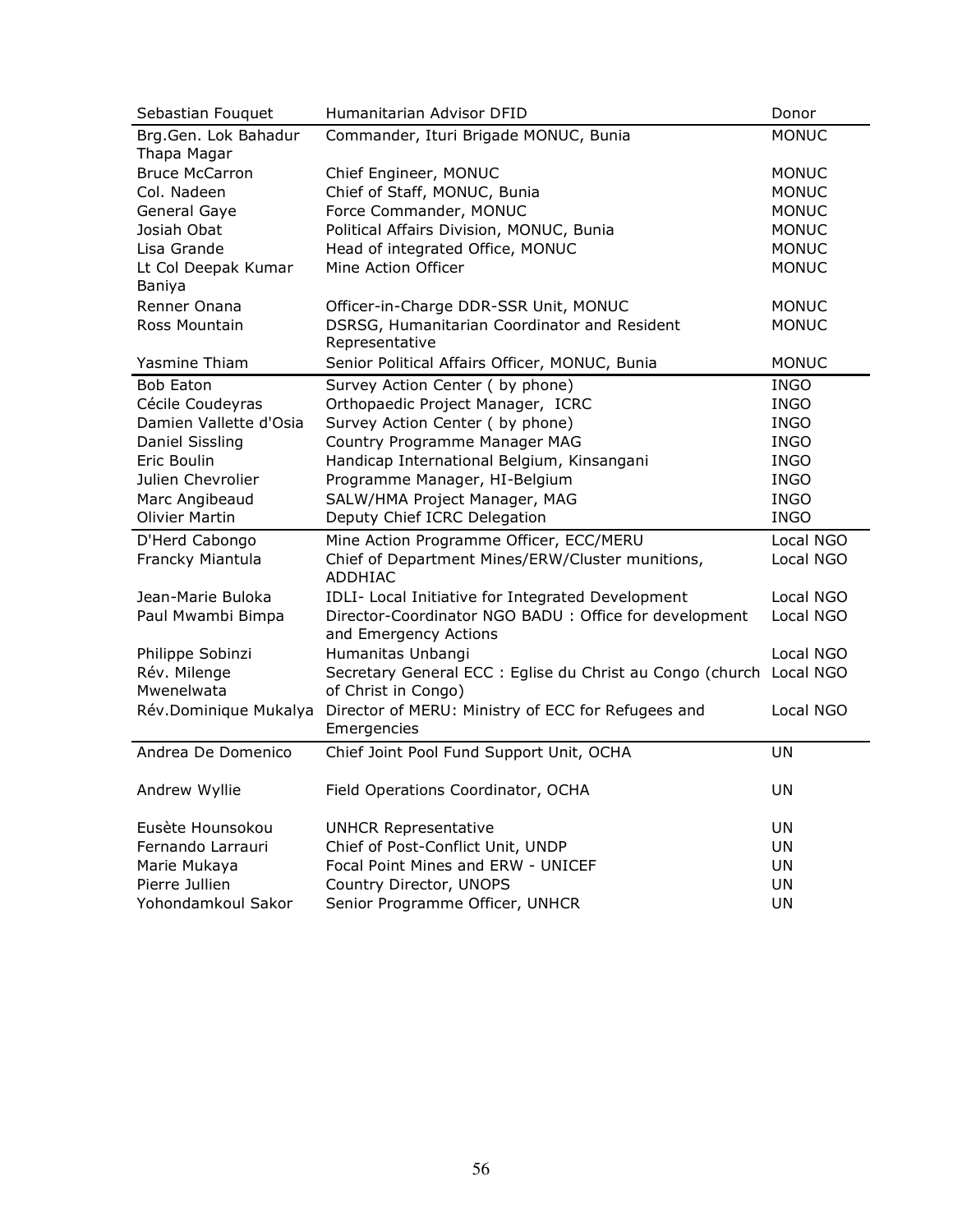| | | |
|---|---|---|
| Sebastian Fouquet | Humanitarian Advisor DFID | Donor |
| Brg.Gen. Lok Bahadur Thapa Magar | Commander, Ituri Brigade MONUC, Bunia | MONUC |
| Bruce McCarron | Chief Engineer, MONUC | MONUC |
| Col. Nadeen | Chief of Staff, MONUC, Bunia | MONUC |
| General Gaye | Force Commander, MONUC | MONUC |
| Josiah Obat | Political Affairs Division, MONUC, Bunia | MONUC |
| Lisa Grande | Head of integrated Office, MONUC | MONUC |
| Lt Col Deepak Kumar Baniya | Mine Action Officer | MONUC |
| Renner Onana | Officer-in-Charge DDR-SSR Unit, MONUC | MONUC |
| Ross Mountain | DSRSG, Humanitarian Coordinator and Resident Representative | MONUC |
| Yasmine Thiam | Senior Political Affairs Officer, MONUC, Bunia | MONUC |
| Bob Eaton | Survey Action Center ( by phone) | INGO |
| Cécile Coudeyras | Orthopaedic Project Manager, ICRC | INGO |
| Damien Vallette d'Osia | Survey Action Center ( by phone) | INGO |
| Daniel Sissling | Country Programme Manager MAG | INGO |
| Eric Boulin | Handicap International Belgium, Kinsangani | INGO |
| Julien Chevrolier | Programme Manager, HI-Belgium | INGO |
| Marc Angibeaud | SALW/HMA Project Manager, MAG | INGO |
| Olivier Martin | Deputy Chief ICRC Delegation | INGO |
| D'Herd Cabongo | Mine Action Programme Officer, ECC/MERU | Local NGO |
| Francky Miantula | Chief of Department Mines/ERW/Cluster munitions, ADDHIAC | Local NGO |
| Jean-Marie Buloka | IDLI- Local Initiative for Integrated Development | Local NGO |
| Paul Mwambi Bimpa | Director-Coordinator NGO BADU : Office for development and Emergency Actions | Local NGO |
| Philippe Sobinzi | Humanitas Unbangi | Local NGO |
| Rév. Milenge Mwenelwata | Secretary General ECC : Eglise du Christ au Congo (church of Christ in Congo) | Local NGO |
| Rév.Dominique Mukalya | Director of MERU: Ministry of ECC for Refugees and Emergencies | Local NGO |
| Andrea De Domenico | Chief Joint Pool Fund Support Unit, OCHA | UN |
| Andrew Wyllie | Field Operations Coordinator, OCHA | UN |
| Eusète Hounsokou | UNHCR Representative | UN |
| Fernando Larrauri | Chief of Post-Conflict Unit, UNDP | UN |
| Marie Mukaya | Focal Point Mines and ERW - UNICEF | UN |
| Pierre Jullien | Country Director, UNOPS | UN |
| Yohondamkoul Sakor | Senior Programme Officer, UNHCR | UN |